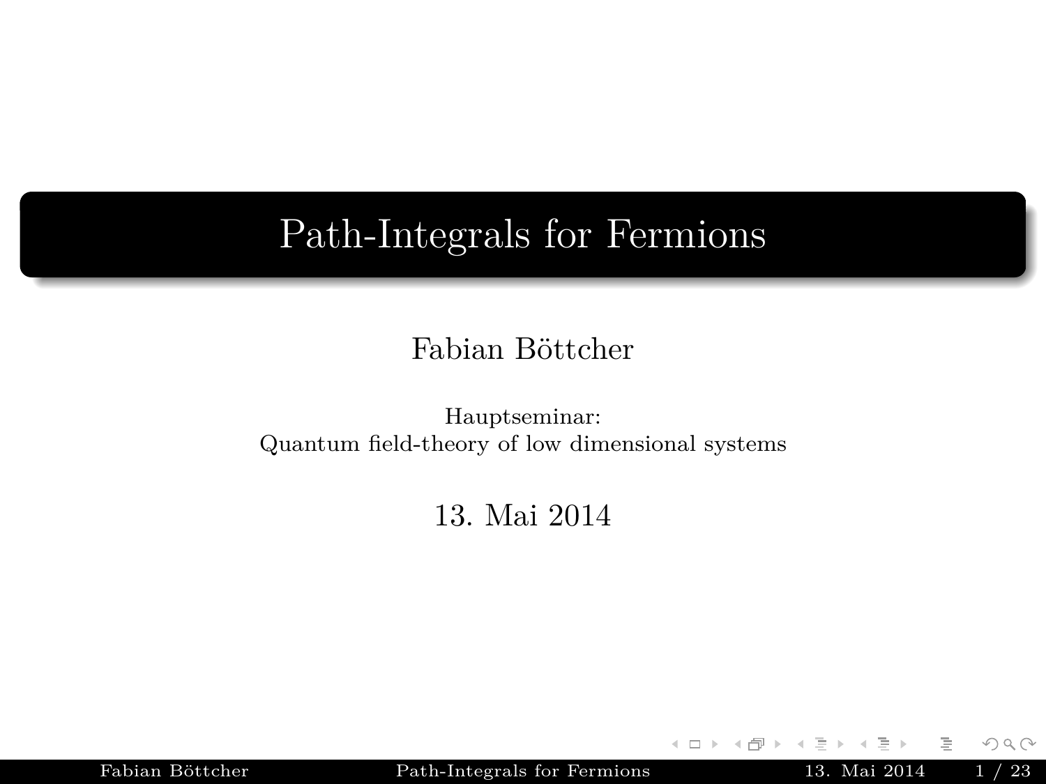# Path-Integrals for Fermions

Fabian Böttcher

Hauptseminar:
Quantum field-theory of low dimensional systems

13. Mai 2014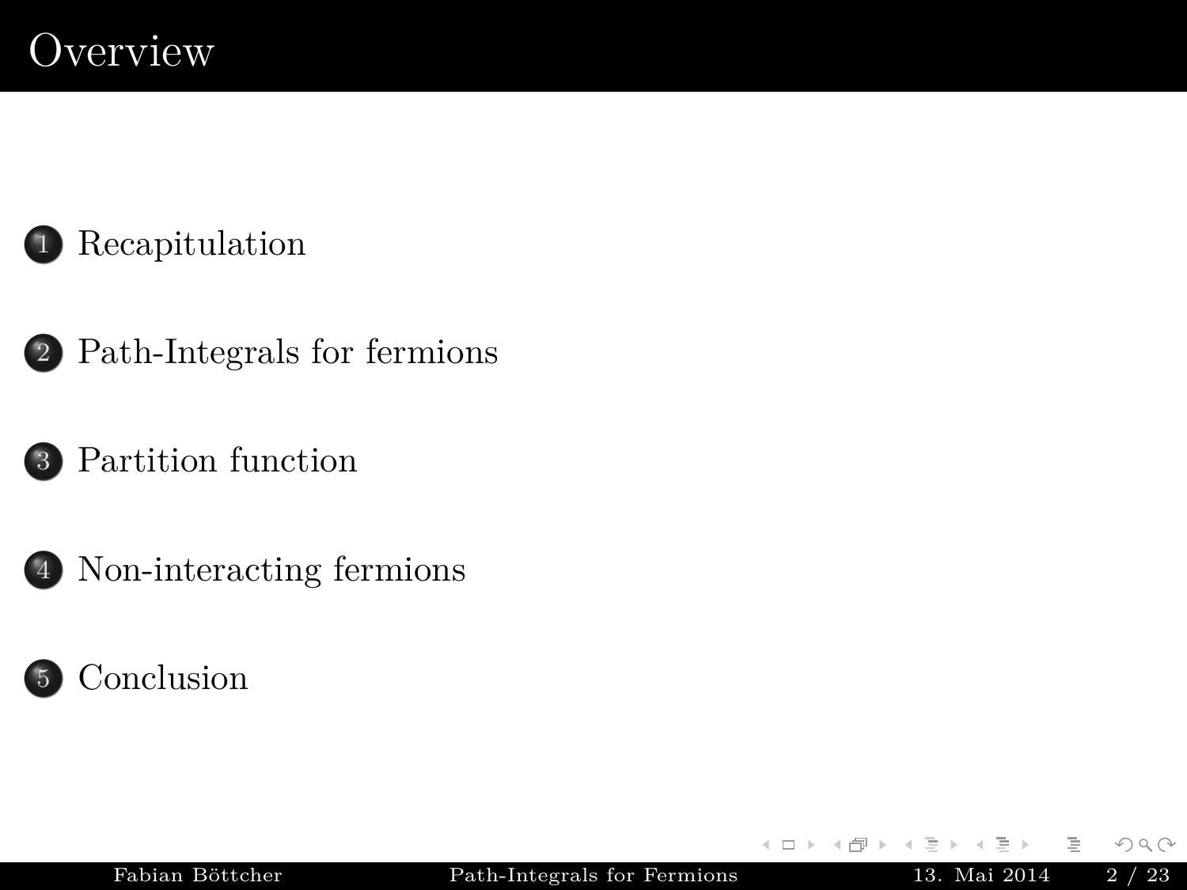# Overview

1. Recapitulation
2. Path-Integrals for fermions
3. Partition function
4. Non-interacting fermions
5. Conclusion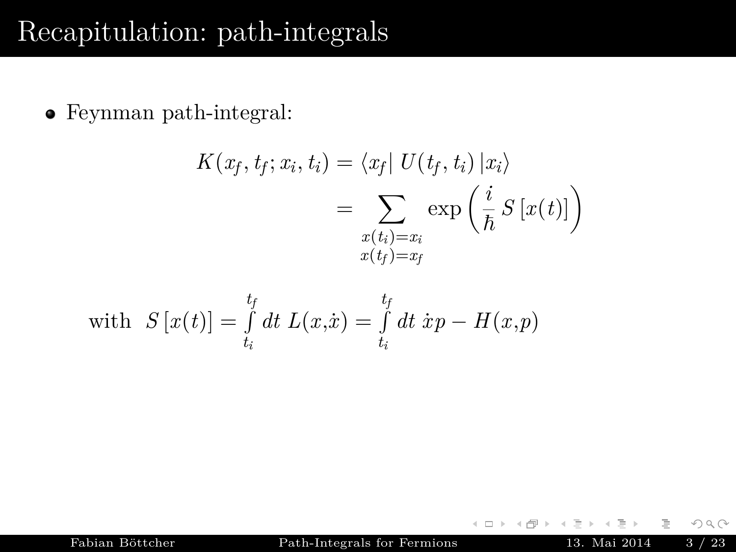# Recapitulation: path-integrals

- Feynman path-integral:

$$
\begin{aligned}
K(x_f, t_f; x_i, t_i) &= \langle x_f | \, U(t_f, t_i) \, | x_i \rangle \\
&= \sum_{\substack{x(t_i)=x_i \\ x(t_f)=x_f}} \exp\left( \frac{i}{\hbar} \, S\left[ x(t) \right] \right)
\end{aligned}
$$

$$
\text{with} \quad S\left[ x(t) \right] = \int_{t_i}^{t_f} dt \; L(x,\dot{x}) = \int_{t_i}^{t_f} dt \; \dot{x} p - H(x,p)
$$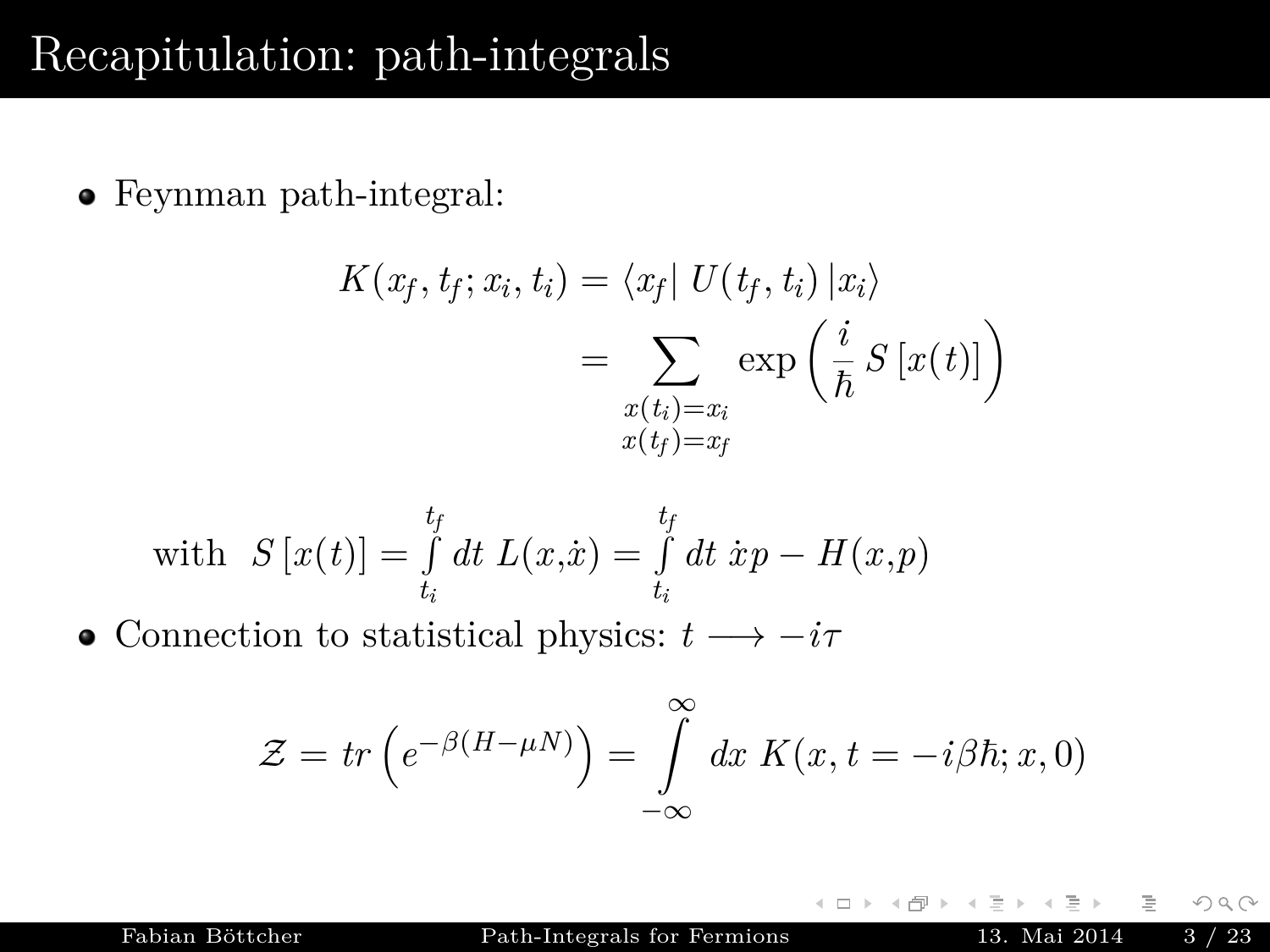# Recapitulation: path-integrals

- Feynman path-integral:

$$K(x_f, t_f; x_i, t_i) = \langle x_f | \, U(t_f, t_i) \, | x_i \rangle = \sum_{\substack{x(t_i)=x_i \\ x(t_f)=x_f}} \exp\left( \frac{i}{\hbar} \, S\left[x(t)\right] \right)$$

with $S\left[x(t)\right] = \int_{t_i}^{t_f} dt \; L(x,\dot{x}) = \int_{t_i}^{t_f} dt \; \dot{x}p - H(x,p)$

- Connection to statistical physics: $t \longrightarrow -i\tau$

$$\mathcal{Z} = tr\left(e^{-\beta(H-\mu N)}\right) = \int_{-\infty}^{\infty} dx \; K(x, t = -i\beta\hbar; x, 0)$$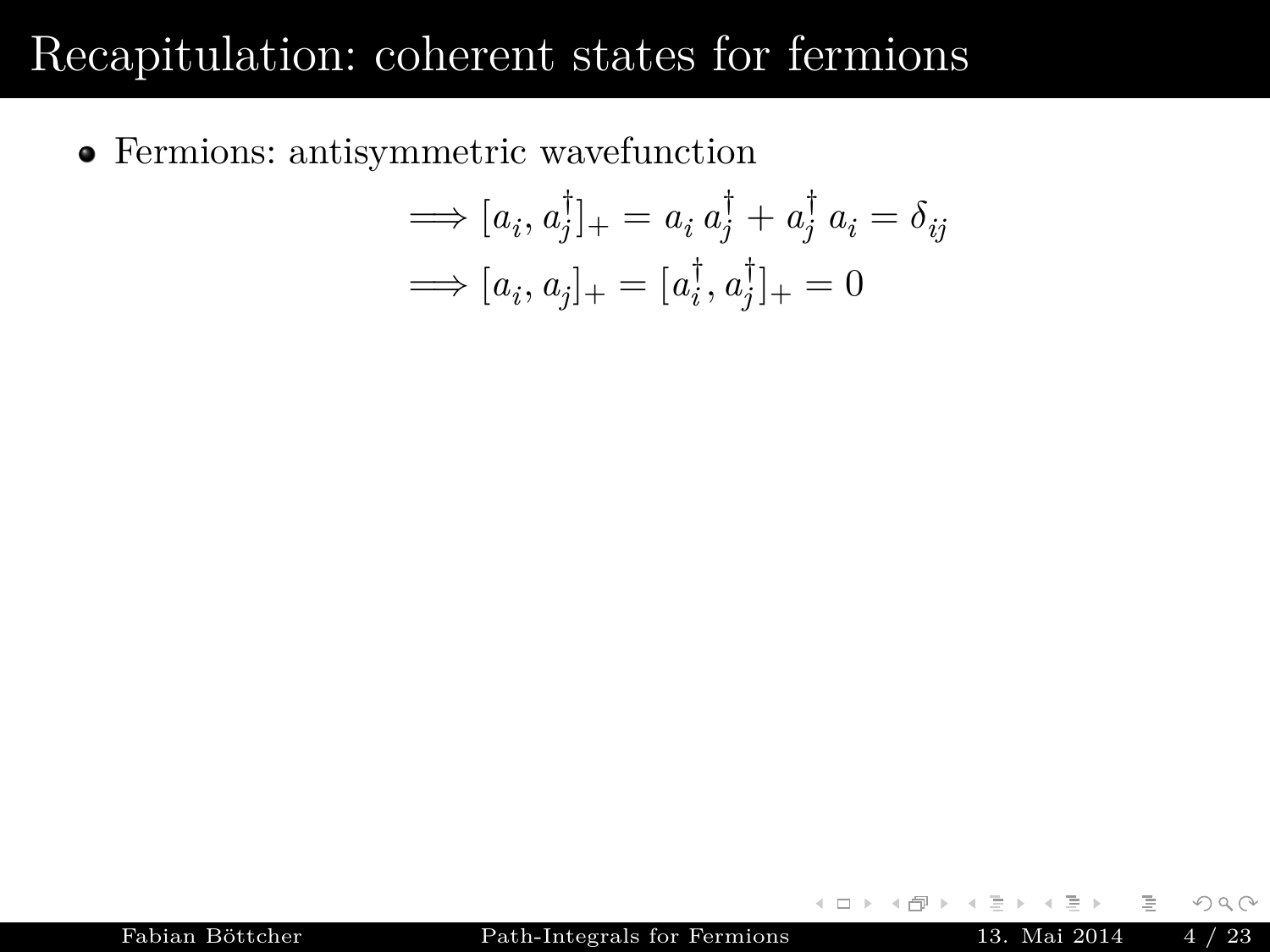# Recapitulation: coherent states for fermions

- Fermions: antisymmetric wavefunction

$$\Longrightarrow [a_i, a_j^\dagger]_+ = a_i\, a_j^\dagger + a_j^\dagger\, a_i = \delta_{ij}$$

$$\Longrightarrow [a_i, a_j]_+ = [a_i^\dagger, a_j^\dagger]_+ = 0$$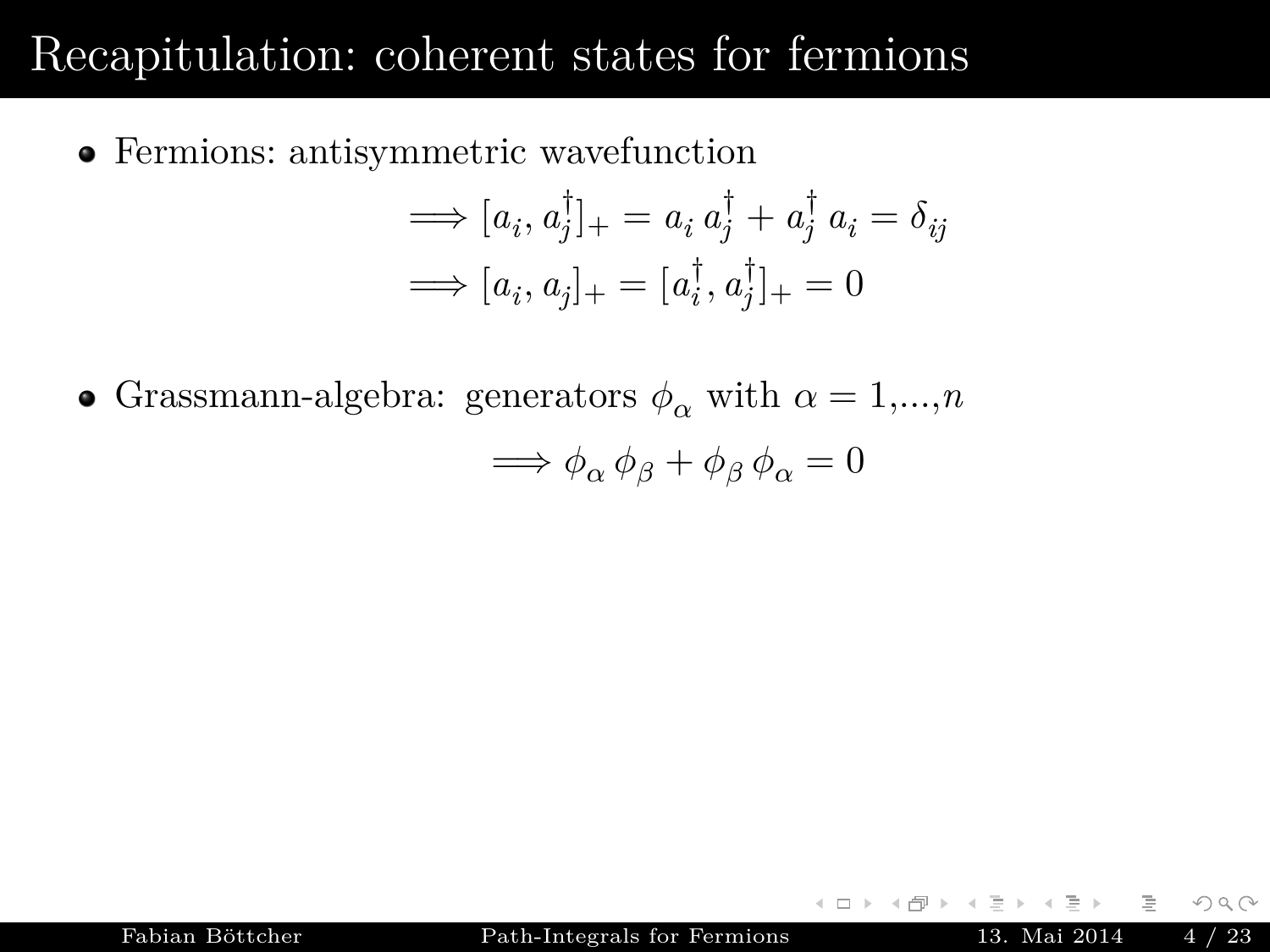# Recapitulation: coherent states for fermions

- Fermions: antisymmetric wavefunction

$$\Longrightarrow [a_i, a_j^\dagger]_+ = a_i\, a_j^\dagger + a_j^\dagger\, a_i = \delta_{ij}$$

$$\Longrightarrow [a_i, a_j]_+ = [a_i^\dagger, a_j^\dagger]_+ = 0$$

- Grassmann-algebra: generators $\phi_\alpha$ with $\alpha = 1,...,n$

$$\Longrightarrow \phi_\alpha\, \phi_\beta + \phi_\beta\, \phi_\alpha = 0$$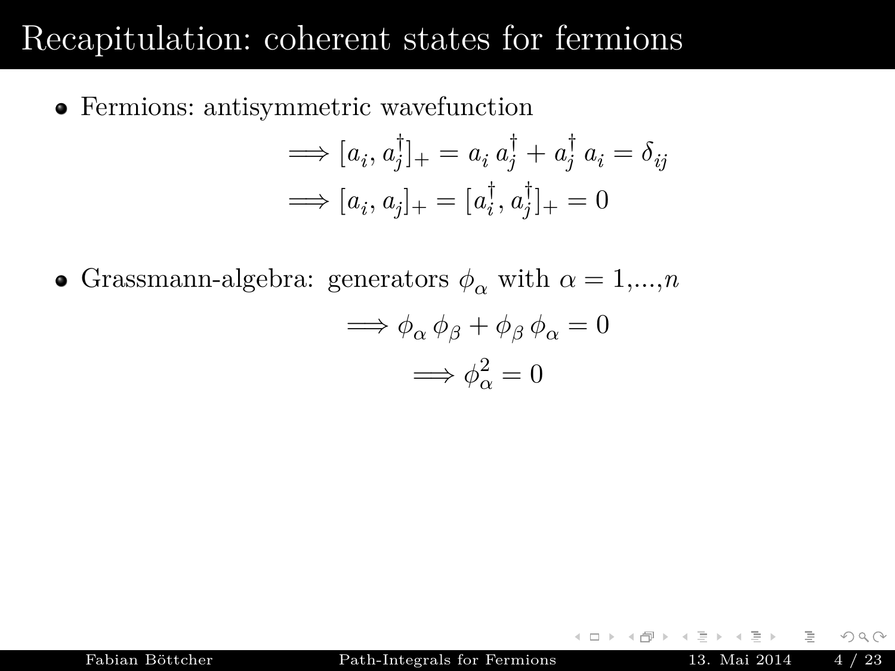# Recapitulation: coherent states for fermions

- Fermions: antisymmetric wavefunction

$$\Longrightarrow [a_i, a_j^\dagger]_+ = a_i\, a_j^\dagger + a_j^\dagger\, a_i = \delta_{ij}$$

$$\Longrightarrow [a_i, a_j]_+ = [a_i^\dagger, a_j^\dagger]_+ = 0$$

- Grassmann-algebra: generators $\phi_\alpha$ with $\alpha = 1,\ldots,n$

$$\Longrightarrow \phi_\alpha\, \phi_\beta + \phi_\beta\, \phi_\alpha = 0$$

$$\Longrightarrow \phi_\alpha^2 = 0$$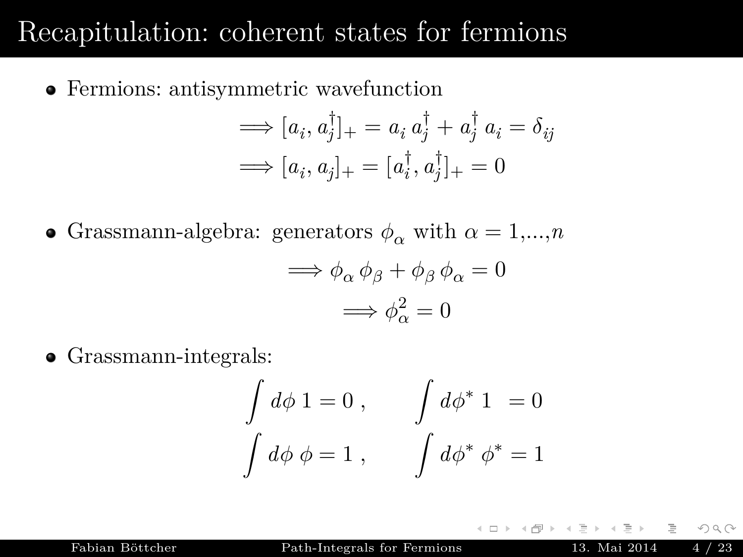# Recapitulation: coherent states for fermions

- Fermions: antisymmetric wavefunction

$$\Longrightarrow [a_i, a_j^\dagger]_+ = a_i\, a_j^\dagger + a_j^\dagger\, a_i = \delta_{ij}$$

$$\Longrightarrow [a_i, a_j]_+ = [a_i^\dagger, a_j^\dagger]_+ = 0$$

- Grassmann-algebra: generators $\phi_\alpha$ with $\alpha = 1,...,n$

$$\Longrightarrow \phi_\alpha\, \phi_\beta + \phi_\beta\, \phi_\alpha = 0$$

$$\Longrightarrow \phi_\alpha^2 = 0$$

- Grassmann-integrals:

$$\int d\phi\; 1 = 0\;, \qquad \int d\phi^*\; 1 \;\; = 0$$

$$\int d\phi\; \phi = 1\;, \qquad \int d\phi^*\; \phi^* = 1$$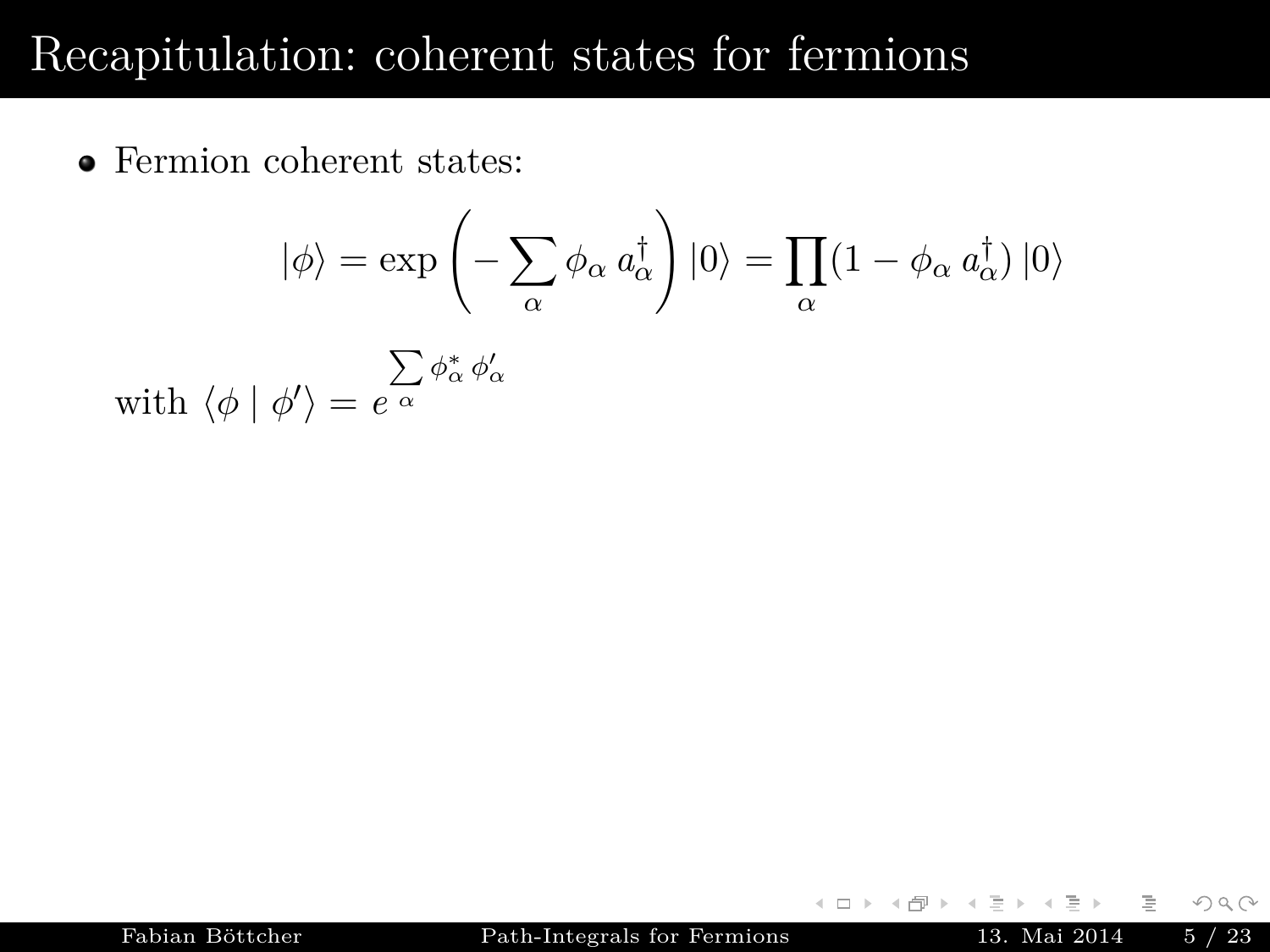# Recapitulation: coherent states for fermions

- Fermion coherent states:

$$|\phi\rangle = \exp\left(-\sum_\alpha \phi_\alpha \, a_\alpha^\dagger\right)|0\rangle = \prod_\alpha (1 - \phi_\alpha \, a_\alpha^\dagger)\,|0\rangle$$

with $\langle \phi \mid \phi' \rangle = e^{\sum\limits_\alpha \phi_\alpha^* \, \phi'_\alpha}$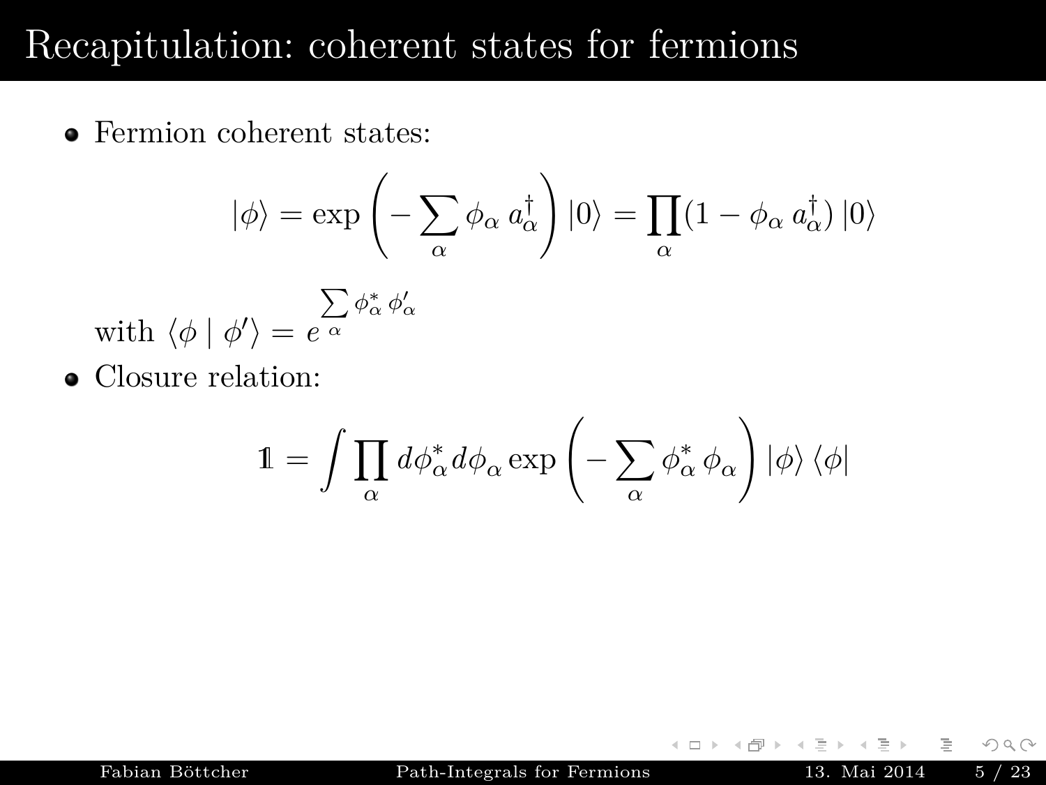# Recapitulation: coherent states for fermions

- Fermion coherent states:

$$|\phi\rangle = \exp\left(-\sum_\alpha \phi_\alpha \, a^\dagger_\alpha\right)|0\rangle = \prod_\alpha (1 - \phi_\alpha \, a^\dagger_\alpha)\,|0\rangle$$

  with $\langle \phi \mid \phi' \rangle = e^{\sum\limits_\alpha \phi^*_\alpha \, \phi'_\alpha}$

- Closure relation:

$$\mathbb{1} = \int \prod_\alpha d\phi^*_\alpha d\phi_\alpha \exp\left(-\sum_\alpha \phi^*_\alpha \, \phi_\alpha\right)|\phi\rangle\,\langle\phi|$$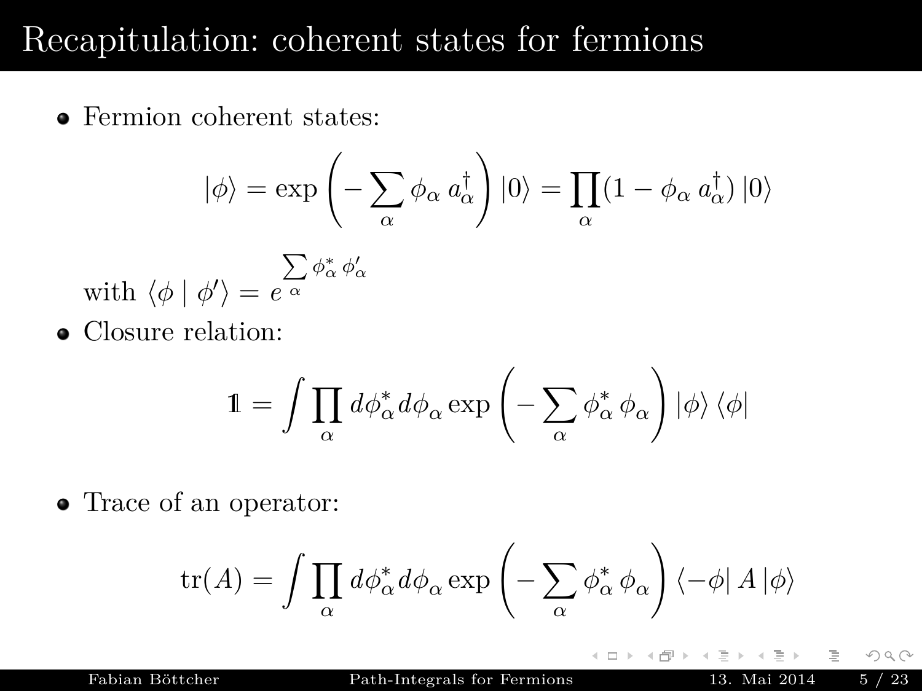# Recapitulation: coherent states for fermions

- Fermion coherent states:

$$|\phi\rangle = \exp\left(-\sum_\alpha \phi_\alpha \, a_\alpha^\dagger\right)|0\rangle = \prod_\alpha (1 - \phi_\alpha \, a_\alpha^\dagger)\,|0\rangle$$

with $\langle \phi \mid \phi' \rangle = e^{\sum_\alpha \phi_\alpha^* \, \phi_\alpha'}$

- Closure relation:

$$\mathbb{1} = \int \prod_\alpha d\phi_\alpha^* d\phi_\alpha \exp\left(-\sum_\alpha \phi_\alpha^* \, \phi_\alpha\right)|\phi\rangle \langle\phi|$$

- Trace of an operator:

$$\mathrm{tr}(A) = \int \prod_\alpha d\phi_\alpha^* d\phi_\alpha \exp\left(-\sum_\alpha \phi_\alpha^* \, \phi_\alpha\right)\langle -\phi|\, A \,|\phi\rangle$$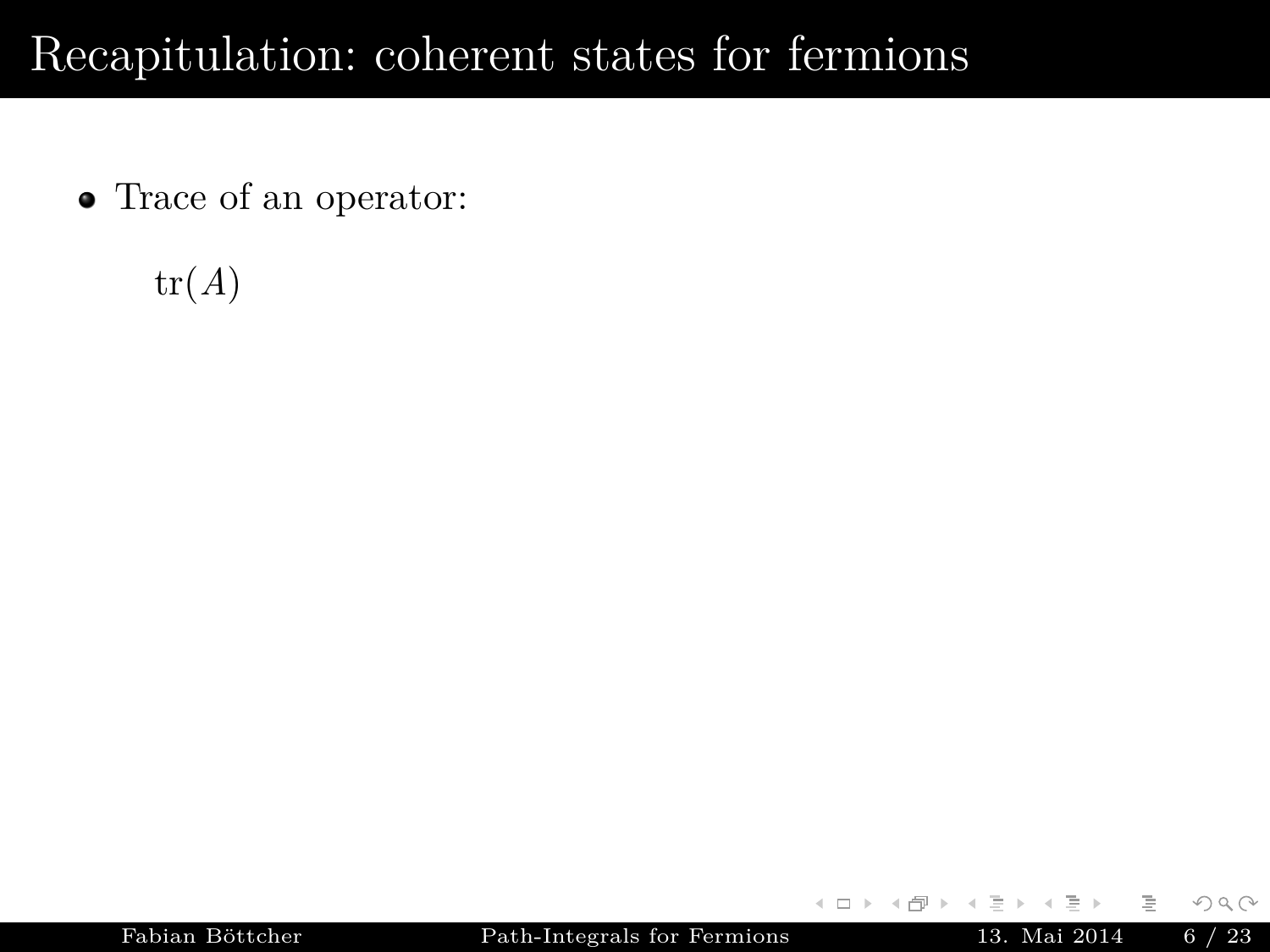# Recapitulation: coherent states for fermions

- Trace of an operator:

$$\mathrm{tr}(A)$$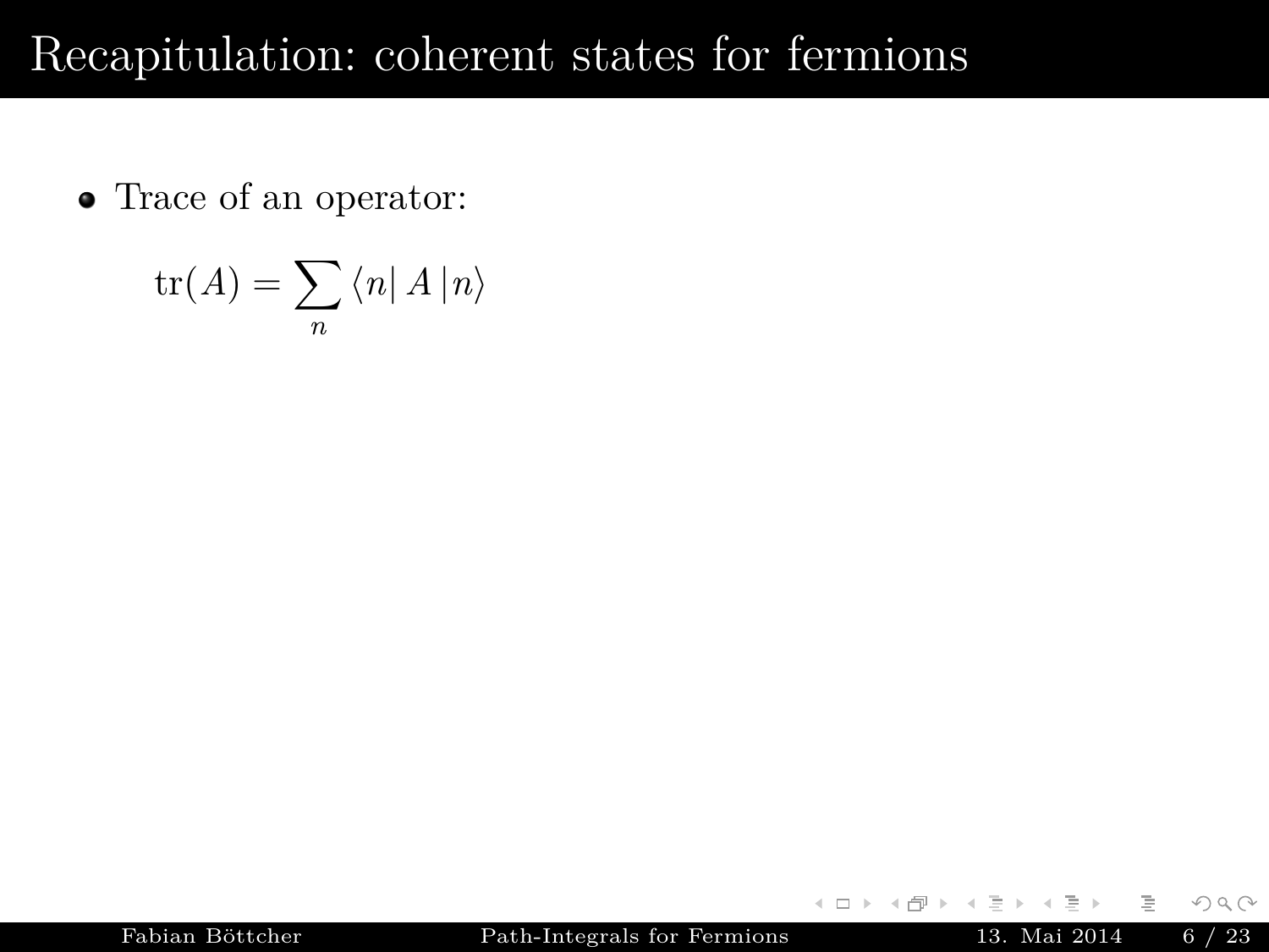# Recapitulation: coherent states for fermions

- Trace of an operator:

$$\mathrm{tr}(A) = \sum_n \langle n| A |n\rangle$$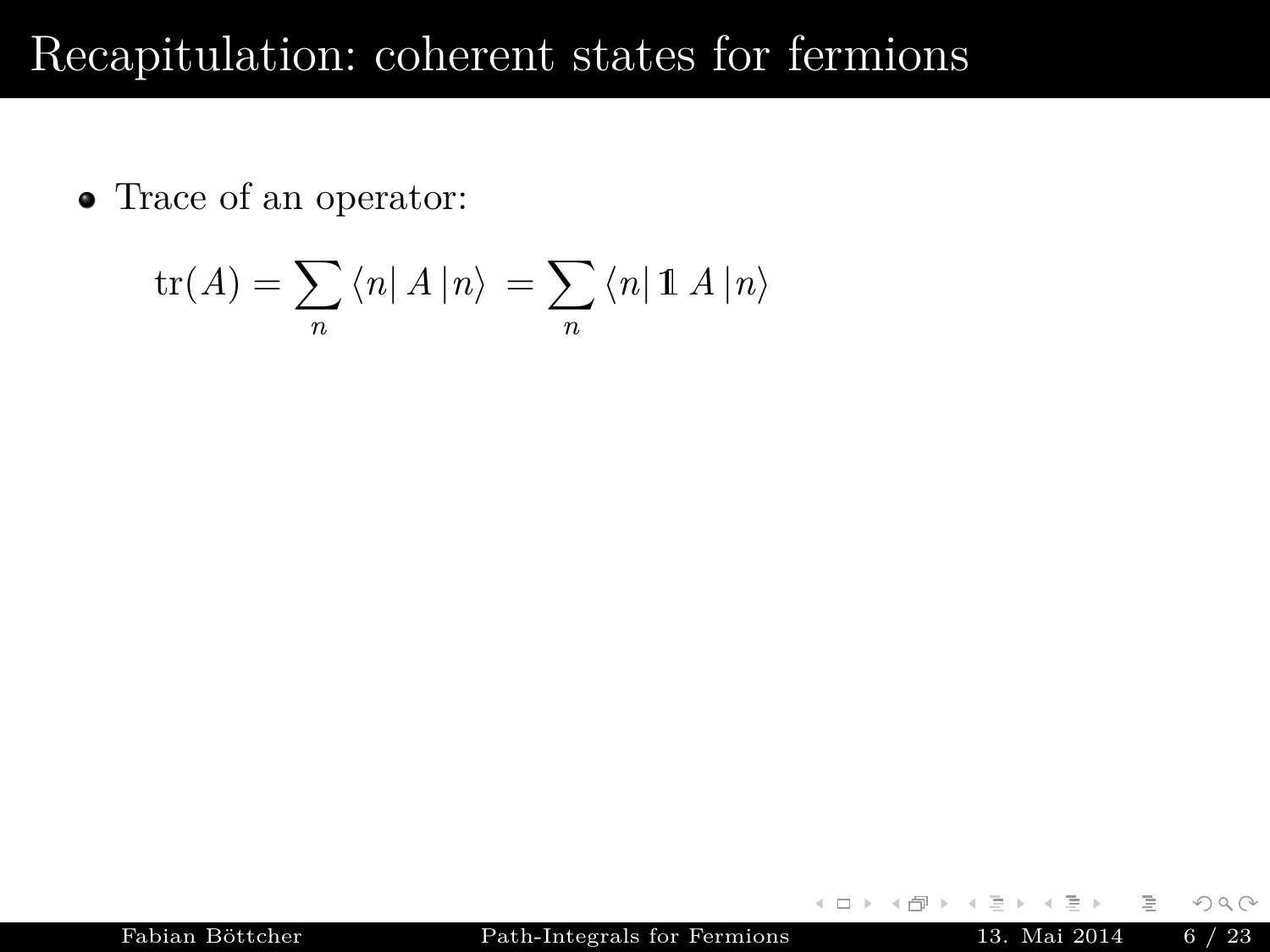# Recapitulation: coherent states for fermions

- Trace of an operator:

$$\mathrm{tr}(A) = \sum_n \langle n| A |n\rangle = \sum_n \langle n| \mathbb{1} A |n\rangle$$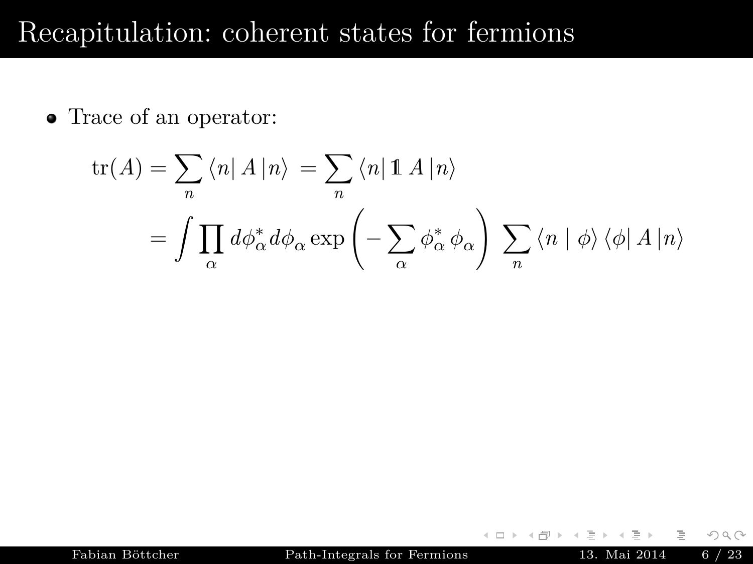# Recapitulation: coherent states for fermions

- Trace of an operator:

$$
\begin{aligned}
\mathrm{tr}(A) &= \sum_n \langle n| A |n\rangle = \sum_n \langle n| \mathbb{1}\, A |n\rangle \\
&= \int \prod_\alpha d\phi_\alpha^* d\phi_\alpha \exp\left(-\sum_\alpha \phi_\alpha^* \phi_\alpha\right) \sum_n \langle n \mid \phi\rangle \langle \phi| A |n\rangle
\end{aligned}
$$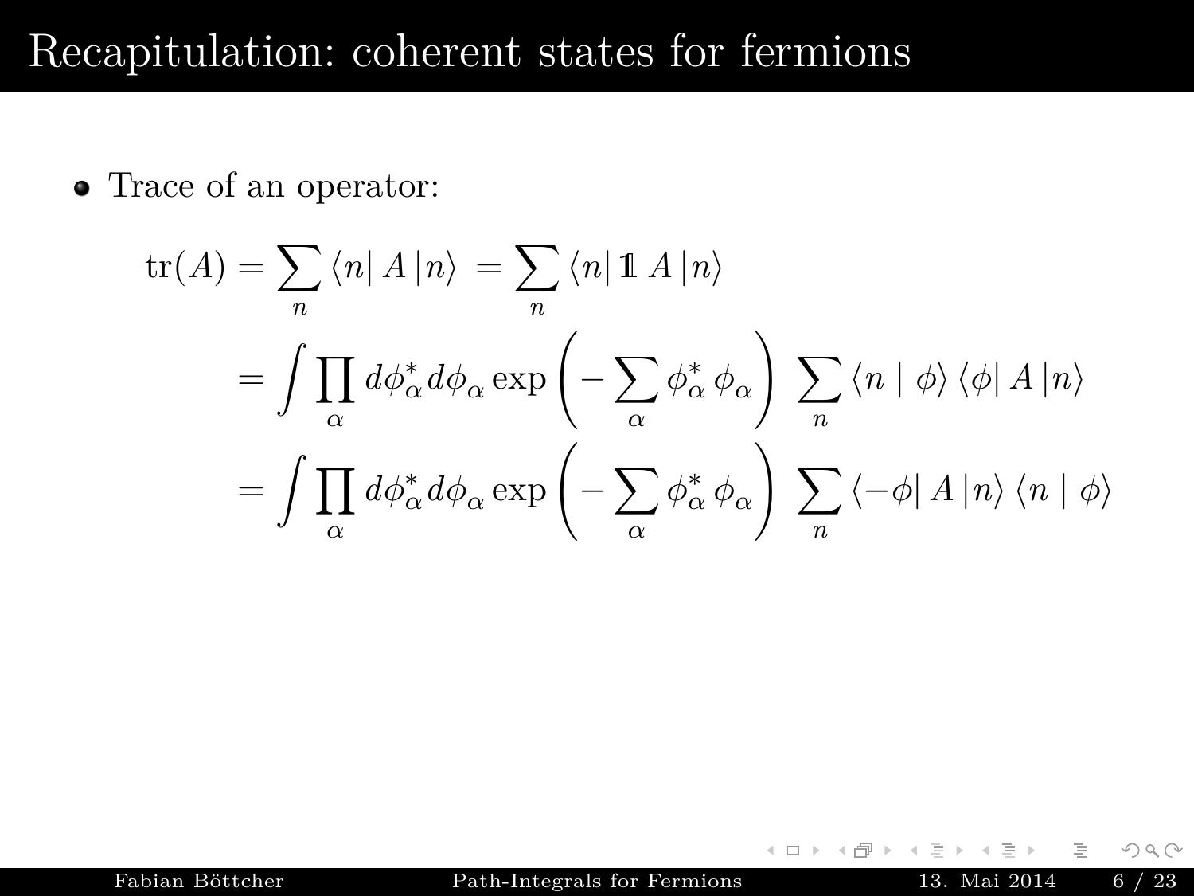# Recapitulation: coherent states for fermions

- Trace of an operator:

$$
\begin{aligned}
\mathrm{tr}(A) &= \sum_n \langle n| A |n\rangle = \sum_n \langle n| \mathbb{1} A |n\rangle \\
&= \int \prod_\alpha d\phi_\alpha^* d\phi_\alpha \exp\left(-\sum_\alpha \phi_\alpha^* \phi_\alpha\right) \sum_n \langle n \mid \phi\rangle \langle \phi| A |n\rangle \\
&= \int \prod_\alpha d\phi_\alpha^* d\phi_\alpha \exp\left(-\sum_\alpha \phi_\alpha^* \phi_\alpha\right) \sum_n \langle -\phi| A |n\rangle \langle n \mid \phi\rangle
\end{aligned}
$$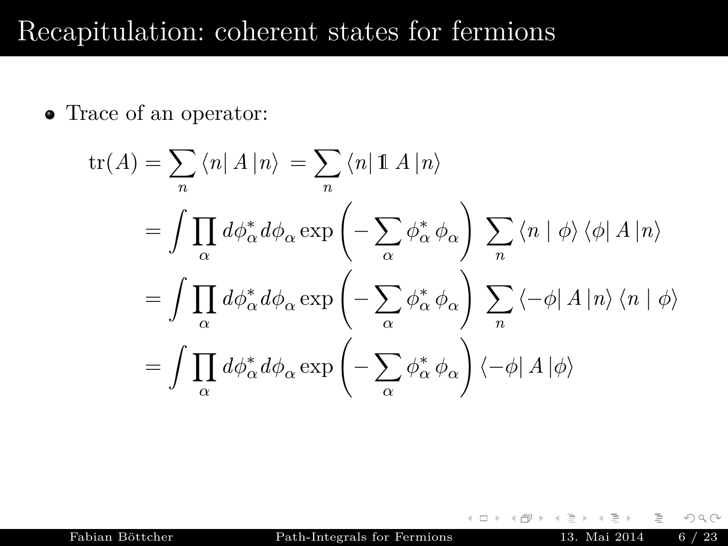# Recapitulation: coherent states for fermions

- Trace of an operator:

$$
\begin{aligned}
\operatorname{tr}(A) &= \sum_n \langle n| A |n\rangle = \sum_n \langle n| \mathbb{1} A |n\rangle \\
&= \int \prod_\alpha d\phi_\alpha^* d\phi_\alpha \exp\left(-\sum_\alpha \phi_\alpha^* \phi_\alpha\right) \sum_n \langle n \mid \phi\rangle \langle \phi| A |n\rangle \\
&= \int \prod_\alpha d\phi_\alpha^* d\phi_\alpha \exp\left(-\sum_\alpha \phi_\alpha^* \phi_\alpha\right) \sum_n \langle -\phi| A |n\rangle \langle n \mid \phi\rangle \\
&= \int \prod_\alpha d\phi_\alpha^* d\phi_\alpha \exp\left(-\sum_\alpha \phi_\alpha^* \phi_\alpha\right) \langle -\phi| A |\phi\rangle
\end{aligned}
$$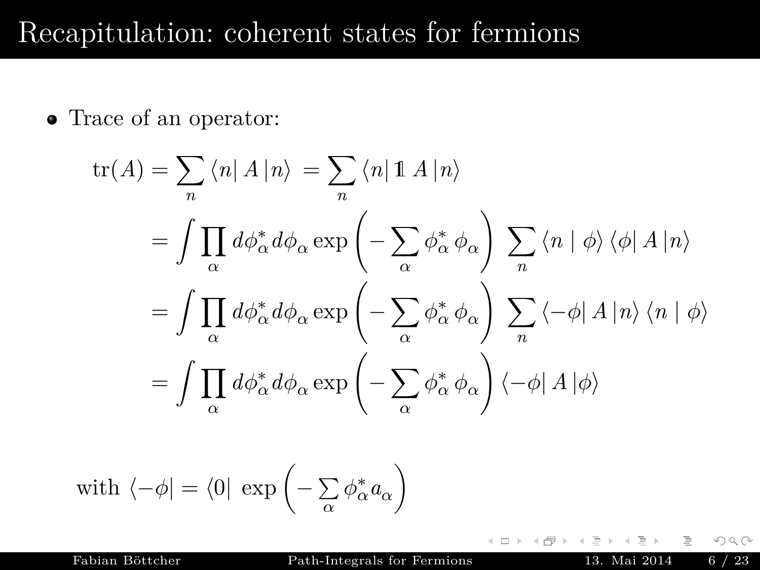# Recapitulation: coherent states for fermions

- Trace of an operator:

$$
\begin{aligned}
\mathrm{tr}(A) &= \sum_n \langle n | A | n \rangle = \sum_n \langle n | \mathbb{1} A | n \rangle \\
&= \int \prod_\alpha d\phi_\alpha^* d\phi_\alpha \exp\left( - \sum_\alpha \phi_\alpha^* \phi_\alpha \right) \sum_n \langle n \mid \phi \rangle \langle \phi | A | n \rangle \\
&= \int \prod_\alpha d\phi_\alpha^* d\phi_\alpha \exp\left( - \sum_\alpha \phi_\alpha^* \phi_\alpha \right) \sum_n \langle -\phi | A | n \rangle \langle n \mid \phi \rangle \\
&= \int \prod_\alpha d\phi_\alpha^* d\phi_\alpha \exp\left( - \sum_\alpha \phi_\alpha^* \phi_\alpha \right) \langle -\phi | A | \phi \rangle
\end{aligned}
$$

with $\langle -\phi | = \langle 0 | \, \exp\left( - \sum_\alpha \phi_\alpha^* a_\alpha \right)$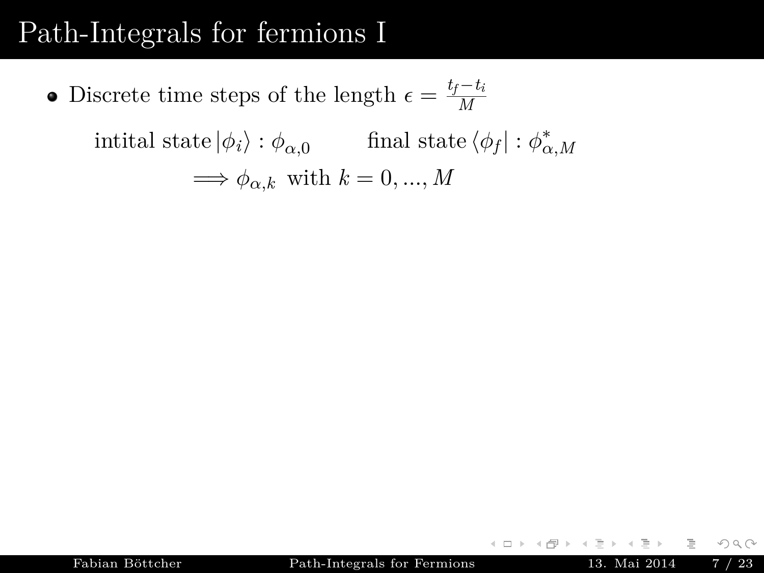# Path-Integrals for fermions I

- Discrete time steps of the length $\epsilon = \frac{t_f - t_i}{M}$

$$\text{intital state}\, |\phi_i\rangle : \phi_{\alpha,0} \qquad \text{final state}\, \langle\phi_f| : \phi^*_{\alpha,M}$$

$$\Longrightarrow \phi_{\alpha,k} \text{ with } k = 0, ..., M$$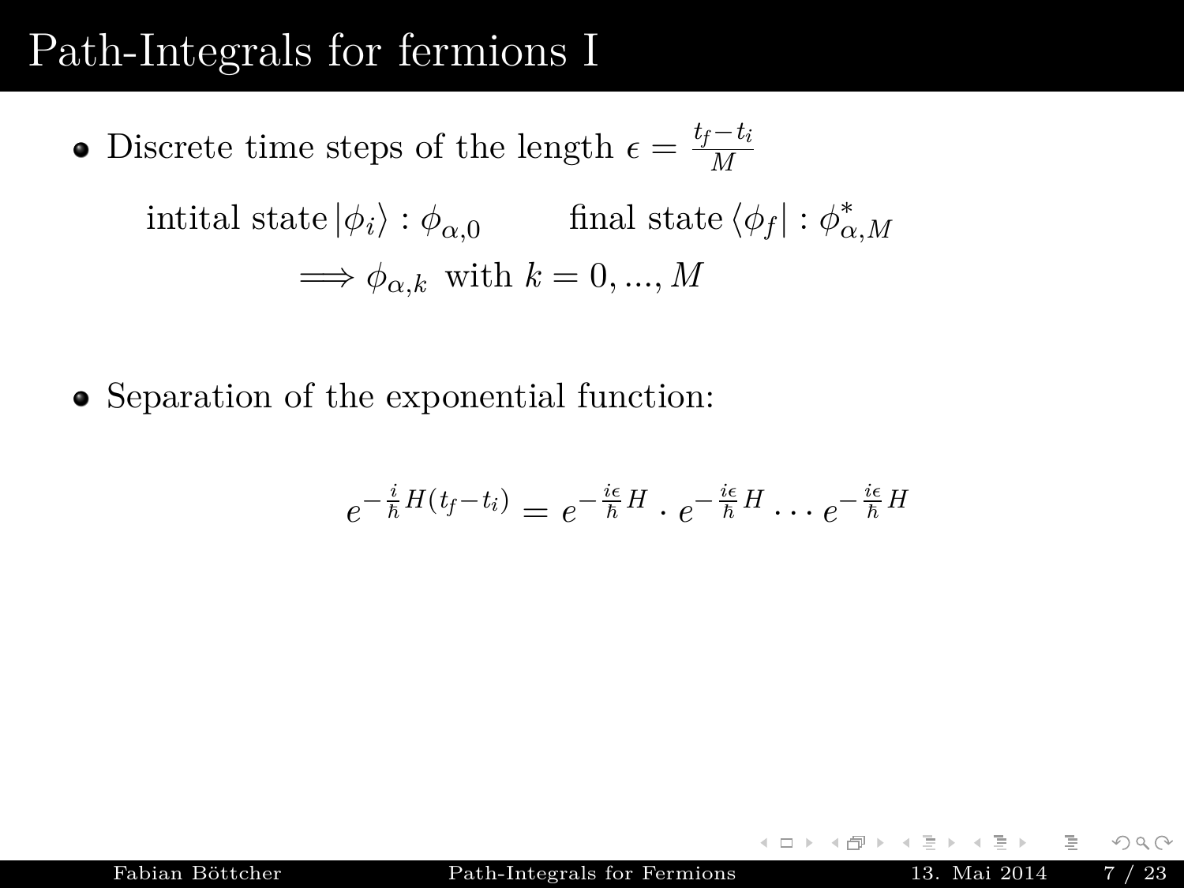# Path-Integrals for fermions I

- Discrete time steps of the length $\epsilon = \frac{t_f - t_i}{M}$

$$\text{intital state}\, |\phi_i\rangle : \phi_{\alpha,0} \qquad \text{final state}\, \langle\phi_f| : \phi^*_{\alpha,M}$$

$$\Longrightarrow \phi_{\alpha,k} \;\text{ with } k = 0, ..., M$$

- Separation of the exponential function:

$$e^{-\frac{i}{\hbar}H(t_f - t_i)} = e^{-\frac{i\epsilon}{\hbar}H} \cdot e^{-\frac{i\epsilon}{\hbar}H} \cdots e^{-\frac{i\epsilon}{\hbar}H}$$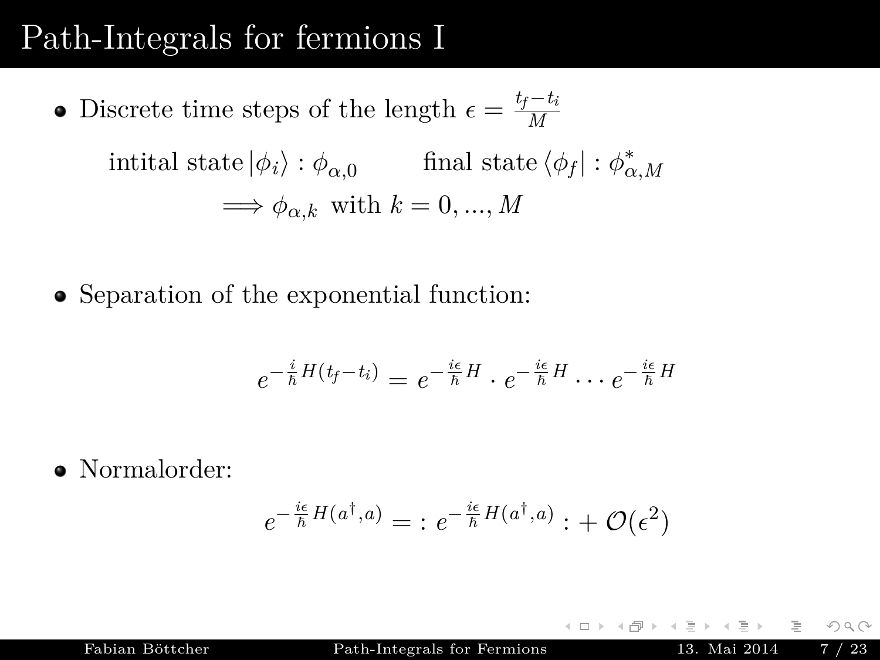# Path-Integrals for fermions I

- Discrete time steps of the length $\epsilon = \frac{t_f - t_i}{M}$

$$\text{intital state}\,|\phi_i\rangle : \phi_{\alpha,0} \qquad \text{final state}\,\langle\phi_f| : \phi^*_{\alpha,M}$$

$$\Longrightarrow \phi_{\alpha,k} \;\text{ with } k = 0, ..., M$$

- Separation of the exponential function:

$$e^{-\frac{i}{\hbar}H(t_f - t_i)} = e^{-\frac{i\epsilon}{\hbar}H} \cdot e^{-\frac{i\epsilon}{\hbar}H} \cdots e^{-\frac{i\epsilon}{\hbar}H}$$

- Normalorder:

$$e^{-\frac{i\epsilon}{\hbar}H(a^\dagger, a)} = :e^{-\frac{i\epsilon}{\hbar}H(a^\dagger, a)}: + \mathcal{O}(\epsilon^2)$$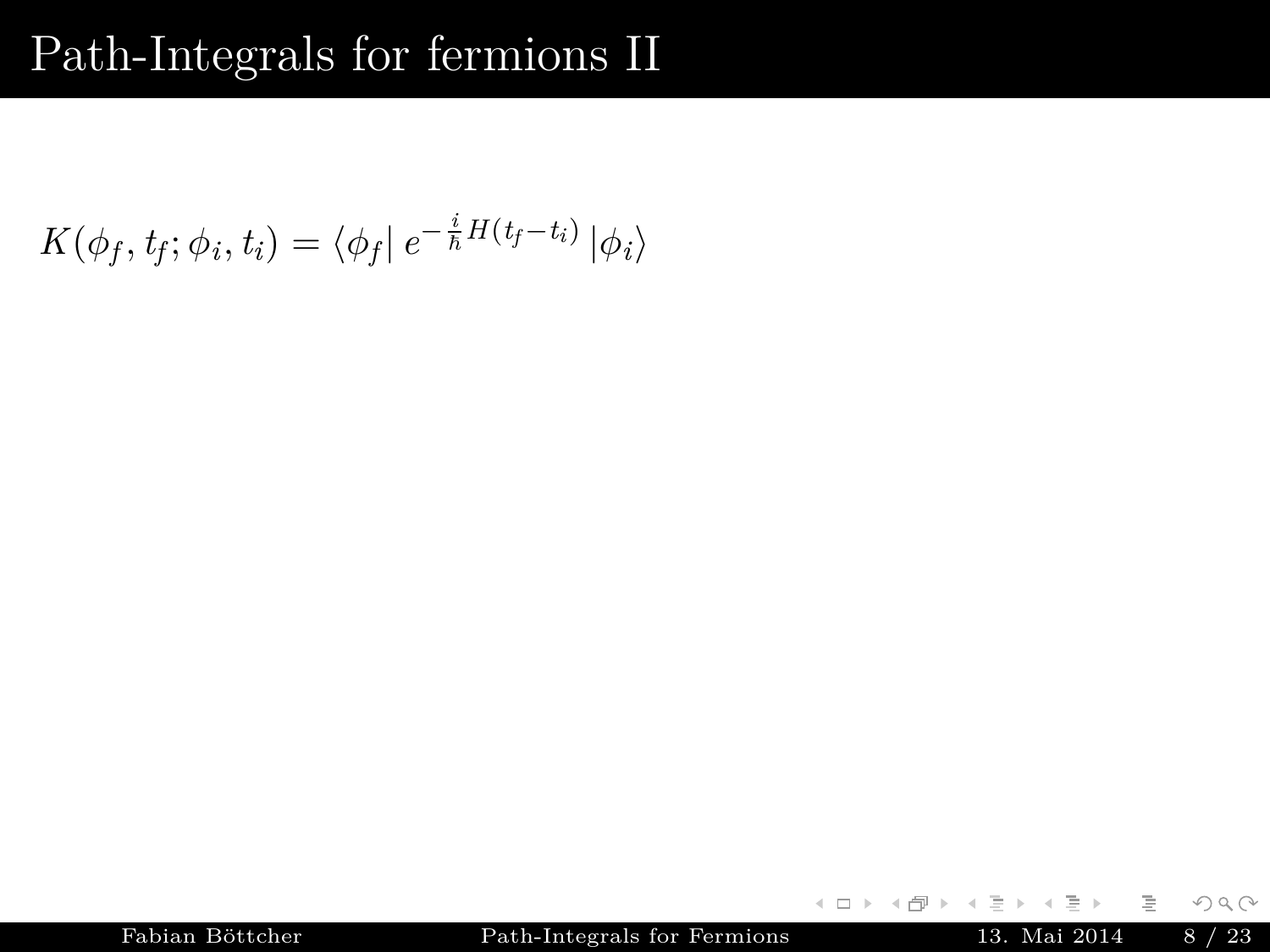# Path-Integrals for fermions II

$$K(\phi_f, t_f; \phi_i, t_i) = \langle \phi_f | \, e^{-\frac{i}{\hbar} H (t_f - t_i)} \, | \phi_i \rangle$$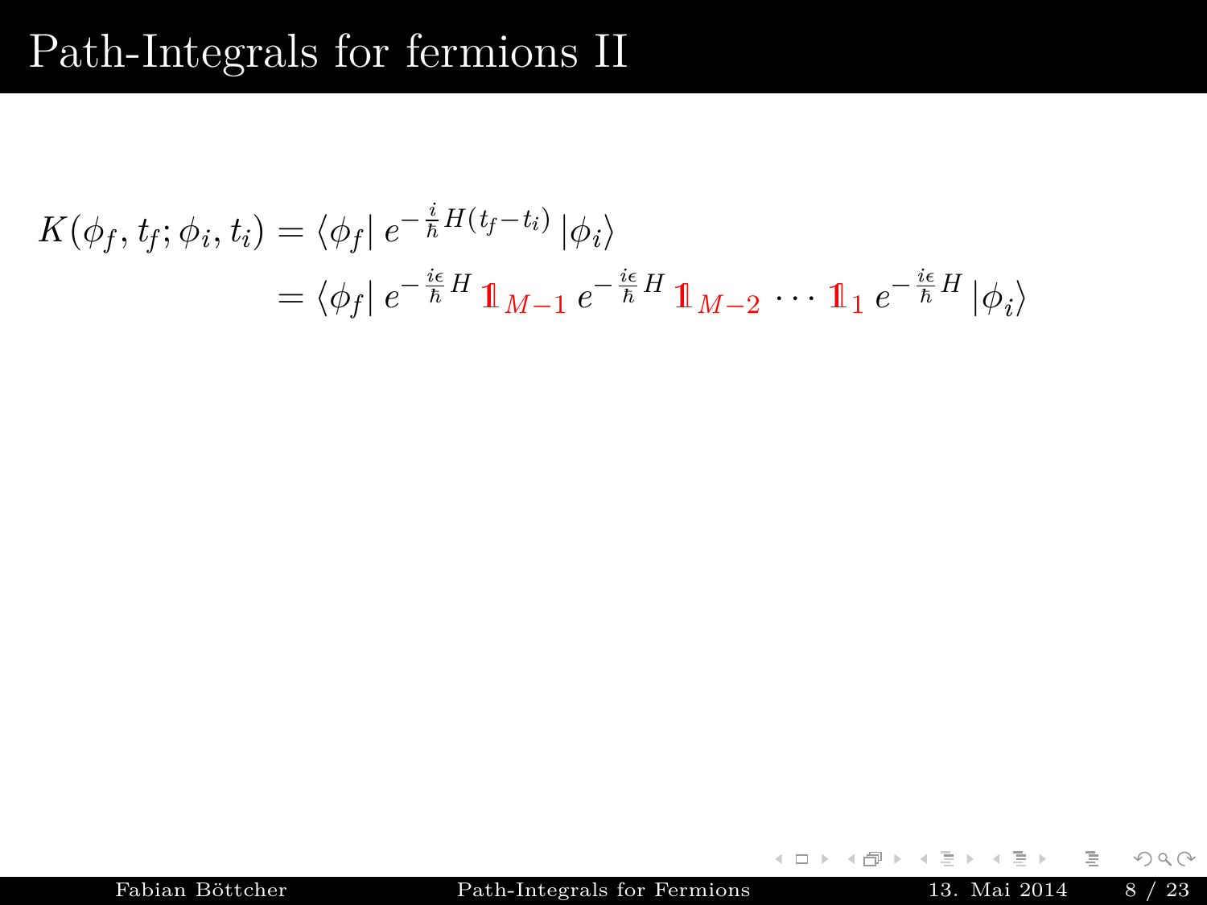# Path-Integrals for fermions II

$$
\begin{aligned}
K(\phi_f, t_f; \phi_i, t_i) &= \langle \phi_f | \, e^{-\frac{i}{\hbar} H (t_f - t_i)} \, | \phi_i \rangle \\
&= \langle \phi_f | \, e^{-\frac{i\epsilon}{\hbar} H} \, \mathbb{1}_{M-1} \, e^{-\frac{i\epsilon}{\hbar} H} \, \mathbb{1}_{M-2} \cdots \mathbb{1}_1 \, e^{-\frac{i\epsilon}{\hbar} H} \, | \phi_i \rangle
\end{aligned}
$$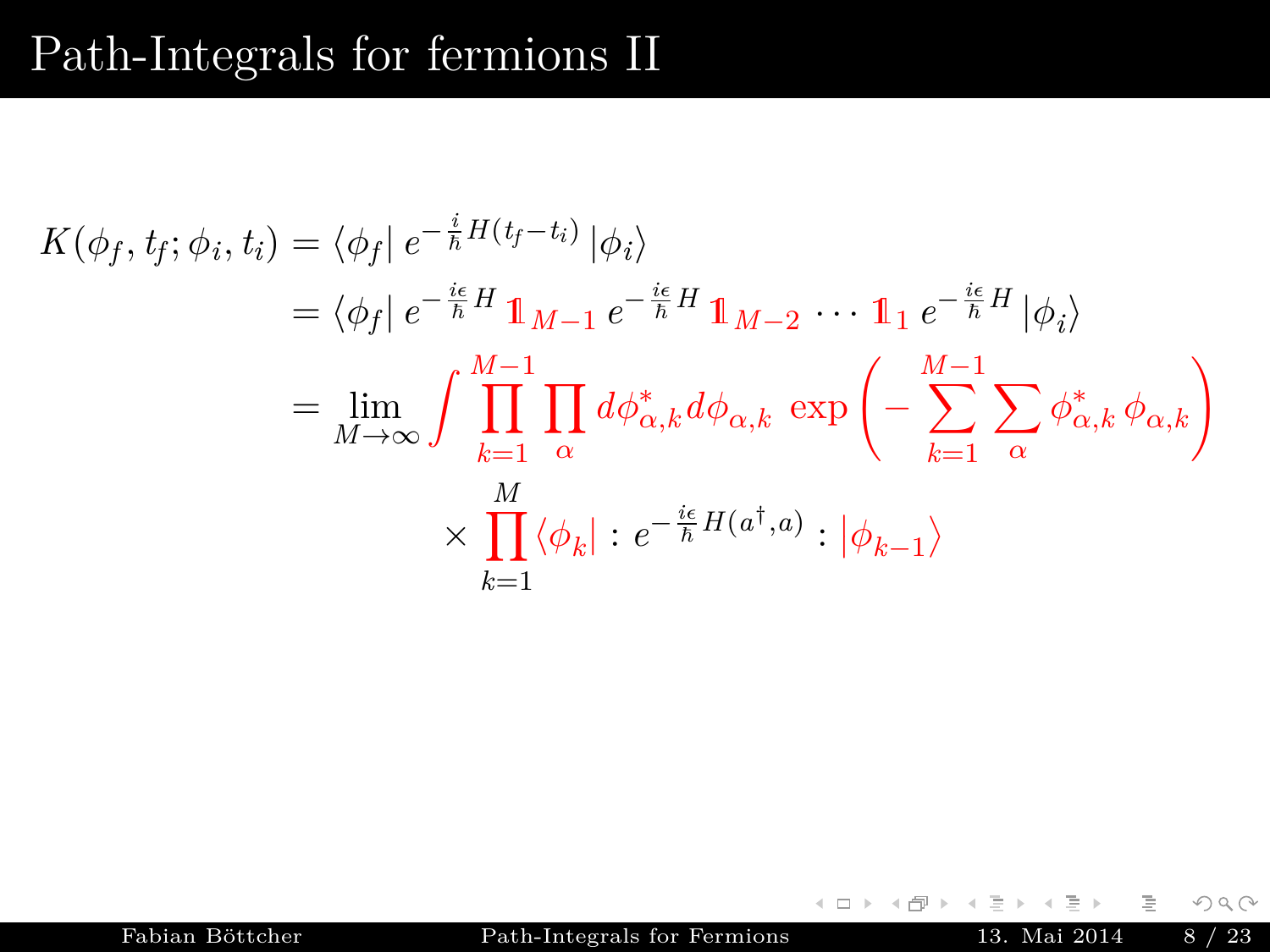# Path-Integrals for fermions II

$$
\begin{aligned}
K(\phi_f, t_f; \phi_i, t_i) &= \langle \phi_f | \, e^{-\frac{i}{\hbar} H (t_f - t_i)} \, | \phi_i \rangle \\
&= \langle \phi_f | \, e^{-\frac{i\epsilon}{\hbar} H} \, \mathbb{1}_{M-1} \, e^{-\frac{i\epsilon}{\hbar} H} \, \mathbb{1}_{M-2} \cdots \mathbb{1}_1 \, e^{-\frac{i\epsilon}{\hbar} H} \, | \phi_i \rangle \\
&= \lim_{M \to \infty} \int \prod_{k=1}^{M-1} \prod_{\alpha} d\phi^*_{\alpha,k} d\phi_{\alpha,k} \, \exp\left( - \sum_{k=1}^{M-1} \sum_{\alpha} \phi^*_{\alpha,k} \, \phi_{\alpha,k} \right) \\
&\qquad \times \prod_{k=1}^{M} \langle \phi_k | :e^{-\frac{i\epsilon}{\hbar} H(a^\dagger, a)}: | \phi_{k-1} \rangle
\end{aligned}
$$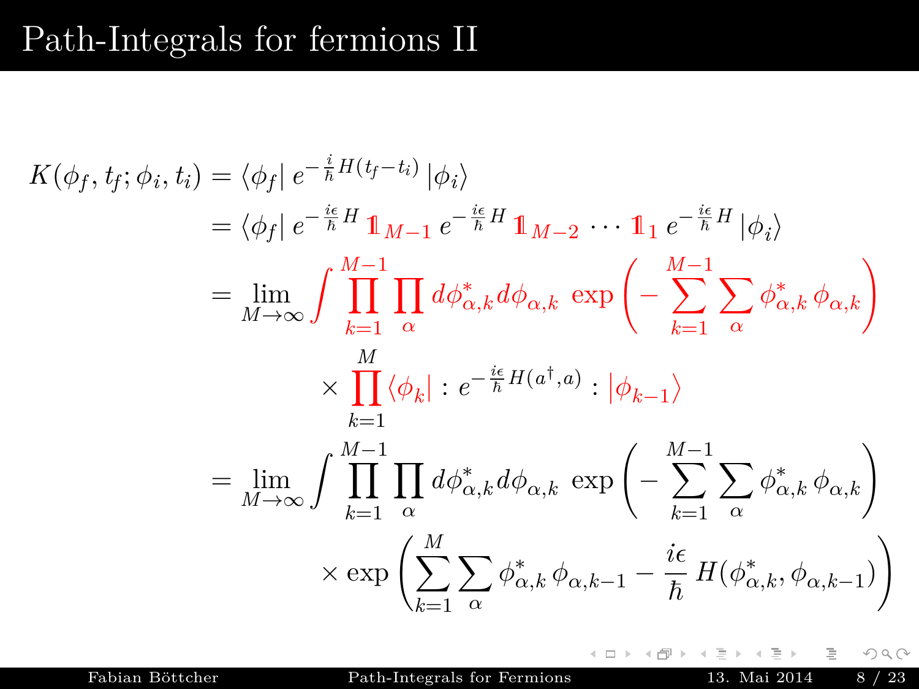# Path-Integrals for fermions II

$$
\begin{aligned}
K(\phi_f, t_f; \phi_i, t_i) &= \langle \phi_f | \, e^{-\frac{i}{\hbar} H (t_f - t_i)} \, | \phi_i \rangle \\
&= \langle \phi_f | \, e^{-\frac{i\epsilon}{\hbar} H} \, \mathbb{1}_{M-1} \, e^{-\frac{i\epsilon}{\hbar} H} \, \mathbb{1}_{M-2} \cdots \mathbb{1}_1 \, e^{-\frac{i\epsilon}{\hbar} H} \, | \phi_i \rangle \\
&= \lim_{M \to \infty} \int \prod_{k=1}^{M-1} \prod_{\alpha} d\phi^*_{\alpha,k} d\phi_{\alpha,k} \, \exp\left( - \sum_{k=1}^{M-1} \sum_{\alpha} \phi^*_{\alpha,k} \, \phi_{\alpha,k} \right) \\
&\qquad \times \prod_{k=1}^{M} \langle \phi_k | \, : e^{-\frac{i\epsilon}{\hbar} H(a^\dagger, a)} : \, | \phi_{k-1} \rangle \\
&= \lim_{M \to \infty} \int \prod_{k=1}^{M-1} \prod_{\alpha} d\phi^*_{\alpha,k} d\phi_{\alpha,k} \, \exp\left( - \sum_{k=1}^{M-1} \sum_{\alpha} \phi^*_{\alpha,k} \, \phi_{\alpha,k} \right) \\
&\qquad \times \exp\left( \sum_{k=1}^{M} \sum_{\alpha} \phi^*_{\alpha,k} \, \phi_{\alpha,k-1} - \frac{i\epsilon}{\hbar} \, H(\phi^*_{\alpha,k}, \phi_{\alpha,k-1}) \right)
\end{aligned}
$$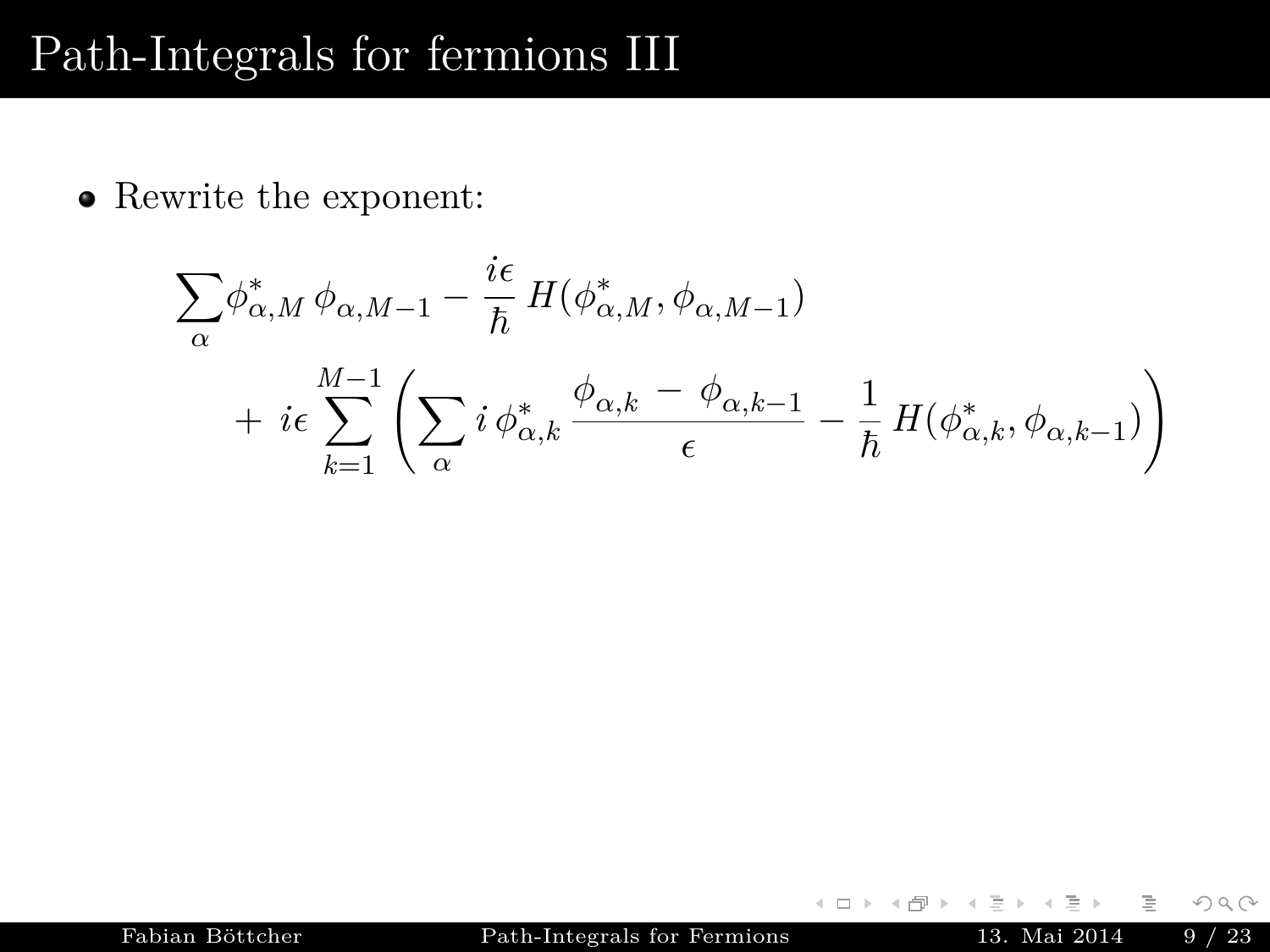# Path-Integrals for fermions III

- Rewrite the exponent:

$$
\sum_{\alpha} \phi^*_{\alpha,M}\, \phi_{\alpha,M-1} - \frac{i\epsilon}{\hbar}\, H(\phi^*_{\alpha,M}, \phi_{\alpha,M-1})
$$

$$
+\ i\epsilon \sum_{k=1}^{M-1} \left( \sum_{\alpha} i\, \phi^*_{\alpha,k}\, \frac{\phi_{\alpha,k} \,-\, \phi_{\alpha,k-1}}{\epsilon} - \frac{1}{\hbar}\, H(\phi^*_{\alpha,k}, \phi_{\alpha,k-1}) \right)
$$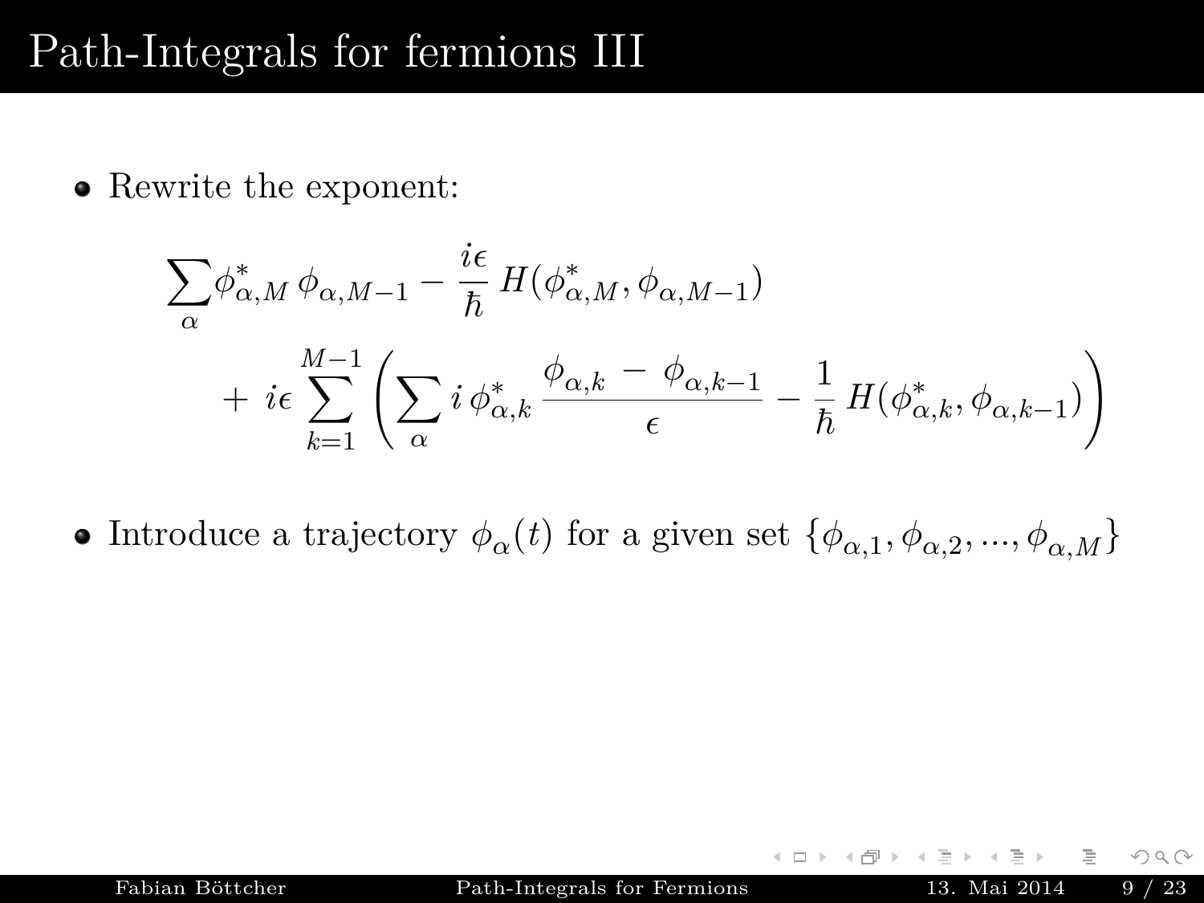# Path-Integrals for fermions III

- Rewrite the exponent:

$$
\begin{aligned}
\sum_{\alpha} & \phi^*_{\alpha,M}\, \phi_{\alpha,M-1} - \frac{i\epsilon}{\hbar}\, H(\phi^*_{\alpha,M}, \phi_{\alpha,M-1}) \\
& + \, i\epsilon \sum_{k=1}^{M-1} \left( \sum_{\alpha} i\, \phi^*_{\alpha,k}\, \frac{\phi_{\alpha,k} \, - \, \phi_{\alpha,k-1}}{\epsilon} - \frac{1}{\hbar}\, H(\phi^*_{\alpha,k}, \phi_{\alpha,k-1}) \right)
\end{aligned}
$$

- Introduce a trajectory $\phi_{\alpha}(t)$ for a given set $\{\phi_{\alpha,1}, \phi_{\alpha,2}, ..., \phi_{\alpha,M}\}$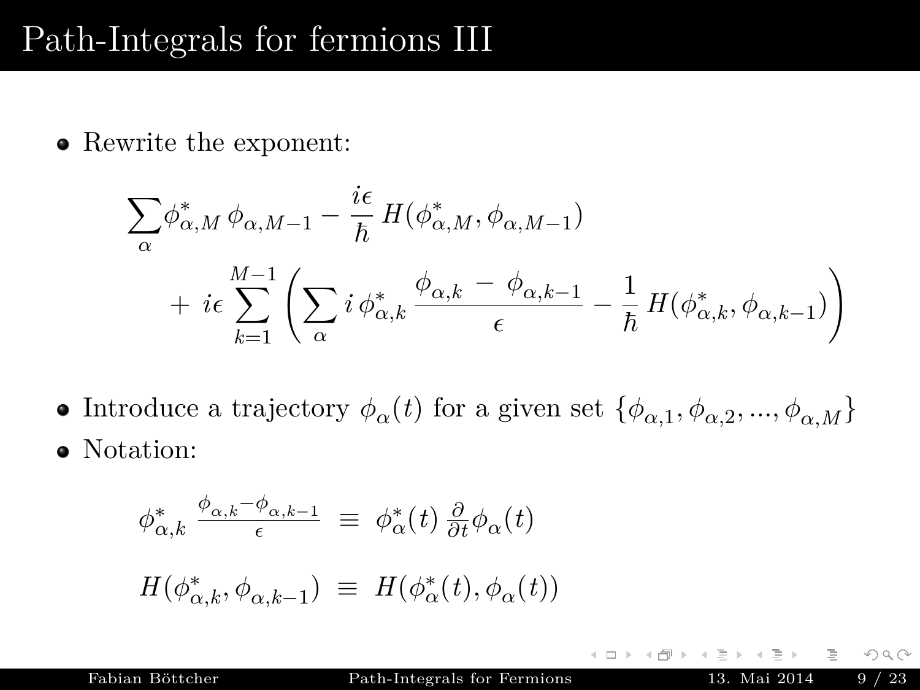# Path-Integrals for fermions III

- Rewrite the exponent:

$$\sum_\alpha \phi^*_{\alpha,M}\,\phi_{\alpha,M-1} - \frac{i\epsilon}{\hbar}\,H(\phi^*_{\alpha,M},\phi_{\alpha,M-1}) + i\epsilon\sum_{k=1}^{M-1}\left(\sum_\alpha i\,\phi^*_{\alpha,k}\,\frac{\phi_{\alpha,k}\,-\,\phi_{\alpha,k-1}}{\epsilon} - \frac{1}{\hbar}\,H(\phi^*_{\alpha,k},\phi_{\alpha,k-1})\right)$$

- Introduce a trajectory $\phi_\alpha(t)$ for a given set $\{\phi_{\alpha,1},\phi_{\alpha,2},...,\phi_{\alpha,M}\}$
- Notation:

$$\phi^*_{\alpha,k}\,\frac{\phi_{\alpha,k}-\phi_{\alpha,k-1}}{\epsilon} \;\equiv\; \phi^*_\alpha(t)\,\frac{\partial}{\partial t}\phi_\alpha(t)$$

$$H(\phi^*_{\alpha,k},\phi_{\alpha,k-1}) \;\equiv\; H(\phi^*_\alpha(t),\phi_\alpha(t))$$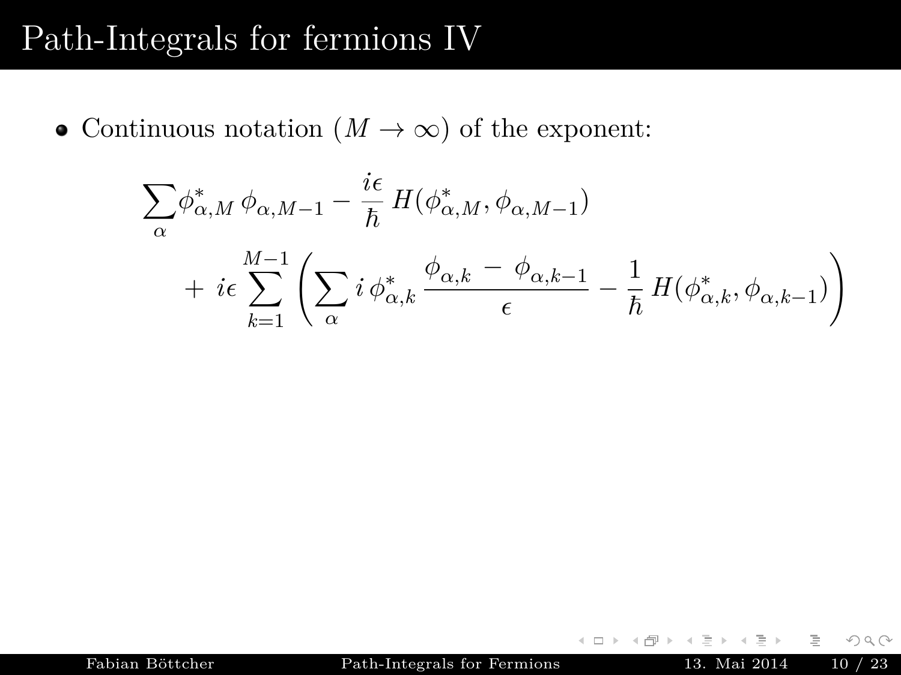# Path-Integrals for fermions IV

- Continuous notation ($M \to \infty$) of the exponent:

$$
\begin{aligned}
&\sum_\alpha \phi^*_{\alpha,M}\, \phi_{\alpha,M-1} - \frac{i\epsilon}{\hbar}\, H(\phi^*_{\alpha,M}, \phi_{\alpha,M-1}) \\
&\qquad + \; i\epsilon \sum_{k=1}^{M-1} \left( \sum_\alpha i\, \phi^*_{\alpha,k}\, \frac{\phi_{\alpha,k} \, - \, \phi_{\alpha,k-1}}{\epsilon} - \frac{1}{\hbar}\, H(\phi^*_{\alpha,k}, \phi_{\alpha,k-1}) \right)
\end{aligned}
$$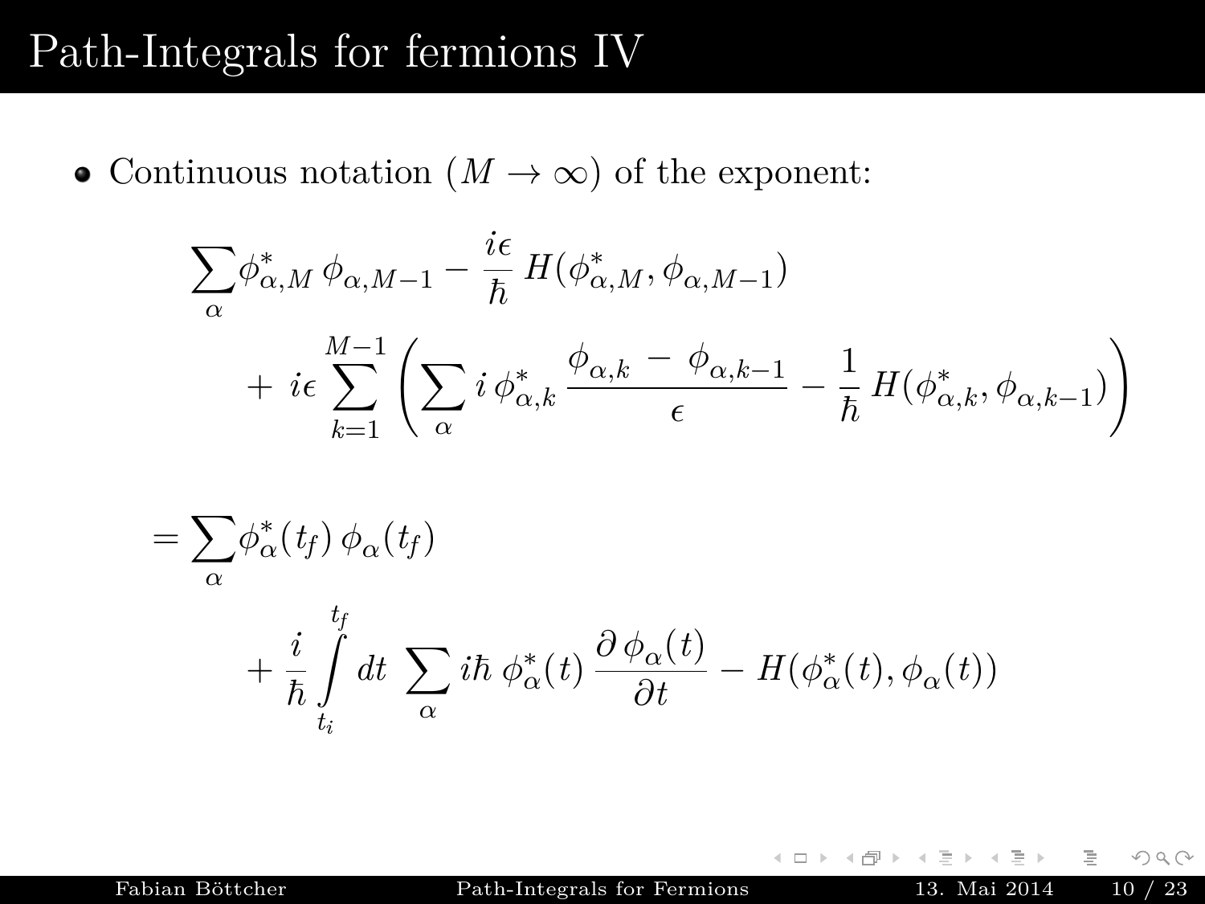# Path-Integrals for fermions IV

- Continuous notation ($M \to \infty$) of the exponent:

$$
\sum_\alpha \phi^*_{\alpha,M}\,\phi_{\alpha,M-1} - \frac{i\epsilon}{\hbar}\,H(\phi^*_{\alpha,M},\phi_{\alpha,M-1}) + \; i\epsilon \sum_{k=1}^{M-1}\left(\sum_\alpha i\,\phi^*_{\alpha,k}\,\frac{\phi_{\alpha,k}\,-\,\phi_{\alpha,k-1}}{\epsilon} - \frac{1}{\hbar}\,H(\phi^*_{\alpha,k},\phi_{\alpha,k-1})\right)
$$

$$
= \sum_\alpha \phi^*_\alpha(t_f)\,\phi_\alpha(t_f) + \frac{i}{\hbar}\int_{t_i}^{t_f} dt\;\sum_\alpha i\hbar\,\phi^*_\alpha(t)\,\frac{\partial\,\phi_\alpha(t)}{\partial t} - H(\phi^*_\alpha(t),\phi_\alpha(t))
$$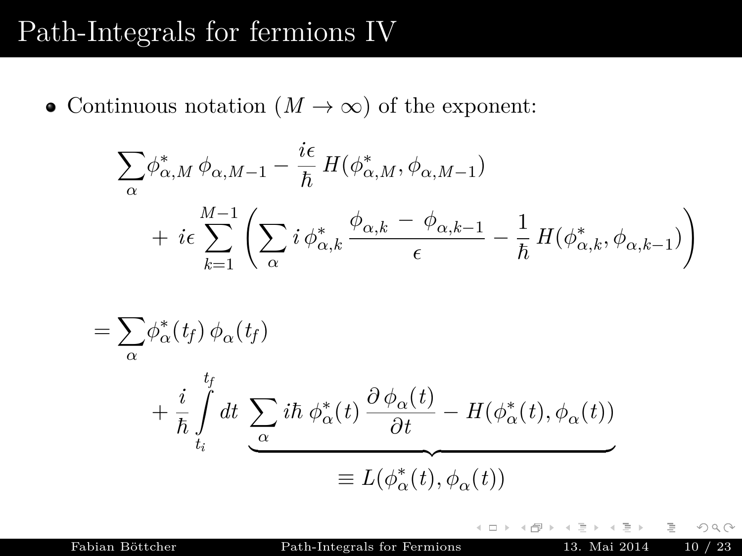# Path-Integrals for fermions IV

- Continuous notation ($M \to \infty$) of the exponent:

$$
\sum_\alpha \phi^*_{\alpha,M}\,\phi_{\alpha,M-1} - \frac{i\epsilon}{\hbar}\,H(\phi^*_{\alpha,M},\phi_{\alpha,M-1})
+\; i\epsilon \sum_{k=1}^{M-1}\left(\sum_\alpha i\,\phi^*_{\alpha,k}\,\frac{\phi_{\alpha,k}\;-\;\phi_{\alpha,k-1}}{\epsilon} - \frac{1}{\hbar}\,H(\phi^*_{\alpha,k},\phi_{\alpha,k-1})\right)
$$

$$
= \sum_\alpha \phi^*_\alpha(t_f)\,\phi_\alpha(t_f)
+ \frac{i}{\hbar}\int_{t_i}^{t_f} dt\;\underbrace{\sum_\alpha i\hbar\,\phi^*_\alpha(t)\,\frac{\partial\,\phi_\alpha(t)}{\partial t} - H(\phi^*_\alpha(t),\phi_\alpha(t))}_{\equiv\, L(\phi^*_\alpha(t),\,\phi_\alpha(t))}
$$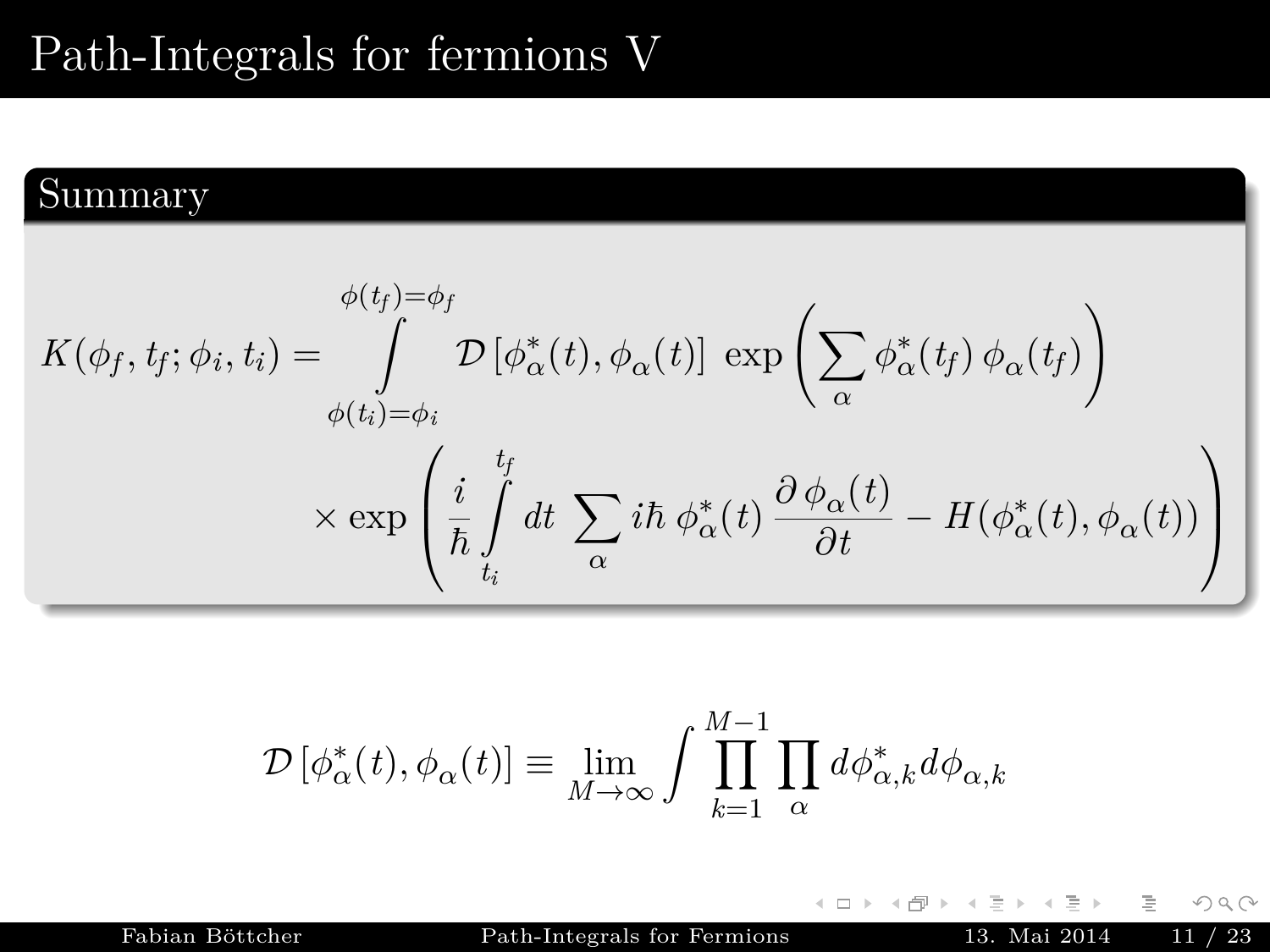# Path-Integrals for fermions V

## Summary

$$K(\phi_f, t_f; \phi_i, t_i) = \int_{\phi(t_i)=\phi_i}^{\phi(t_f)=\phi_f} \mathcal{D}\left[\phi^*_\alpha(t), \phi_\alpha(t)\right] \, \exp\left(\sum_\alpha \phi^*_\alpha(t_f)\, \phi_\alpha(t_f)\right)$$

$$\times \exp\left(\frac{i}{\hbar} \int_{t_i}^{t_f} dt \, \sum_\alpha i\hbar \, \phi^*_\alpha(t) \, \frac{\partial \, \phi_\alpha(t)}{\partial t} - H(\phi^*_\alpha(t), \phi_\alpha(t))\right)$$

$$\mathcal{D}\left[\phi^*_\alpha(t), \phi_\alpha(t)\right] \equiv \lim_{M \to \infty} \int \prod_{k=1}^{M-1} \prod_\alpha d\phi^*_{\alpha,k} d\phi_{\alpha,k}$$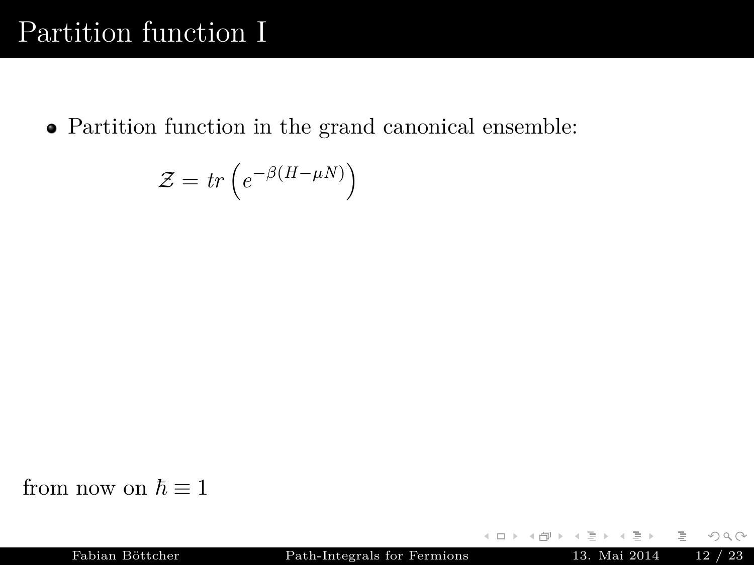# Partition function I

- Partition function in the grand canonical ensemble:

$$\mathcal{Z} = tr\left(e^{-\beta(H-\mu N)}\right)$$

from now on $\hbar \equiv 1$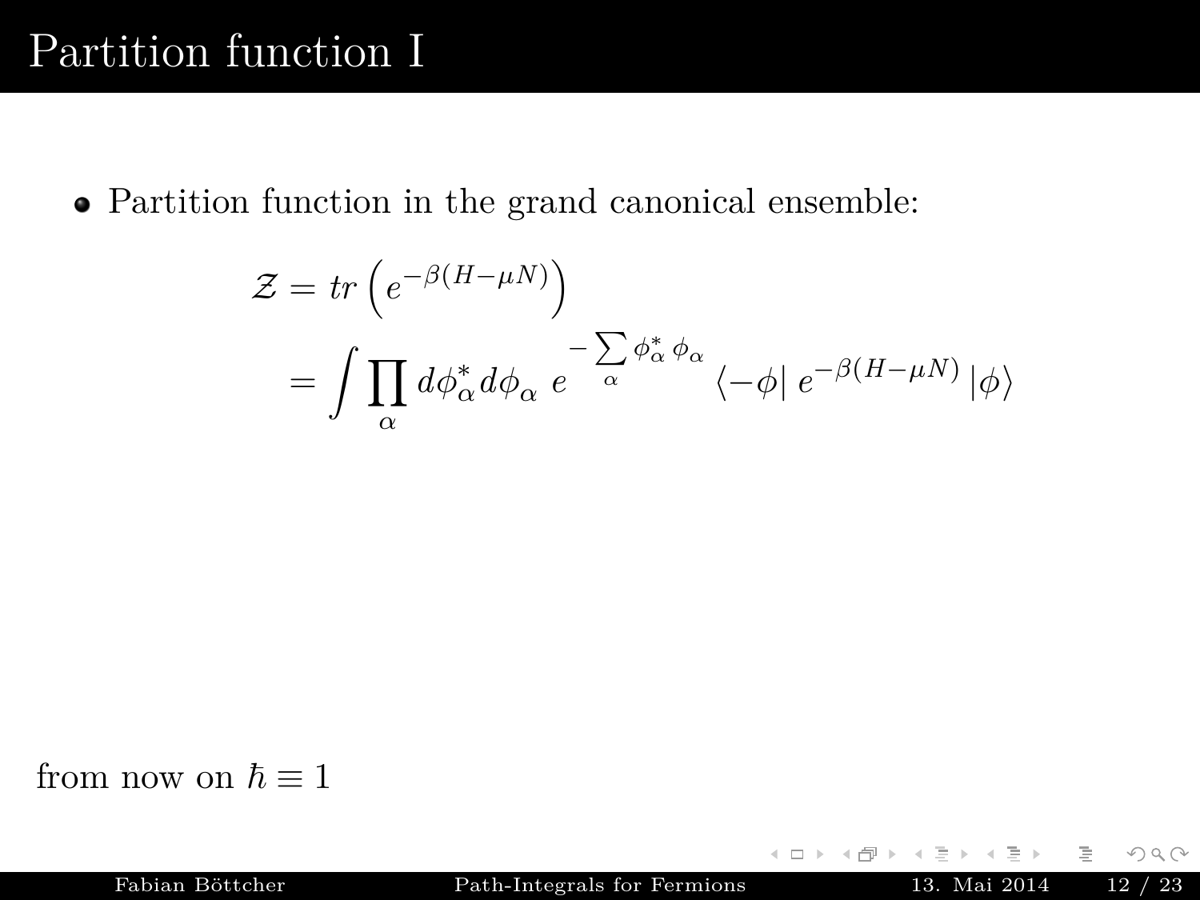# Partition function I

- Partition function in the grand canonical ensemble:

$$
\begin{aligned}
\mathcal{Z} &= tr\left(e^{-\beta(H-\mu N)}\right) \\
&= \int \prod_{\alpha} d\phi^*_\alpha d\phi_\alpha \; e^{-\sum\limits_{\alpha} \phi^*_\alpha \, \phi_\alpha} \left\langle -\phi \right| e^{-\beta(H-\mu N)} \left| \phi \right\rangle
\end{aligned}
$$

from now on $\hbar \equiv 1$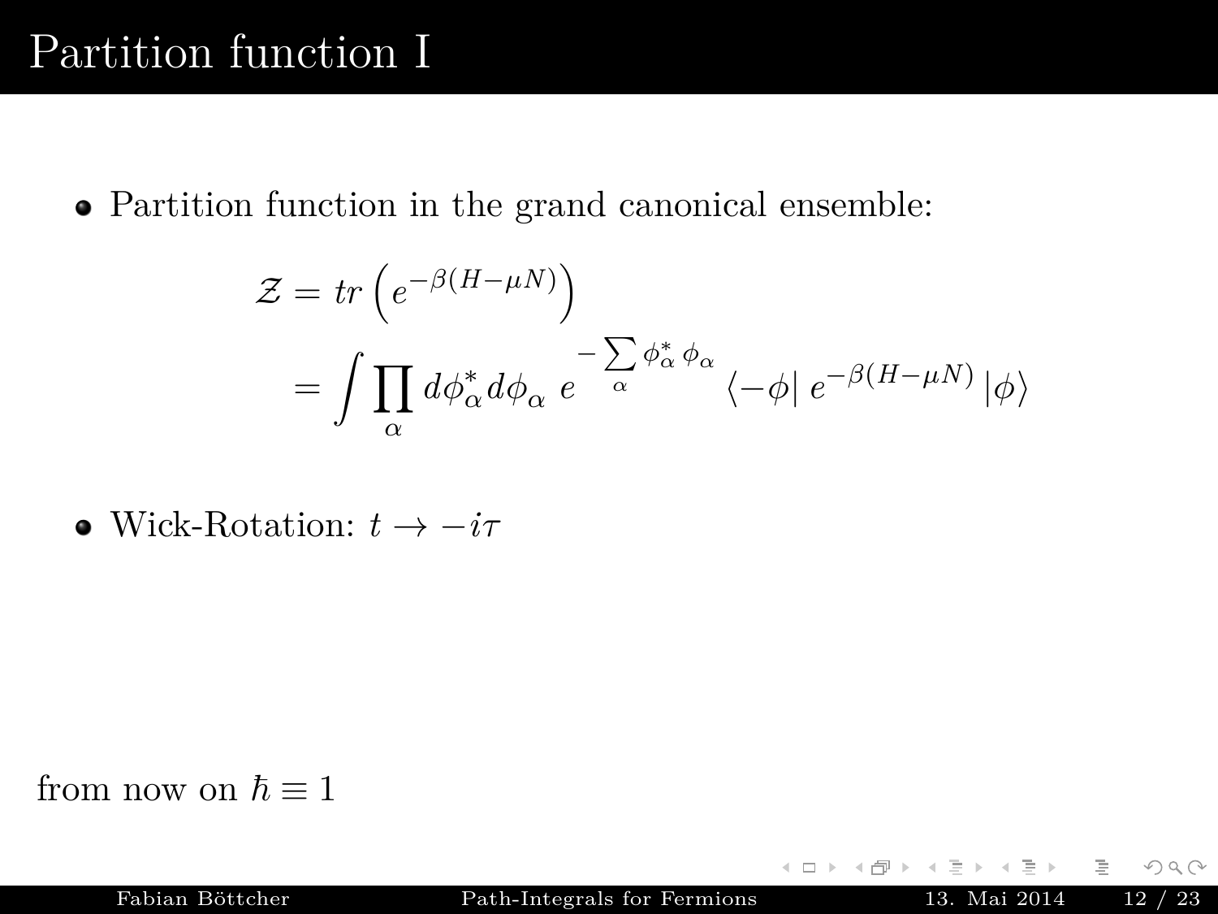# Partition function I

- Partition function in the grand canonical ensemble:

$$\mathcal{Z} = tr\left(e^{-\beta(H-\mu N)}\right)$$
$$= \int \prod_{\alpha} d\phi_{\alpha}^{*} d\phi_{\alpha}\ e^{-\sum\limits_{\alpha} \phi_{\alpha}^{*}\,\phi_{\alpha}} \left\langle -\phi \right| e^{-\beta(H-\mu N)} \left| \phi \right\rangle$$

- Wick-Rotation: $t \to -i\tau$

from now on $\hbar \equiv 1$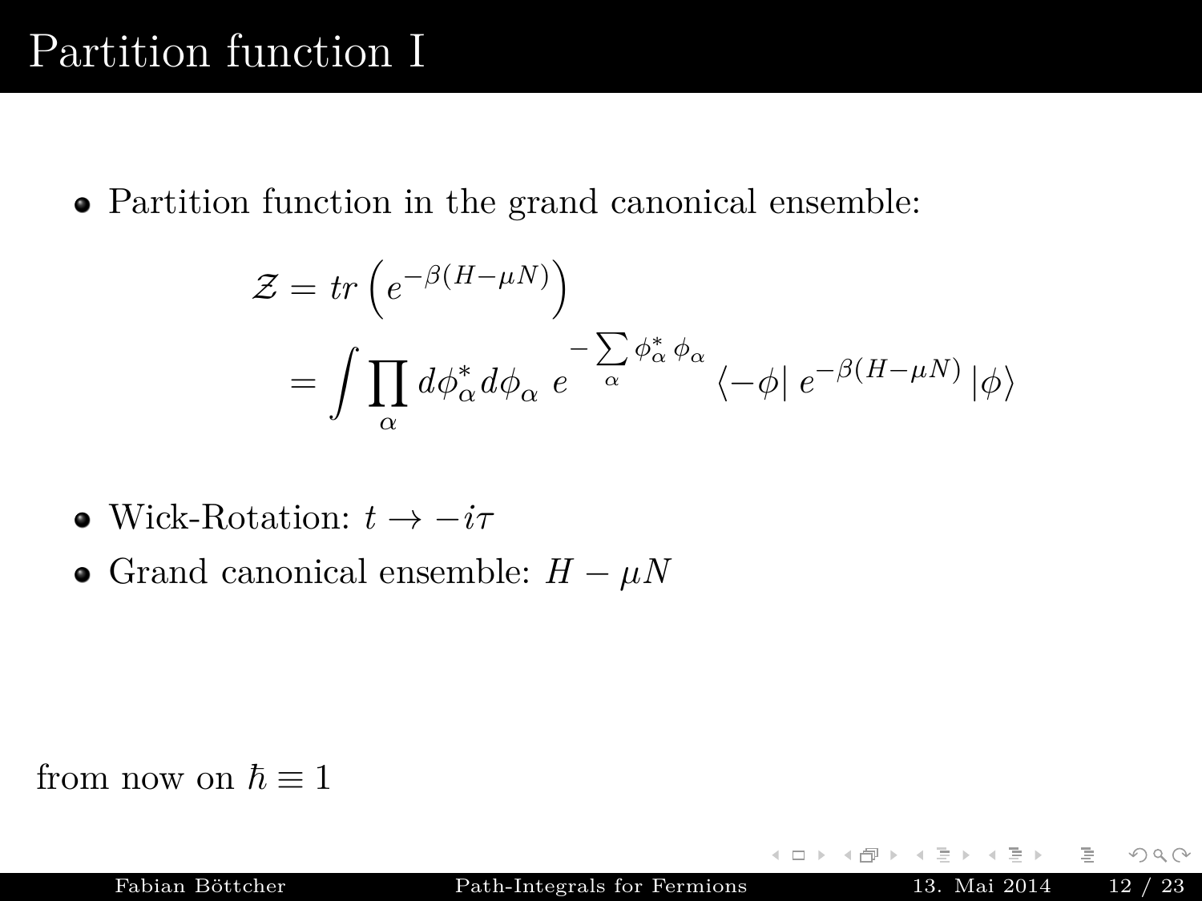# Partition function I

- Partition function in the grand canonical ensemble:

$$
\begin{aligned}
\mathcal{Z} &= tr\left(e^{-\beta(H-\mu N)}\right) \\
&= \int \prod_{\alpha} d\phi_{\alpha}^{*} d\phi_{\alpha} \; e^{-\sum\limits_{\alpha} \phi_{\alpha}^{*}\,\phi_{\alpha}} \left\langle -\phi \right| e^{-\beta(H-\mu N)} \left| \phi \right\rangle
\end{aligned}
$$

- Wick-Rotation: $t \to -i\tau$
- Grand canonical ensemble: $H - \mu N$

from now on $\hbar \equiv 1$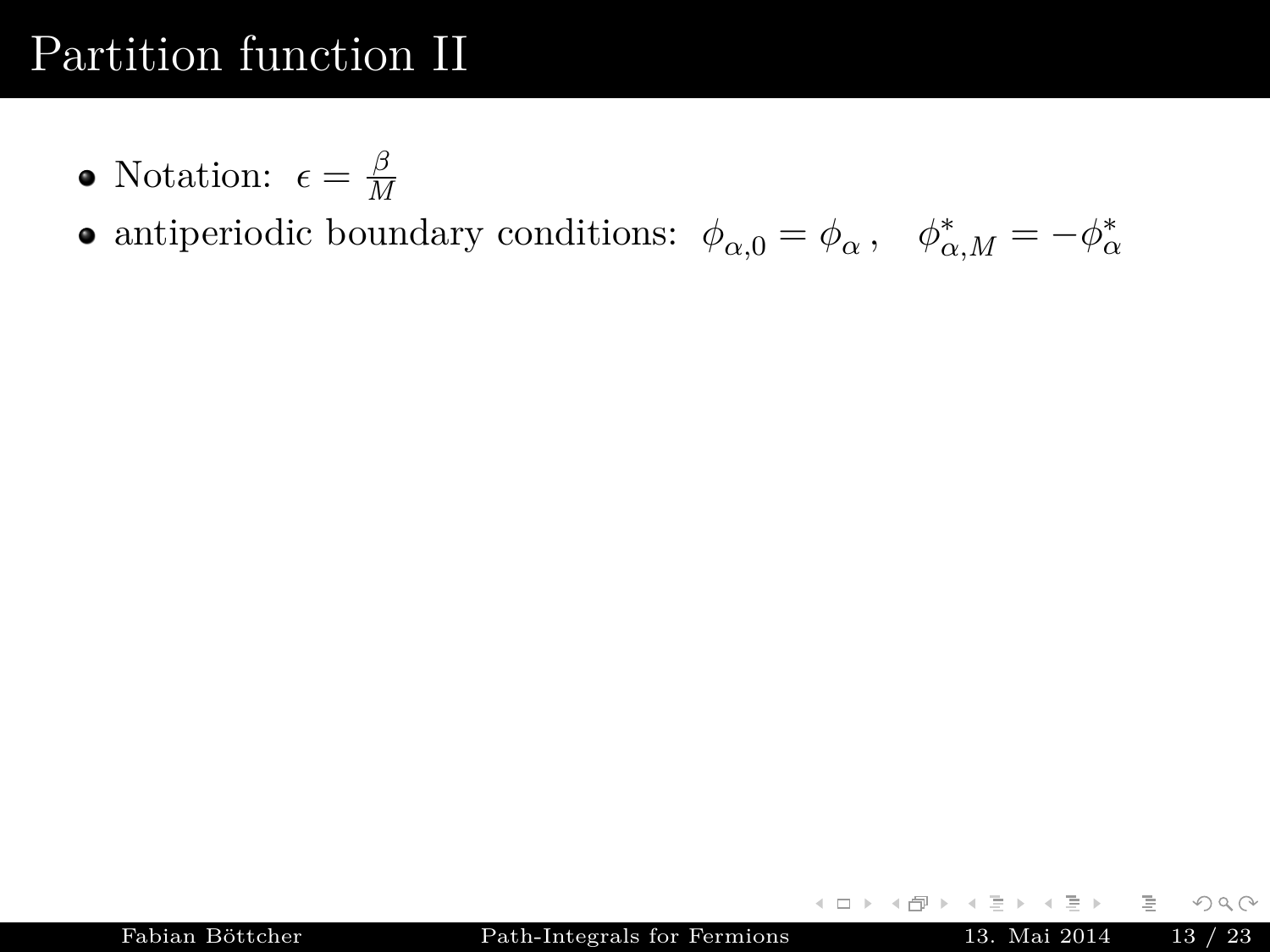# Partition function II

- Notation: $\epsilon = \frac{\beta}{M}$
- antiperiodic boundary conditions: $\phi_{\alpha,0} = \phi_\alpha \,, \quad \phi^*_{\alpha,M} = -\phi^*_\alpha$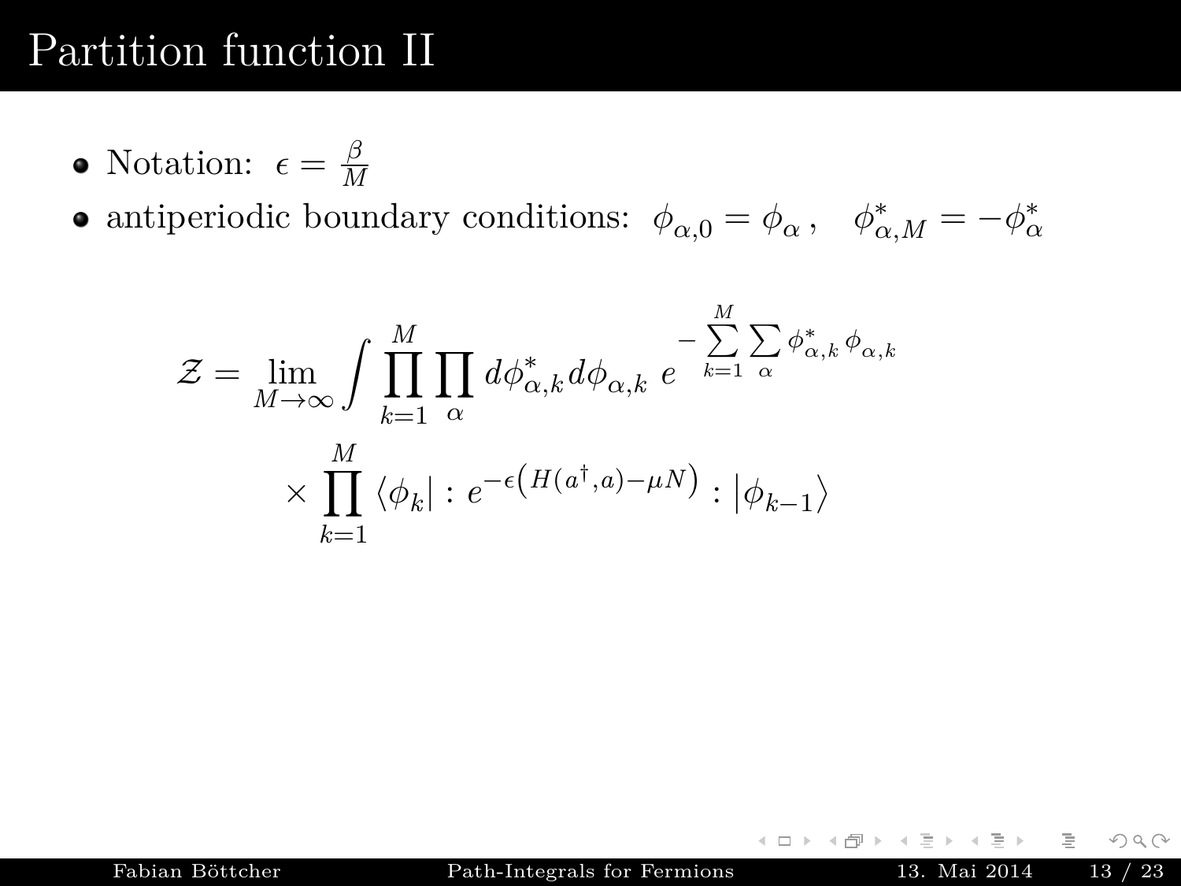# Partition function II

- Notation: $\epsilon = \frac{\beta}{M}$
- antiperiodic boundary conditions: $\phi_{\alpha,0} = \phi_\alpha \,, \quad \phi^*_{\alpha,M} = -\phi^*_\alpha$

$$
\mathcal{Z} = \lim_{M\to\infty} \int \prod_{k=1}^{M} \prod_{\alpha} d\phi^*_{\alpha,k} d\phi_{\alpha,k} \; e^{-\sum\limits_{k=1}^{M} \sum\limits_{\alpha} \phi^*_{\alpha,k}\, \phi_{\alpha,k}}
$$

$$
\times \prod_{k=1}^{M} \langle \phi_k | : e^{-\epsilon\left(H(a^\dagger, a) - \mu N\right)} : |\phi_{k-1}\rangle
$$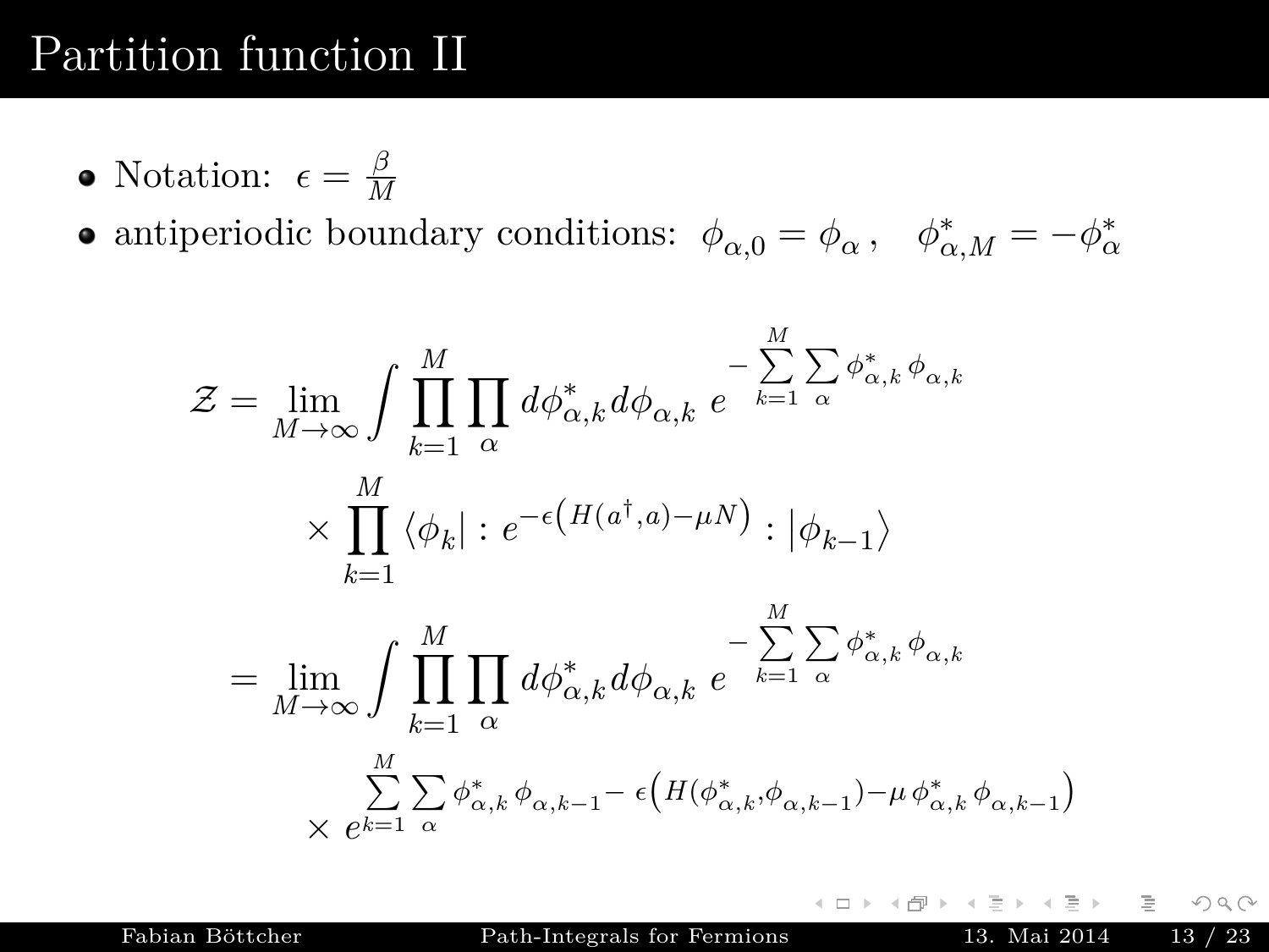# Partition function II

- Notation: $\epsilon = \frac{\beta}{M}$
- antiperiodic boundary conditions: $\phi_{\alpha,0} = \phi_\alpha\,, \quad \phi^*_{\alpha,M} = -\phi^*_\alpha$

$$
\begin{aligned}
\mathcal{Z} &= \lim_{M\to\infty} \int \prod_{k=1}^{M} \prod_{\alpha} d\phi^*_{\alpha,k} d\phi_{\alpha,k}\; e^{-\sum\limits_{k=1}^{M}\sum\limits_{\alpha} \phi^*_{\alpha,k}\,\phi_{\alpha,k}} \\
&\quad \times \prod_{k=1}^{M} \langle \phi_k | : e^{-\epsilon\left(H(a^\dagger,a)-\mu N\right)} : |\phi_{k-1}\rangle \\
&= \lim_{M\to\infty} \int \prod_{k=1}^{M} \prod_{\alpha} d\phi^*_{\alpha,k} d\phi_{\alpha,k}\; e^{-\sum\limits_{k=1}^{M}\sum\limits_{\alpha} \phi^*_{\alpha,k}\,\phi_{\alpha,k}} \\
&\quad \times e^{\sum\limits_{k=1}^{M}\sum\limits_{\alpha} \phi^*_{\alpha,k}\,\phi_{\alpha,k-1} - \epsilon\left(H(\phi^*_{\alpha,k},\phi_{\alpha,k-1}) - \mu\,\phi^*_{\alpha,k}\,\phi_{\alpha,k-1}\right)}
\end{aligned}
$$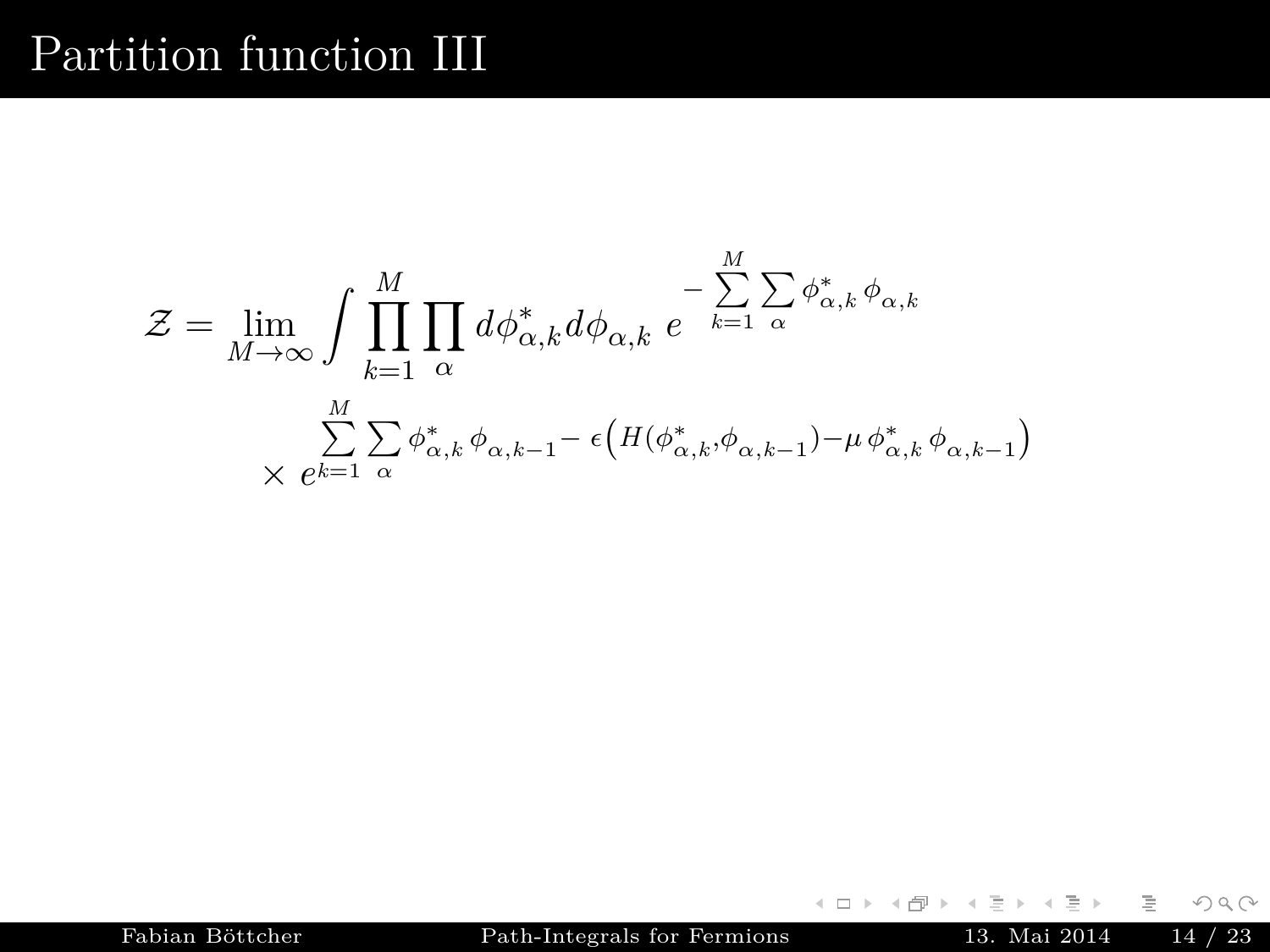# Partition function III

$$\mathcal{Z} = \lim_{M\to\infty} \int \prod_{k=1}^{M} \prod_{\alpha} d\phi^*_{\alpha,k} d\phi_{\alpha,k} \; e^{-\sum\limits_{k=1}^{M}\sum\limits_{\alpha} \phi^*_{\alpha,k}\,\phi_{\alpha,k}}$$

$$\times \; e^{\sum\limits_{k=1}^{M}\sum\limits_{\alpha} \phi^*_{\alpha,k}\,\phi_{\alpha,k-1} - \epsilon\left(H(\phi^*_{\alpha,k},\phi_{\alpha,k-1}) - \mu\,\phi^*_{\alpha,k}\,\phi_{\alpha,k-1}\right)}$$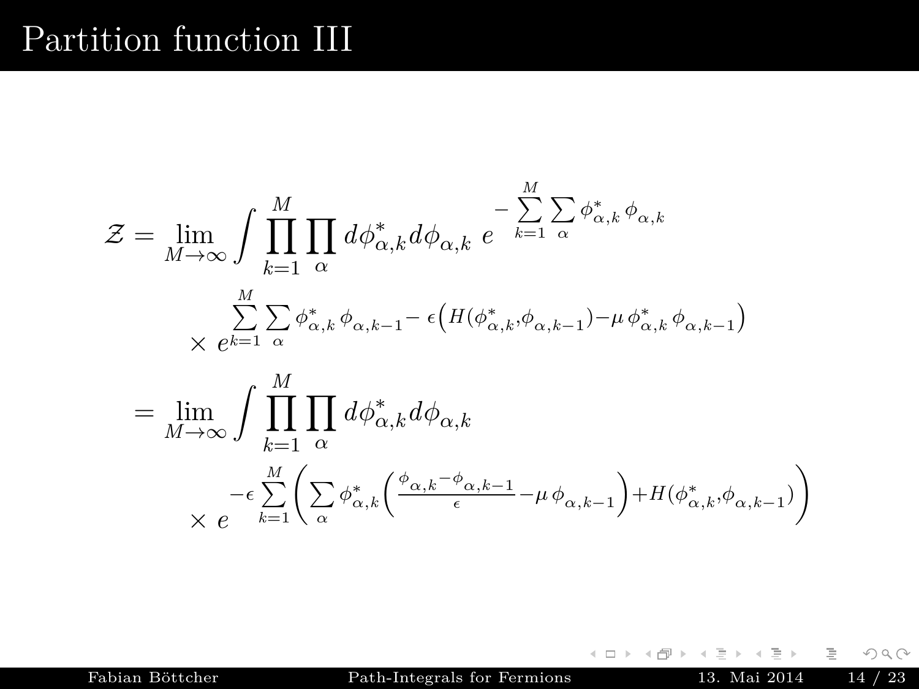# Partition function III

$$
\begin{aligned}
\mathcal{Z} = \lim_{M\to\infty} \int \prod_{k=1}^{M} \prod_{\alpha} d\phi^*_{\alpha,k} d\phi_{\alpha,k} \; e^{-\sum\limits_{k=1}^{M} \sum\limits_{\alpha} \phi^*_{\alpha,k}\, \phi_{\alpha,k}} \\
\times\; e^{\sum\limits_{k=1}^{M} \sum\limits_{\alpha} \phi^*_{\alpha,k}\, \phi_{\alpha,k-1} - \,\epsilon\left( H(\phi^*_{\alpha,k}, \phi_{\alpha,k-1}) - \mu\, \phi^*_{\alpha,k}\, \phi_{\alpha,k-1} \right)}
\end{aligned}
$$

$$
\begin{aligned}
= \lim_{M\to\infty} \int \prod_{k=1}^{M} \prod_{\alpha} d\phi^*_{\alpha,k} d\phi_{\alpha,k} \\
\times\; e^{-\epsilon \sum\limits_{k=1}^{M} \left( \sum\limits_{\alpha} \phi^*_{\alpha,k} \left( \frac{\phi_{\alpha,k} - \phi_{\alpha,k-1}}{\epsilon} - \mu\, \phi_{\alpha,k-1} \right) + H(\phi^*_{\alpha,k}, \phi_{\alpha,k-1}) \right)}
\end{aligned}
$$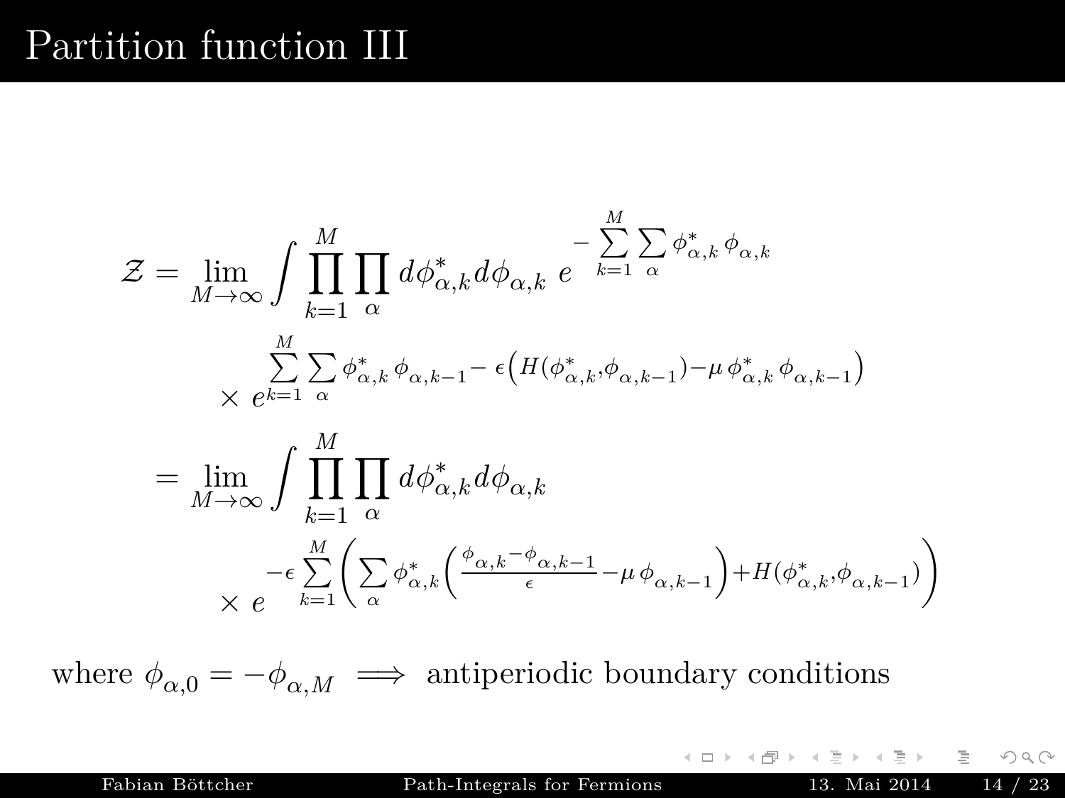# Partition function III

$$
\begin{aligned}
\mathcal{Z} &= \lim_{M\to\infty} \int \prod_{k=1}^{M} \prod_{\alpha} d\phi^*_{\alpha,k} d\phi_{\alpha,k} \; e^{-\sum\limits_{k=1}^{M} \sum\limits_{\alpha} \phi^*_{\alpha,k}\, \phi_{\alpha,k}} \\
&\quad \times e^{\sum\limits_{k=1}^{M} \sum\limits_{\alpha} \phi^*_{\alpha,k}\, \phi_{\alpha,k-1} - \epsilon\left( H(\phi^*_{\alpha,k}, \phi_{\alpha,k-1}) - \mu\, \phi^*_{\alpha,k}\, \phi_{\alpha,k-1} \right)} \\
&= \lim_{M\to\infty} \int \prod_{k=1}^{M} \prod_{\alpha} d\phi^*_{\alpha,k} d\phi_{\alpha,k} \\
&\quad \times e^{-\epsilon \sum\limits_{k=1}^{M} \left( \sum\limits_{\alpha} \phi^*_{\alpha,k} \left( \frac{\phi_{\alpha,k} - \phi_{\alpha,k-1}}{\epsilon} - \mu\, \phi_{\alpha,k-1} \right) + H(\phi^*_{\alpha,k}, \phi_{\alpha,k-1}) \right)}
\end{aligned}
$$

where $\phi_{\alpha,0} = -\phi_{\alpha,M} \implies$ antiperiodic boundary conditions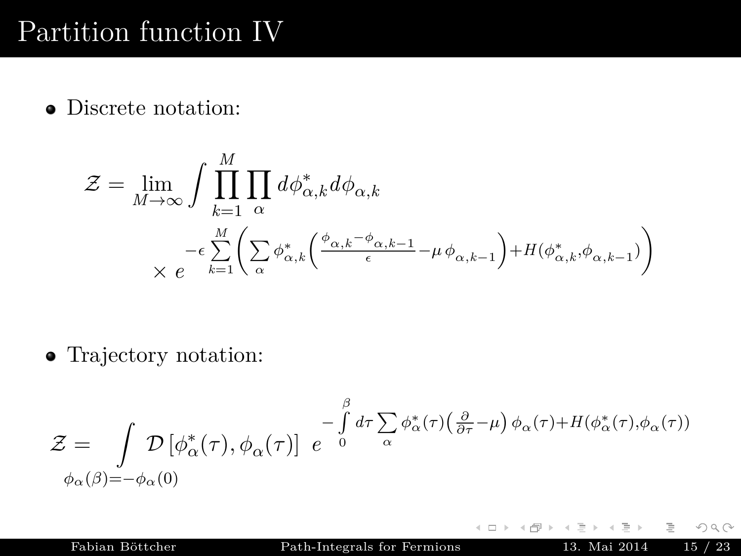# Partition function IV

- Discrete notation:

$$\mathcal{Z} = \lim_{M\to\infty} \int \prod_{k=1}^{M} \prod_{\alpha} d\phi^*_{\alpha,k} d\phi_{\alpha,k} \times e^{-\epsilon \sum\limits_{k=1}^{M} \left( \sum\limits_{\alpha} \phi^*_{\alpha,k} \left( \frac{\phi_{\alpha,k} - \phi_{\alpha,k-1}}{\epsilon} - \mu\, \phi_{\alpha,k-1} \right) + H(\phi^*_{\alpha,k}, \phi_{\alpha,k-1}) \right)}$$

- Trajectory notation:

$$\mathcal{Z} = \int\limits_{\phi_\alpha(\beta) = -\phi_\alpha(0)} \mathcal{D}\left[\phi^*_\alpha(\tau), \phi_\alpha(\tau)\right] \; e^{-\int\limits_0^\beta d\tau \sum\limits_\alpha \phi^*_\alpha(\tau) \left( \frac{\partial}{\partial \tau} - \mu \right) \phi_\alpha(\tau) + H(\phi^*_\alpha(\tau), \phi_\alpha(\tau))}$$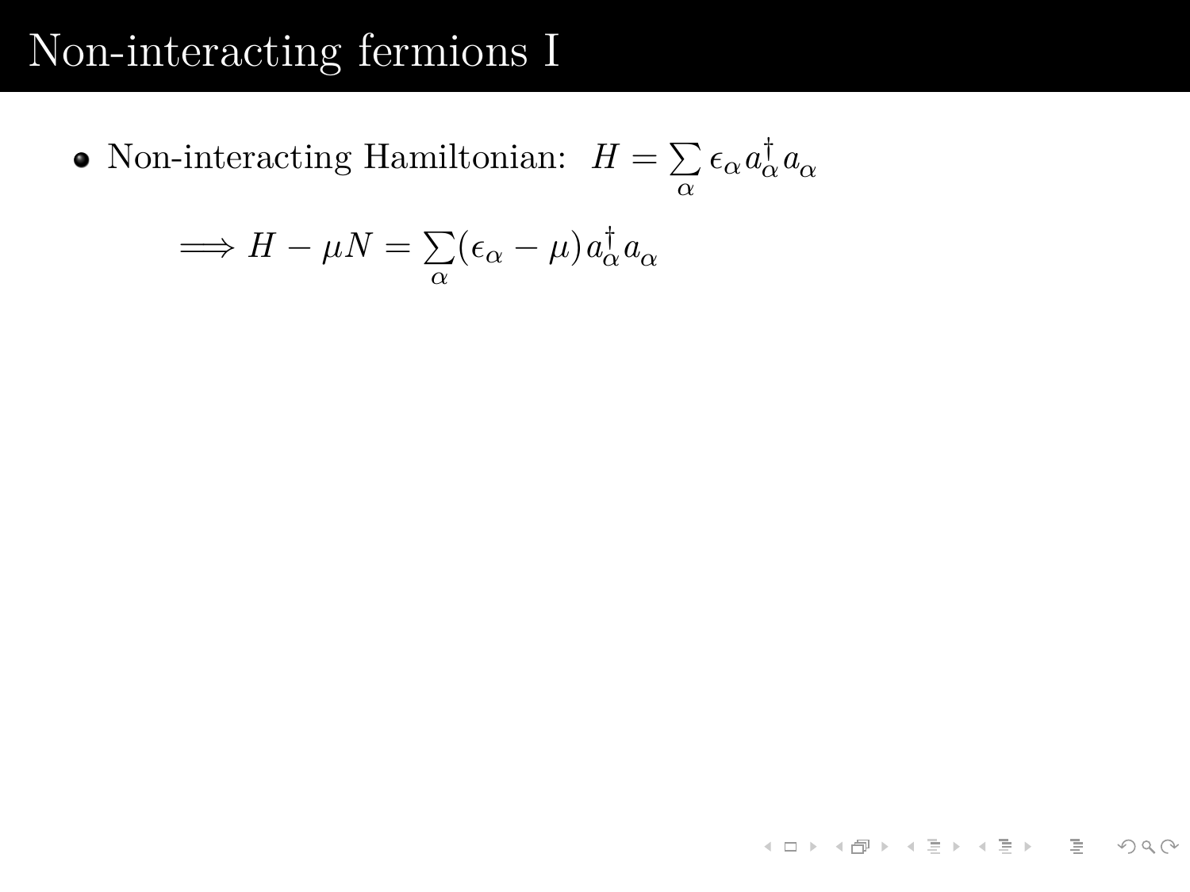# Non-interacting fermions I

- Non-interacting Hamiltonian: $H = \sum_\alpha \epsilon_\alpha a_\alpha^\dagger a_\alpha$

$$\implies H - \mu N = \sum_\alpha (\epsilon_\alpha - \mu) a_\alpha^\dagger a_\alpha$$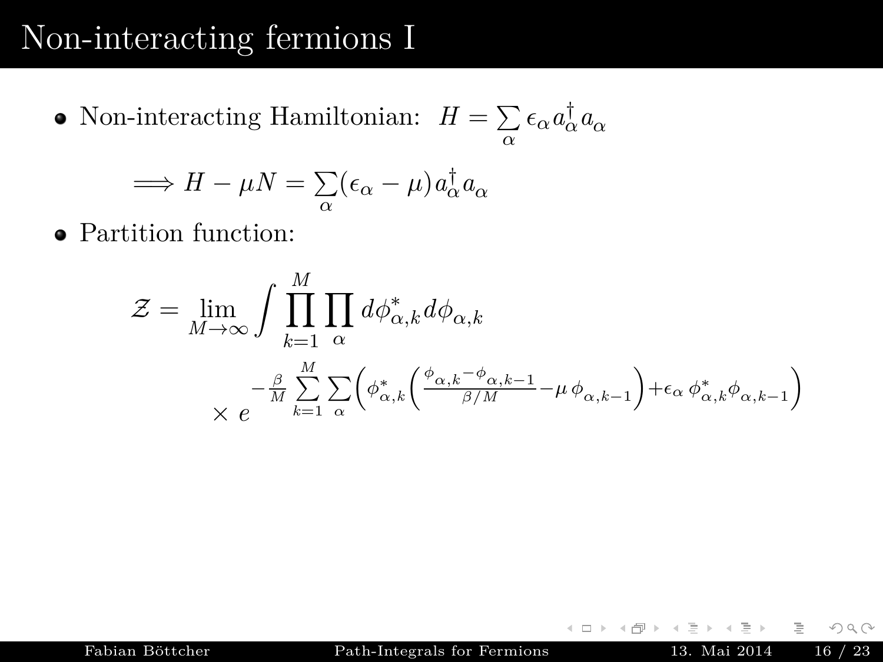# Non-interacting fermions I

- Non-interacting Hamiltonian: $H = \sum_{\alpha} \epsilon_\alpha a_\alpha^\dagger a_\alpha$

$$\implies H - \mu N = \sum_{\alpha} (\epsilon_\alpha - \mu) a_\alpha^\dagger a_\alpha$$

- Partition function:

$$\mathcal{Z} = \lim_{M \to \infty} \int \prod_{k=1}^{M} \prod_{\alpha} d\phi_{\alpha,k}^* d\phi_{\alpha,k}$$

$$\times\, e^{-\frac{\beta}{M} \sum_{k=1}^{M} \sum_{\alpha} \left( \phi_{\alpha,k}^* \left( \frac{\phi_{\alpha,k} - \phi_{\alpha,k-1}}{\beta/M} - \mu\, \phi_{\alpha,k-1} \right) + \epsilon_\alpha\, \phi_{\alpha,k}^* \phi_{\alpha,k-1} \right)}$$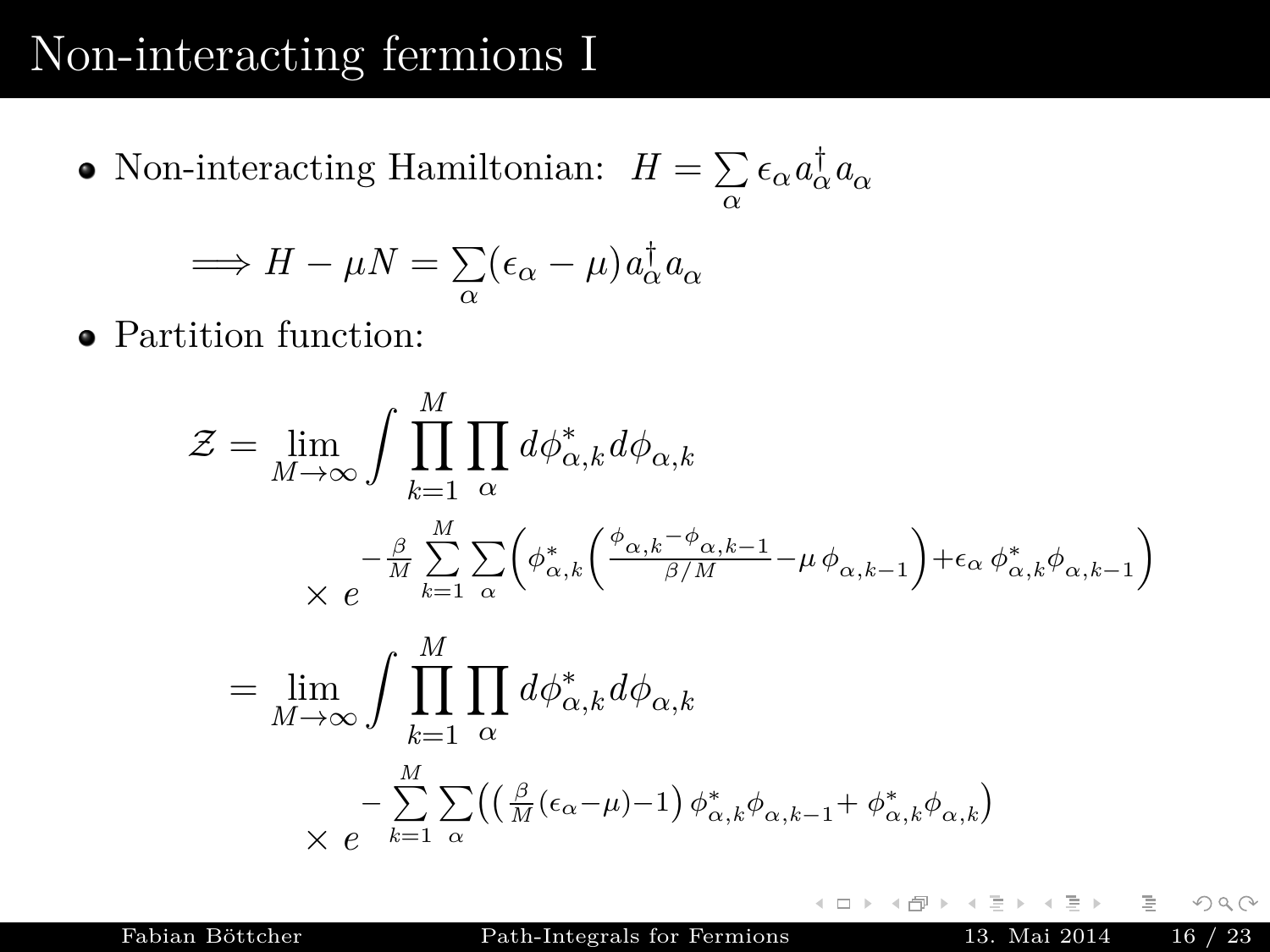# Non-interacting fermions I

- Non-interacting Hamiltonian: $H = \sum_\alpha \epsilon_\alpha a_\alpha^\dagger a_\alpha$

$$\Longrightarrow H - \mu N = \sum_\alpha (\epsilon_\alpha - \mu) a_\alpha^\dagger a_\alpha$$

- Partition function:

$$\mathcal{Z} = \lim_{M\to\infty} \int \prod_{k=1}^{M} \prod_\alpha d\phi_{\alpha,k}^* d\phi_{\alpha,k} \times e^{-\frac{\beta}{M} \sum_{k=1}^{M} \sum_\alpha \left( \phi_{\alpha,k}^* \left( \frac{\phi_{\alpha,k} - \phi_{\alpha,k-1}}{\beta/M} - \mu\, \phi_{\alpha,k-1} \right) + \epsilon_\alpha\, \phi_{\alpha,k}^* \phi_{\alpha,k-1} \right)}$$

$$= \lim_{M\to\infty} \int \prod_{k=1}^{M} \prod_\alpha d\phi_{\alpha,k}^* d\phi_{\alpha,k} \times e^{-\sum_{k=1}^{M} \sum_\alpha \left( \left( \frac{\beta}{M} (\epsilon_\alpha - \mu) - 1 \right) \phi_{\alpha,k}^* \phi_{\alpha,k-1} + \phi_{\alpha,k}^* \phi_{\alpha,k} \right)}$$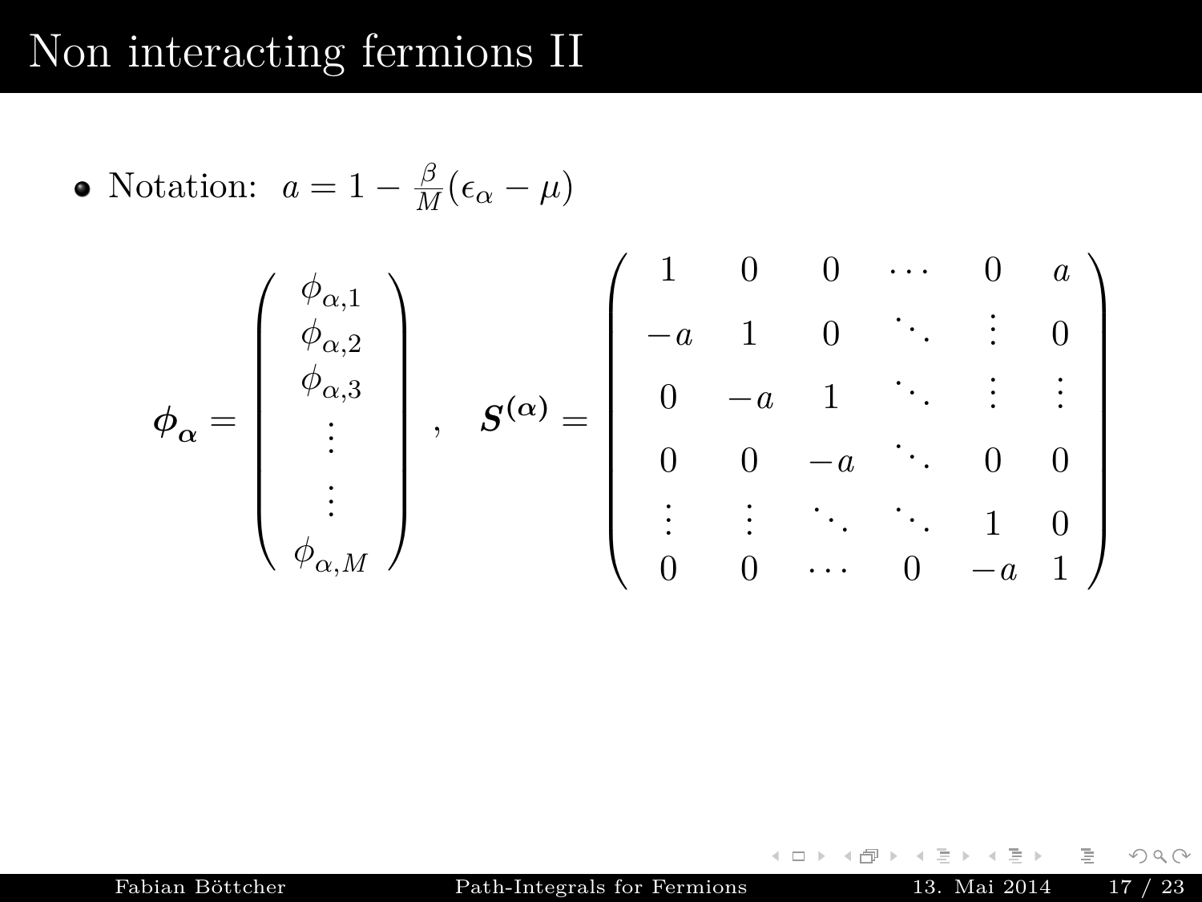# Non interacting fermions II

- Notation: $a = 1 - \frac{\beta}{M}(\epsilon_\alpha - \mu)$

$$
\boldsymbol{\phi_\alpha} = \begin{pmatrix} \phi_{\alpha,1} \\ \phi_{\alpha,2} \\ \phi_{\alpha,3} \\ \vdots \\ \vdots \\ \phi_{\alpha,M} \end{pmatrix} \quad , \quad \boldsymbol{S^{(\alpha)}} = \begin{pmatrix} 1 & 0 & 0 & \cdots & 0 & a \\ -a & 1 & 0 & \ddots & \vdots & 0 \\ 0 & -a & 1 & \ddots & \vdots & \vdots \\ 0 & 0 & -a & \ddots & 0 & 0 \\ \vdots & \vdots & \ddots & \ddots & 1 & 0 \\ 0 & 0 & \cdots & 0 & -a & 1 \end{pmatrix}
$$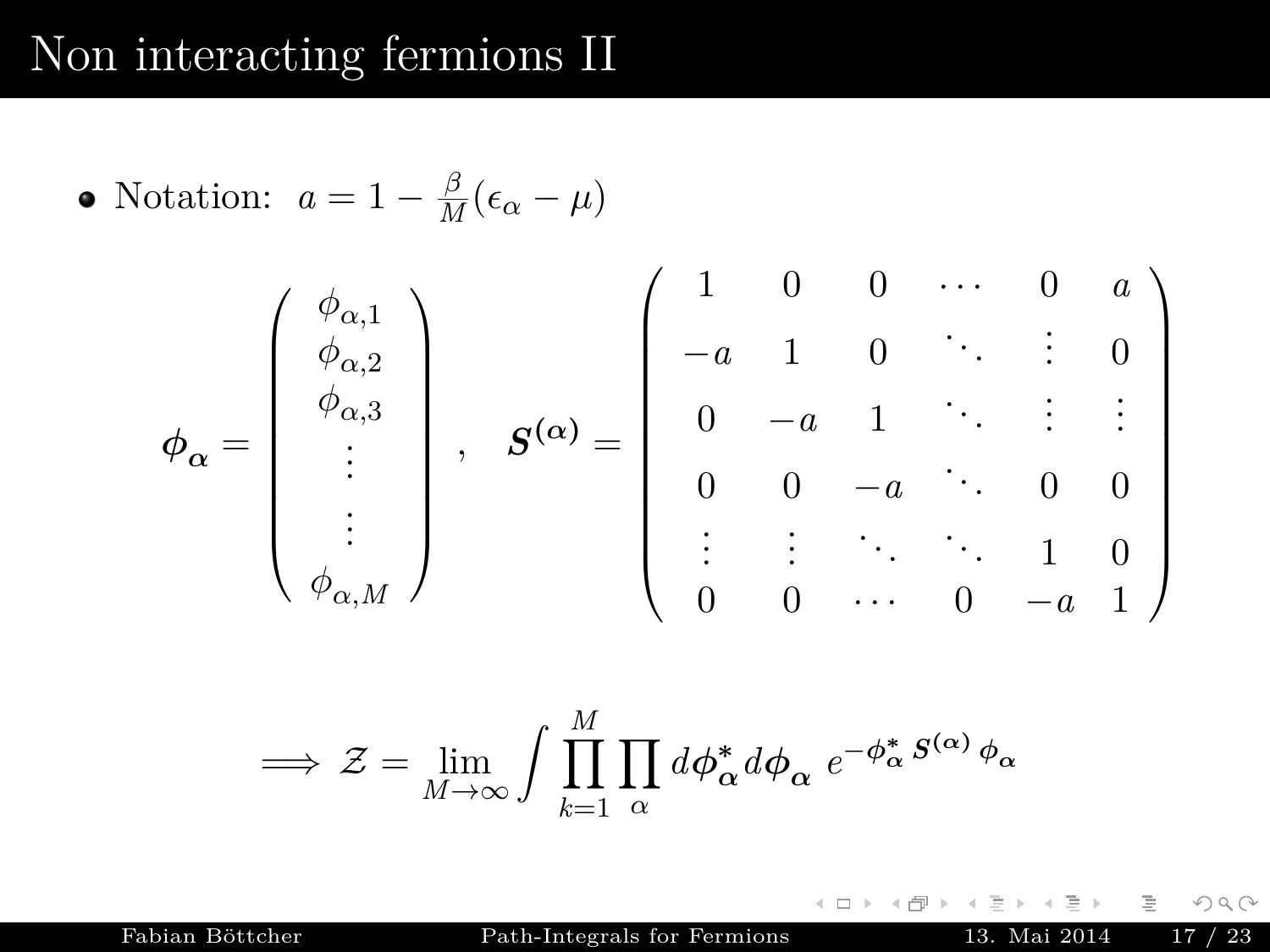# Non interacting fermions II

- Notation: $a = 1 - \frac{\beta}{M}(\epsilon_\alpha - \mu)$

$$
\boldsymbol{\phi_\alpha} = \begin{pmatrix} \phi_{\alpha,1} \\ \phi_{\alpha,2} \\ \phi_{\alpha,3} \\ \vdots \\ \vdots \\ \phi_{\alpha,M} \end{pmatrix} \quad , \quad \boldsymbol{S^{(\alpha)}} = \begin{pmatrix} 1 & 0 & 0 & \cdots & 0 & a \\ -a & 1 & 0 & \ddots & \vdots & 0 \\ 0 & -a & 1 & \ddots & \vdots & \vdots \\ 0 & 0 & -a & \ddots & 0 & 0 \\ \vdots & \vdots & \ddots & \ddots & 1 & 0 \\ 0 & 0 & \cdots & 0 & -a & 1 \end{pmatrix}
$$

$$
\Longrightarrow \mathcal{Z} = \lim_{M \to \infty} \int \prod_{k=1}^{M} \prod_{\alpha} d\boldsymbol{\phi}^*_{\boldsymbol{\alpha}} d\boldsymbol{\phi}_{\boldsymbol{\alpha}} \; e^{-\boldsymbol{\phi}^*_{\boldsymbol{\alpha}} \boldsymbol{S^{(\alpha)}} \boldsymbol{\phi}_{\boldsymbol{\alpha}}}
$$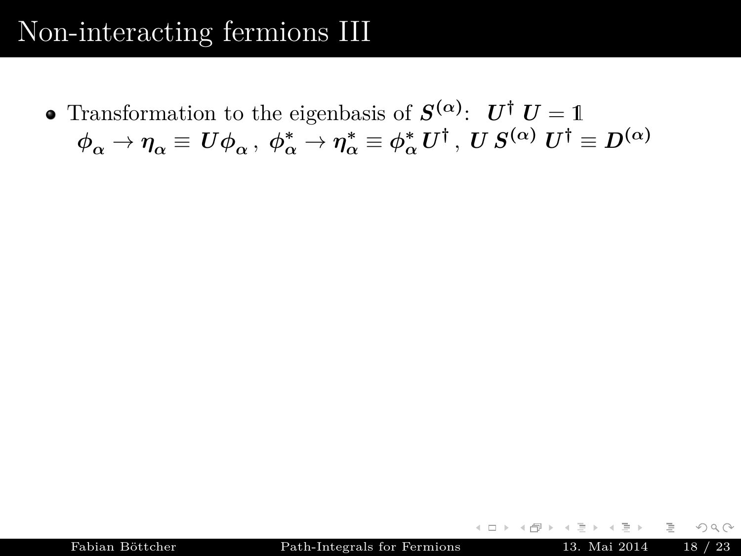# Non-interacting fermions III

- Transformation to the eigenbasis of $\boldsymbol{S^{(\alpha)}}$: $\boldsymbol{U^\dagger \, U} = \mathbb{1}$
  $\boldsymbol{\phi_\alpha \to \eta_\alpha \equiv U \phi_\alpha}\,,\ \boldsymbol{\phi^*_\alpha \to \eta^*_\alpha \equiv \phi^*_\alpha U^\dagger}\,,\ \boldsymbol{U\, S^{(\alpha)}\, U^\dagger \equiv D^{(\alpha)}}$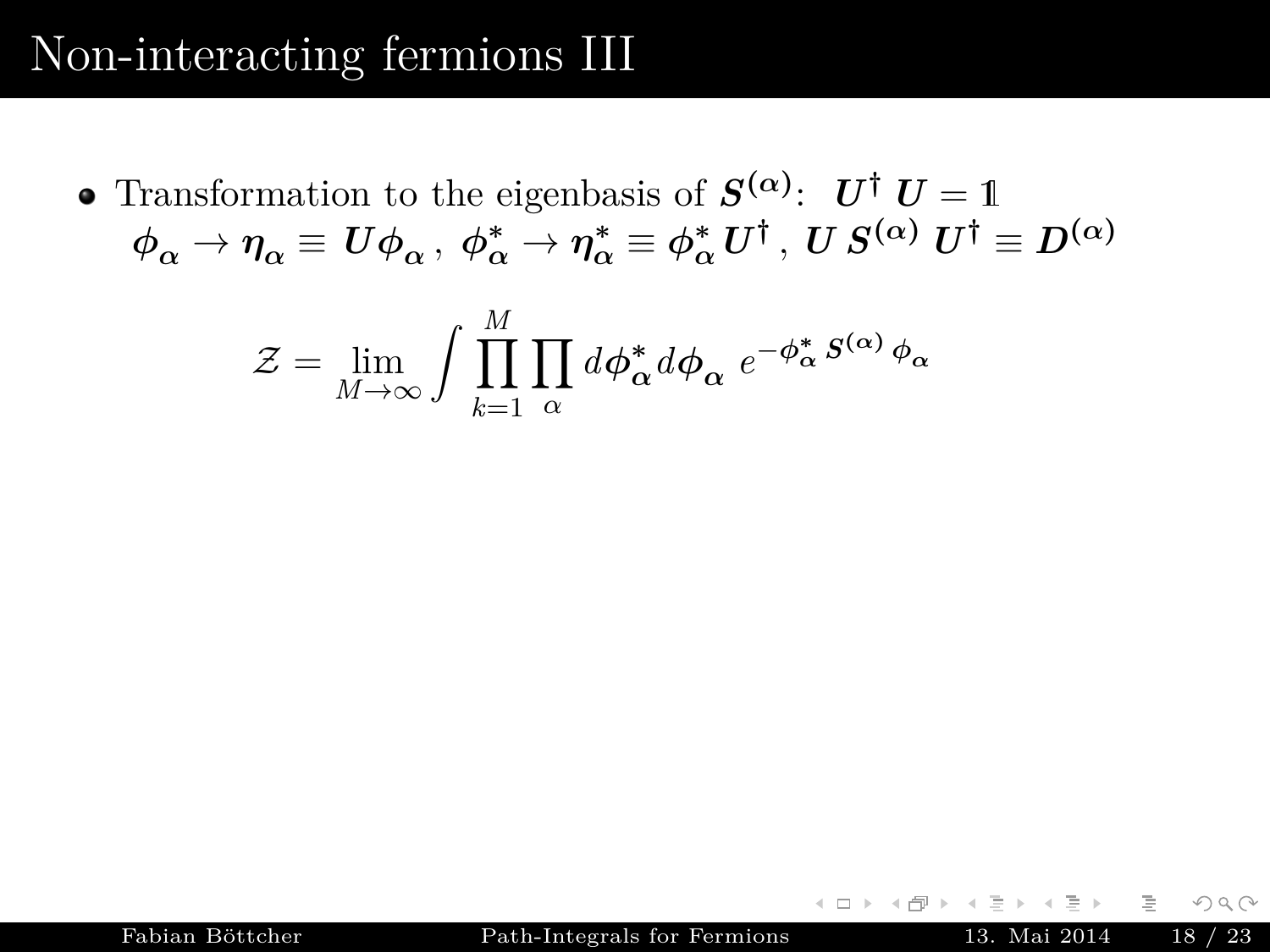# Non-interacting fermions III

- Transformation to the eigenbasis of $\boldsymbol{S^{(\alpha)}}$: $\boldsymbol{U}^\dagger\,\boldsymbol{U} = \mathbb{1}$
  $\boldsymbol{\phi_\alpha} \to \boldsymbol{\eta_\alpha} \equiv \boldsymbol{U}\boldsymbol{\phi_\alpha}\,,\ \boldsymbol{\phi^*_\alpha} \to \boldsymbol{\eta^*_\alpha} \equiv \boldsymbol{\phi^*_\alpha}\boldsymbol{U}^\dagger\,,\ \boldsymbol{U}\,\boldsymbol{S^{(\alpha)}}\,\boldsymbol{U}^\dagger \equiv \boldsymbol{D^{(\alpha)}}$

$$\mathcal{Z} = \lim_{M\to\infty} \int \prod_{k=1}^{M} \prod_{\alpha} d\boldsymbol{\phi^*_\alpha} d\boldsymbol{\phi_\alpha}\; e^{-\boldsymbol{\phi^*_\alpha}\,\boldsymbol{S^{(\alpha)}}\,\boldsymbol{\phi_\alpha}}$$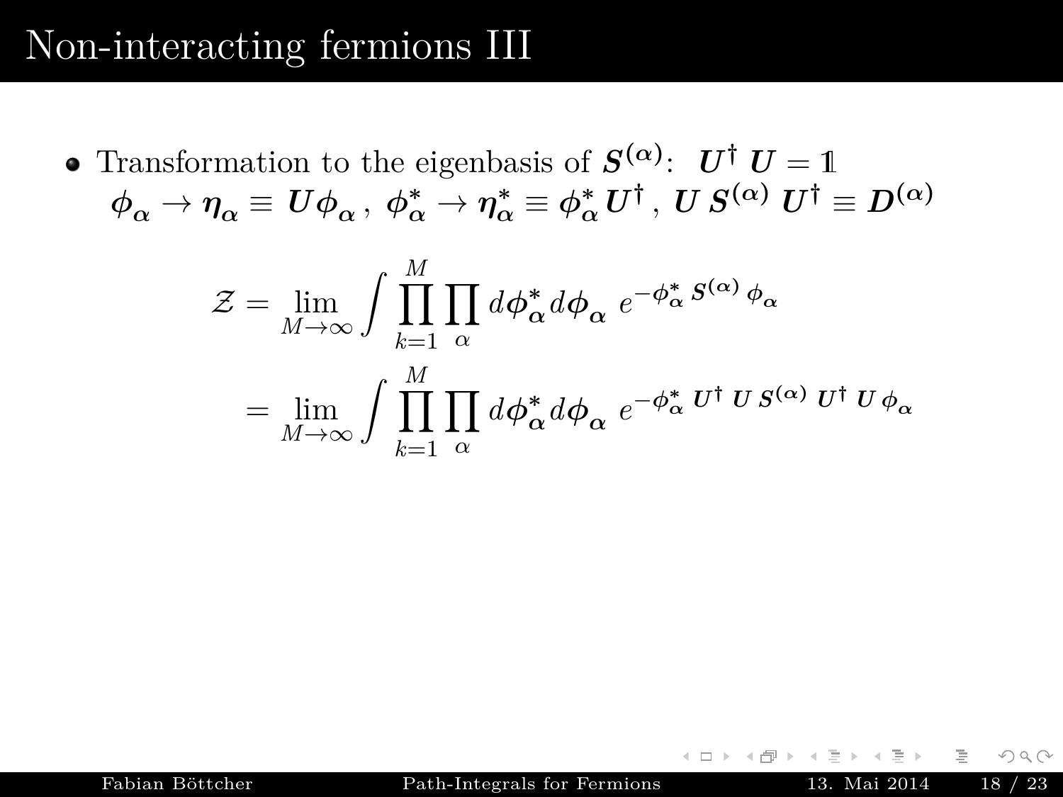# Non-interacting fermions III

- Transformation to the eigenbasis of $\boldsymbol{S^{(\alpha)}}$: $\boldsymbol{U}^\dagger \, \boldsymbol{U} = \mathbb{1}$
  $\boldsymbol{\phi_\alpha} \to \boldsymbol{\eta_\alpha} \equiv \boldsymbol{U}\boldsymbol{\phi_\alpha} \,,\ \boldsymbol{\phi^*_\alpha} \to \boldsymbol{\eta^*_\alpha} \equiv \boldsymbol{\phi^*_\alpha}\boldsymbol{U}^\dagger \,,\ \boldsymbol{U}\,\boldsymbol{S^{(\alpha)}}\,\boldsymbol{U}^\dagger \equiv \boldsymbol{D^{(\alpha)}}$

$$
\begin{aligned}
\mathcal{Z} &= \lim_{M\to\infty} \int \prod_{k=1}^{M} \prod_{\alpha} d\boldsymbol{\phi^*_\alpha} d\boldsymbol{\phi_\alpha} \; e^{-\boldsymbol{\phi^*_\alpha}\,\boldsymbol{S^{(\alpha)}}\,\boldsymbol{\phi_\alpha}} \\
&= \lim_{M\to\infty} \int \prod_{k=1}^{M} \prod_{\alpha} d\boldsymbol{\phi^*_\alpha} d\boldsymbol{\phi_\alpha} \; e^{-\boldsymbol{\phi^*_\alpha}\,\boldsymbol{U}^\dagger\,\boldsymbol{U}\,\boldsymbol{S^{(\alpha)}}\,\boldsymbol{U}^\dagger\,\boldsymbol{U}\,\boldsymbol{\phi_\alpha}}
\end{aligned}
$$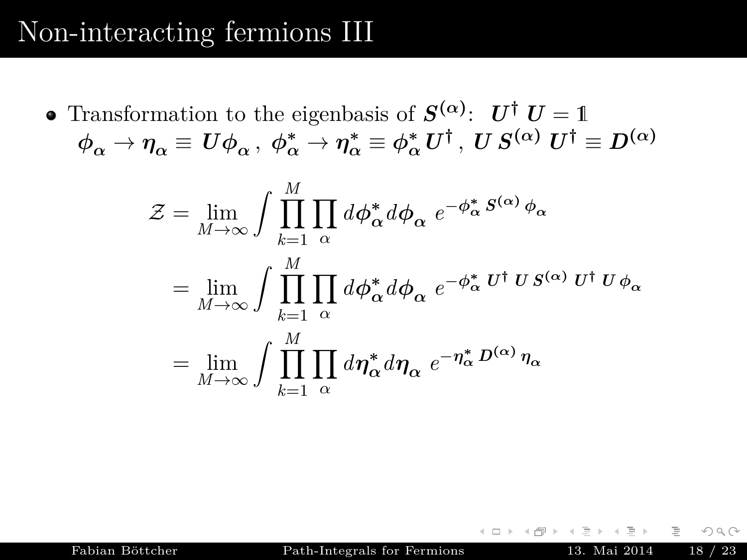# Non-interacting fermions III

- Transformation to the eigenbasis of $\boldsymbol{S^{(\alpha)}}$: $\boldsymbol{U}^\dagger\,\boldsymbol{U} = \mathbb{1}$
  $\boldsymbol{\phi_\alpha} \to \boldsymbol{\eta_\alpha} \equiv \boldsymbol{U}\boldsymbol{\phi_\alpha}\,,\ \boldsymbol{\phi^*_\alpha} \to \boldsymbol{\eta^*_\alpha} \equiv \boldsymbol{\phi^*_\alpha}\boldsymbol{U}^\dagger\,,\ \boldsymbol{U}\,\boldsymbol{S^{(\alpha)}}\,\boldsymbol{U}^\dagger \equiv \boldsymbol{D^{(\alpha)}}$

$$
\begin{aligned}
\mathcal{Z} &= \lim_{M\to\infty} \int \prod_{k=1}^{M} \prod_{\alpha} d\boldsymbol{\phi^*_\alpha} d\boldsymbol{\phi_\alpha}\ e^{-\boldsymbol{\phi^*_\alpha}\,\boldsymbol{S^{(\alpha)}}\,\boldsymbol{\phi_\alpha}} \\
&= \lim_{M\to\infty} \int \prod_{k=1}^{M} \prod_{\alpha} d\boldsymbol{\phi^*_\alpha} d\boldsymbol{\phi_\alpha}\ e^{-\boldsymbol{\phi^*_\alpha}\,\boldsymbol{U}^\dagger\,\boldsymbol{U}\,\boldsymbol{S^{(\alpha)}}\,\boldsymbol{U}^\dagger\,\boldsymbol{U}\,\boldsymbol{\phi_\alpha}} \\
&= \lim_{M\to\infty} \int \prod_{k=1}^{M} \prod_{\alpha} d\boldsymbol{\eta^*_\alpha} d\boldsymbol{\eta_\alpha}\ e^{-\boldsymbol{\eta^*_\alpha}\,\boldsymbol{D^{(\alpha)}}\,\boldsymbol{\eta_\alpha}}
\end{aligned}
$$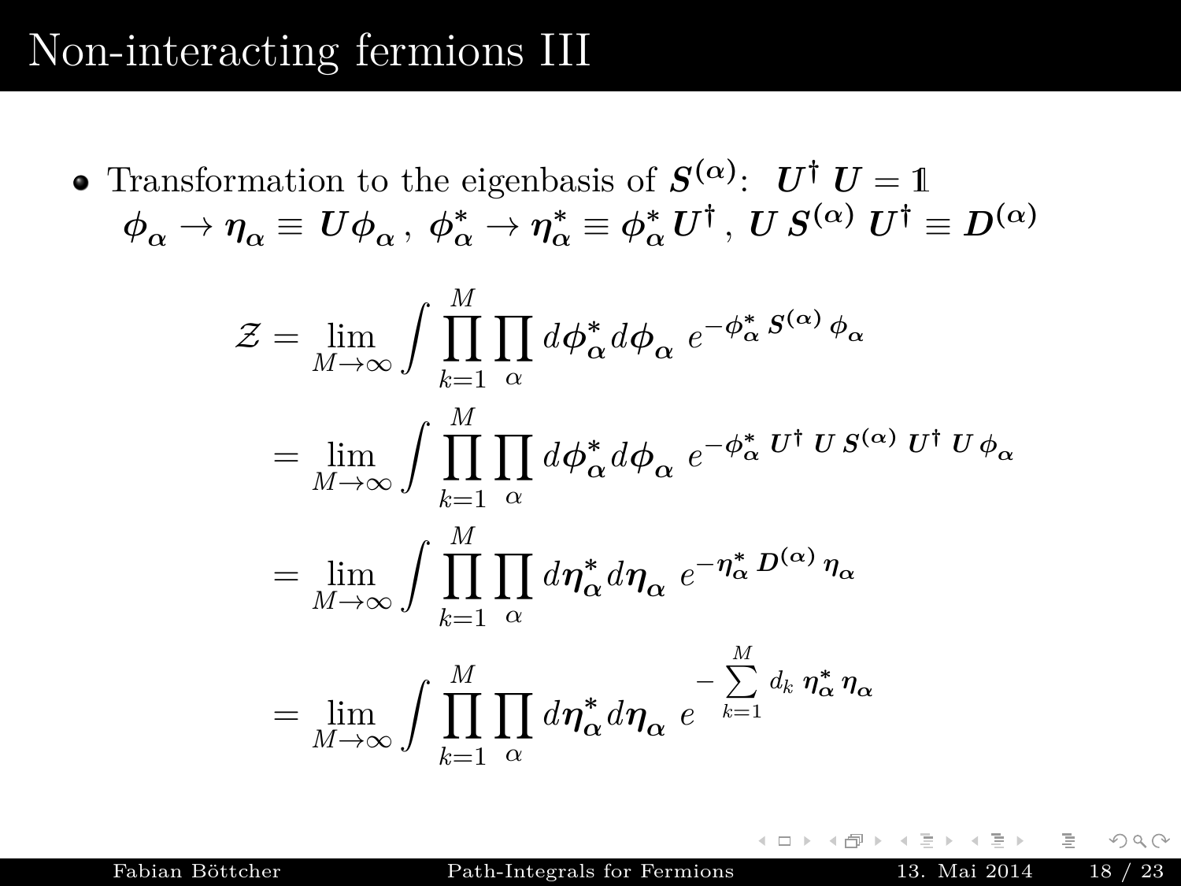# Non-interacting fermions III

- Transformation to the eigenbasis of $\boldsymbol{S^{(\alpha)}}$: $\boldsymbol{U^\dagger \, U} = \mathbb{1}$
  $\boldsymbol{\phi_\alpha} \to \boldsymbol{\eta_\alpha} \equiv \boldsymbol{U \phi_\alpha}$, $\boldsymbol{\phi^*_\alpha} \to \boldsymbol{\eta^*_\alpha} \equiv \boldsymbol{\phi^*_\alpha U^\dagger}$, $\boldsymbol{U \, S^{(\alpha)} \, U^\dagger} \equiv \boldsymbol{D^{(\alpha)}}$

$$
\begin{aligned}
\mathcal{Z} &= \lim_{M\to\infty} \int \prod_{k=1}^{M} \prod_{\alpha} d\boldsymbol{\phi^*_\alpha} d\boldsymbol{\phi_\alpha} \; e^{-\boldsymbol{\phi^*_\alpha} \, \boldsymbol{S^{(\alpha)}} \, \boldsymbol{\phi_\alpha}} \\
&= \lim_{M\to\infty} \int \prod_{k=1}^{M} \prod_{\alpha} d\boldsymbol{\phi^*_\alpha} d\boldsymbol{\phi_\alpha} \; e^{-\boldsymbol{\phi^*_\alpha} \, \boldsymbol{U^\dagger} \, \boldsymbol{U} \, \boldsymbol{S^{(\alpha)}} \, \boldsymbol{U^\dagger} \, \boldsymbol{U} \, \boldsymbol{\phi_\alpha}} \\
&= \lim_{M\to\infty} \int \prod_{k=1}^{M} \prod_{\alpha} d\boldsymbol{\eta^*_\alpha} d\boldsymbol{\eta_\alpha} \; e^{-\boldsymbol{\eta^*_\alpha} \, \boldsymbol{D^{(\alpha)}} \, \boldsymbol{\eta_\alpha}} \\
&= \lim_{M\to\infty} \int \prod_{k=1}^{M} \prod_{\alpha} d\boldsymbol{\eta^*_\alpha} d\boldsymbol{\eta_\alpha} \; e^{-\sum_{k=1}^{M} d_k \, \boldsymbol{\eta^*_\alpha} \, \boldsymbol{\eta_\alpha}}
\end{aligned}
$$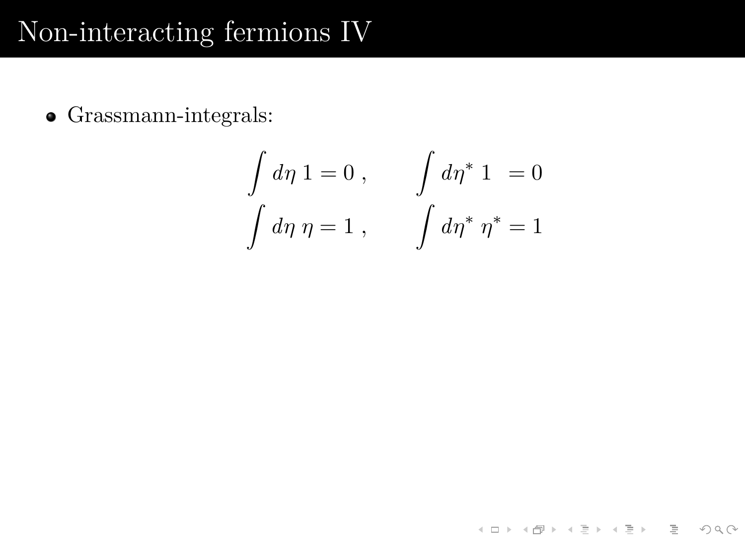# Non-interacting fermions IV

- Grassmann-integrals:

$$
\begin{aligned}
\int d\eta \, 1 = 0 \, , \qquad & \int d\eta^* \, 1 \;\; = 0 \\
\int d\eta \, \eta = 1 \, , \qquad & \int d\eta^* \, \eta^* = 1
\end{aligned}
$$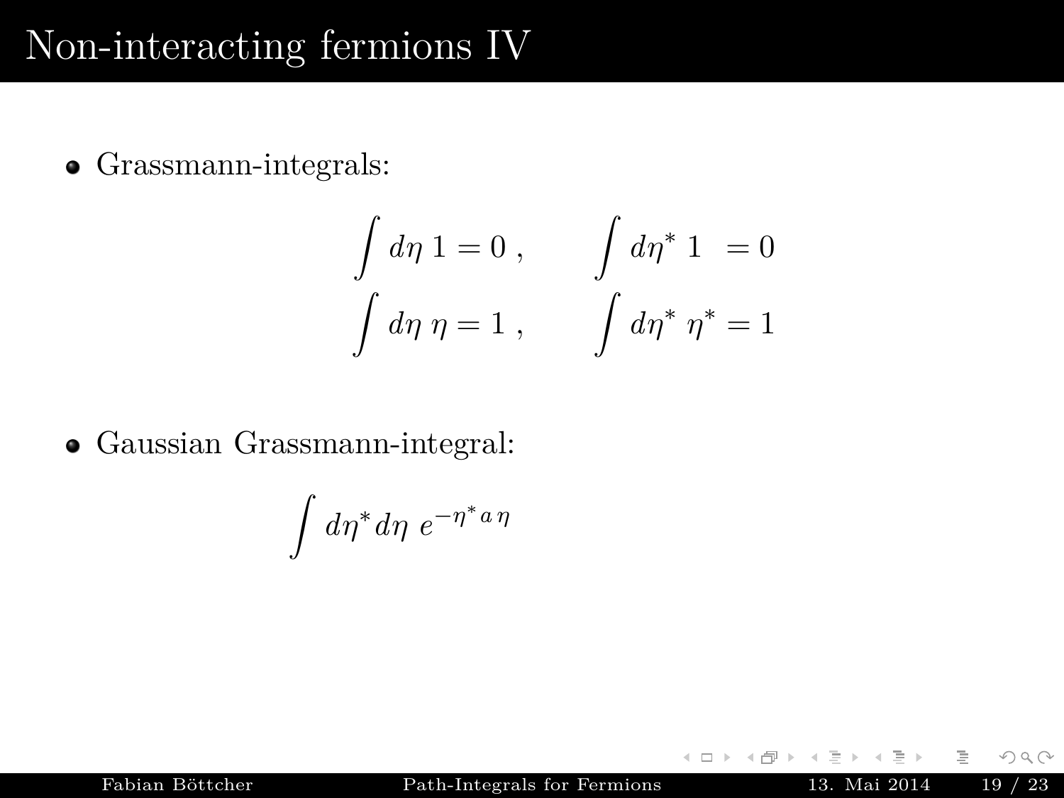# Non-interacting fermions IV

- Grassmann-integrals:

$$
\begin{aligned}
\int d\eta \, 1 &= 0 \, , \qquad & \int d\eta^* \, 1 \;\; &= 0 \\
\int d\eta \, \eta &= 1 \, , \qquad & \int d\eta^* \, \eta^* &= 1
\end{aligned}
$$

- Gaussian Grassmann-integral:

$$
\int d\eta^* d\eta \; e^{-\eta^* a \, \eta}
$$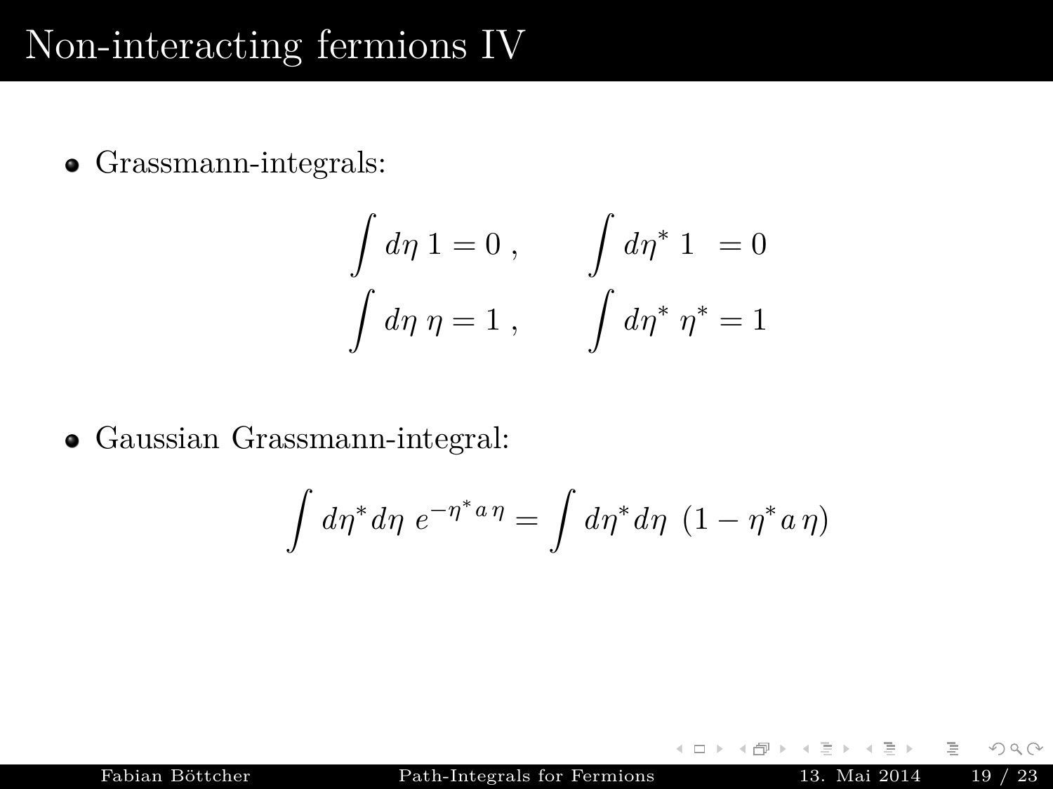# Non-interacting fermions IV

- Grassmann-integrals:

$$\int d\eta \, 1 = 0 \,, \qquad \int d\eta^* \, 1 \;\; = 0$$

$$\int d\eta \, \eta = 1 \,, \qquad \int d\eta^* \, \eta^* = 1$$

- Gaussian Grassmann-integral:

$$\int d\eta^* d\eta \; e^{-\eta^* a \, \eta} = \int d\eta^* d\eta \; (1 - \eta^* a \, \eta)$$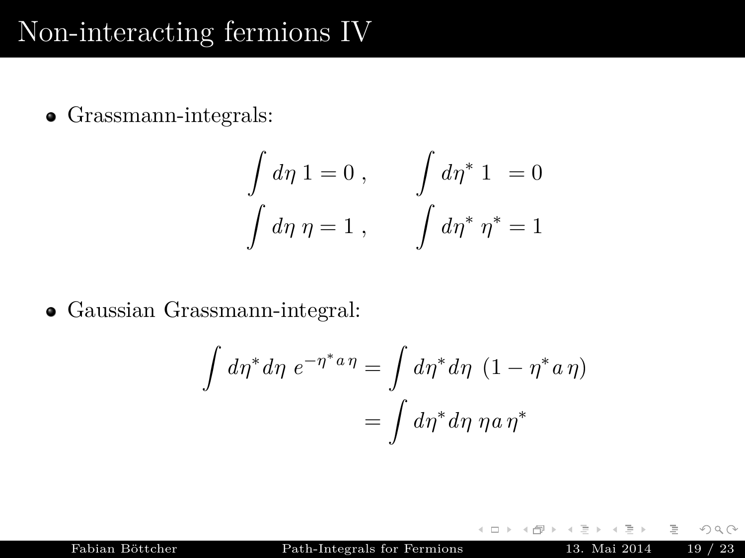# Non-interacting fermions IV

- Grassmann-integrals:

$$\int d\eta \, 1 = 0 \, , \qquad \int d\eta^* \, 1 \;\; = 0$$
$$\int d\eta \, \eta = 1 \, , \qquad \int d\eta^* \, \eta^* = 1$$

- Gaussian Grassmann-integral:

$$\int d\eta^* d\eta \; e^{-\eta^* a \, \eta} = \int d\eta^* d\eta \; (1 - \eta^* a \, \eta)$$
$$= \int d\eta^* d\eta \; \eta a \, \eta^*$$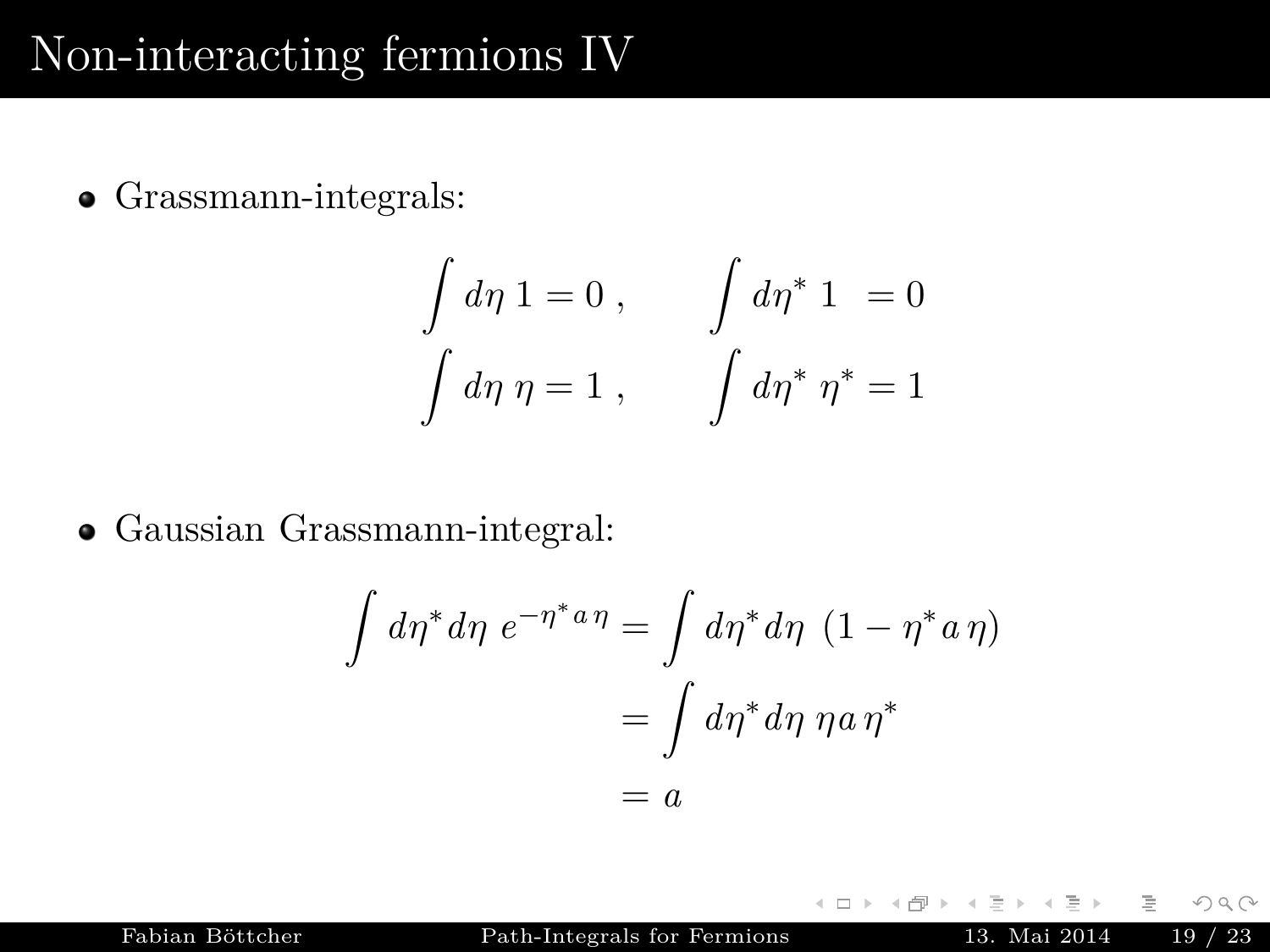# Non-interacting fermions IV

- Grassmann-integrals:

$$\int d\eta \, 1 = 0 \,, \qquad \int d\eta^* \, 1 \; = 0$$
$$\int d\eta \, \eta = 1 \,, \qquad \int d\eta^* \, \eta^* = 1$$

- Gaussian Grassmann-integral:

$$\begin{aligned}
\int d\eta^* d\eta \; e^{-\eta^* a \, \eta} &= \int d\eta^* d\eta \; (1 - \eta^* a \, \eta) \\
&= \int d\eta^* d\eta \; \eta a \, \eta^* \\
&= a
\end{aligned}$$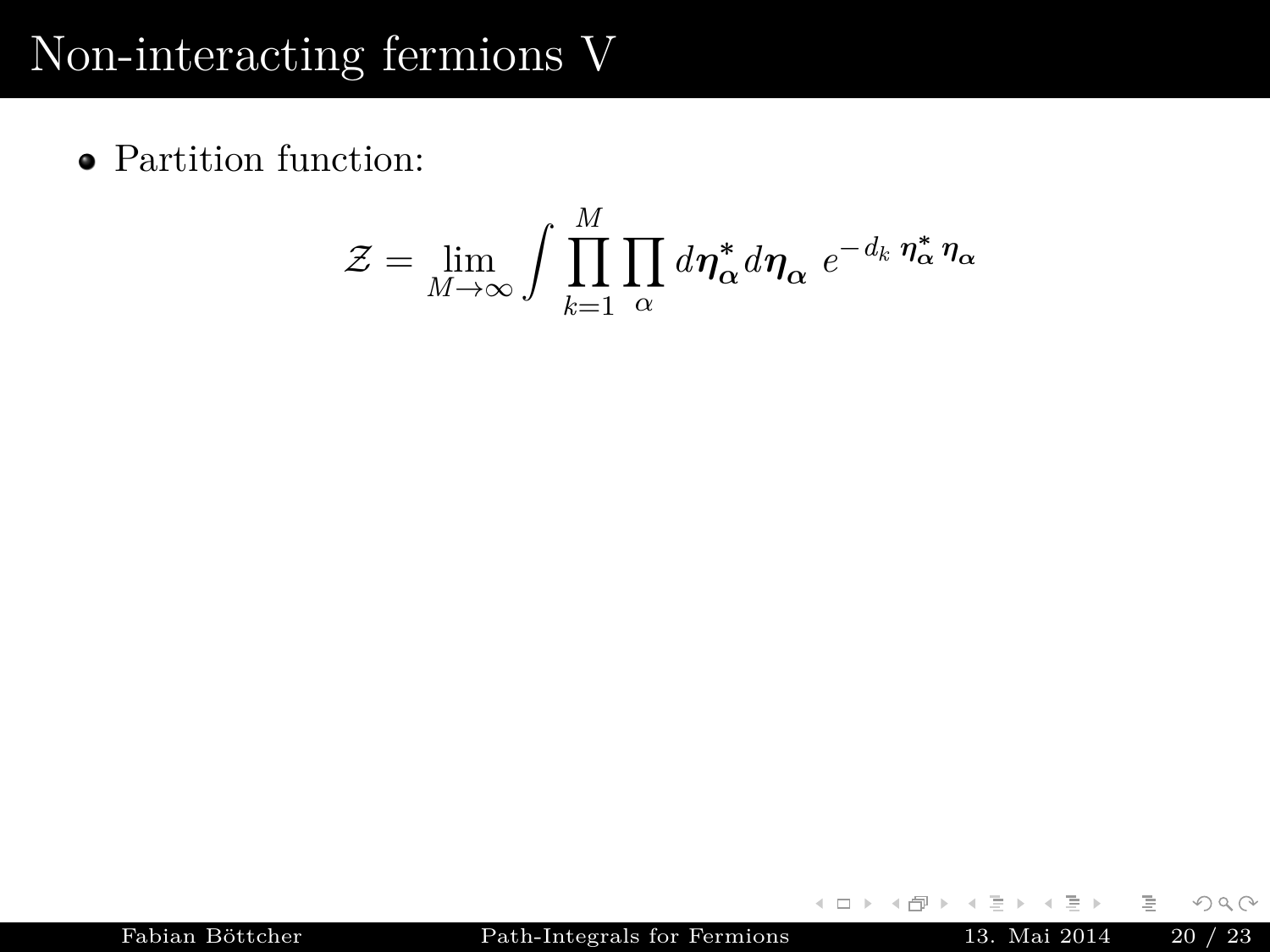# Non-interacting fermions V

- Partition function:

$$\mathcal{Z} = \lim_{M\to\infty} \int \prod_{k=1}^{M} \prod_{\alpha} d\boldsymbol{\eta}^*_{\boldsymbol{\alpha}} d\boldsymbol{\eta}_{\boldsymbol{\alpha}} \; e^{-d_k \; \boldsymbol{\eta}^*_{\boldsymbol{\alpha}} \boldsymbol{\eta}_{\boldsymbol{\alpha}}}$$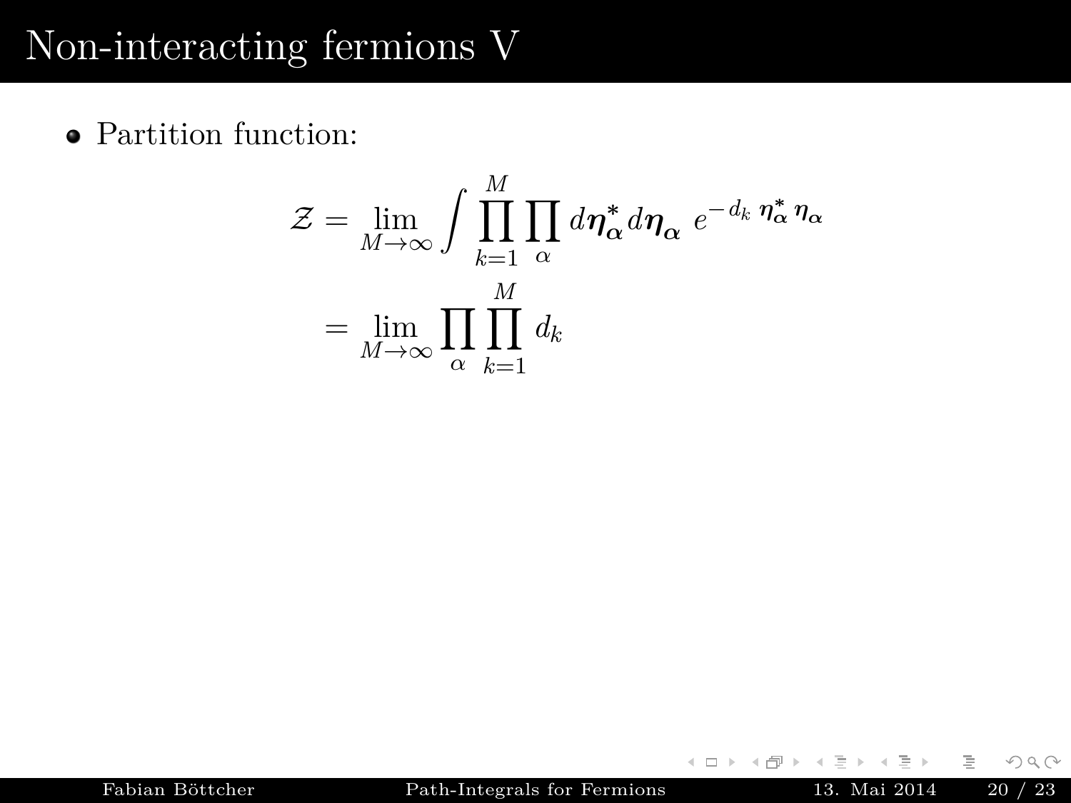# Non-interacting fermions V

- Partition function:

$$
\begin{aligned}
\mathcal{Z} &= \lim_{M\to\infty} \int \prod_{k=1}^{M} \prod_{\alpha} d\boldsymbol{\eta}_{\boldsymbol{\alpha}}^{*} d\boldsymbol{\eta}_{\boldsymbol{\alpha}} \; e^{-d_k \, \boldsymbol{\eta}_{\boldsymbol{\alpha}}^{*} \boldsymbol{\eta}_{\boldsymbol{\alpha}}} \\
&= \lim_{M\to\infty} \prod_{\alpha} \prod_{k=1}^{M} d_k
\end{aligned}
$$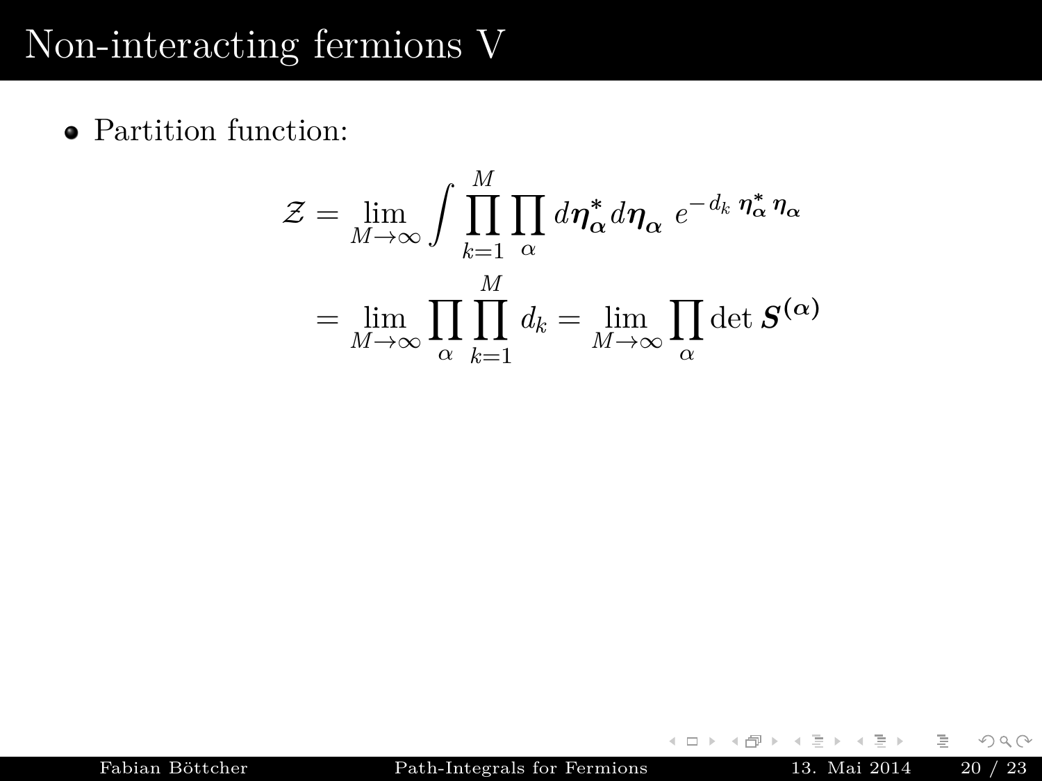# Non-interacting fermions V

- Partition function:

$$
\begin{aligned}
\mathcal{Z} &= \lim_{M\to\infty} \int \prod_{k=1}^{M} \prod_{\alpha} d\boldsymbol{\eta}_{\boldsymbol{\alpha}}^{*} d\boldsymbol{\eta}_{\boldsymbol{\alpha}} \; e^{-d_k \; \boldsymbol{\eta}_{\boldsymbol{\alpha}}^{*} \boldsymbol{\eta}_{\boldsymbol{\alpha}}} \\
&= \lim_{M\to\infty} \prod_{\alpha} \prod_{k=1}^{M} d_k = \lim_{M\to\infty} \prod_{\alpha} \det \boldsymbol{S}^{(\boldsymbol{\alpha})}
\end{aligned}
$$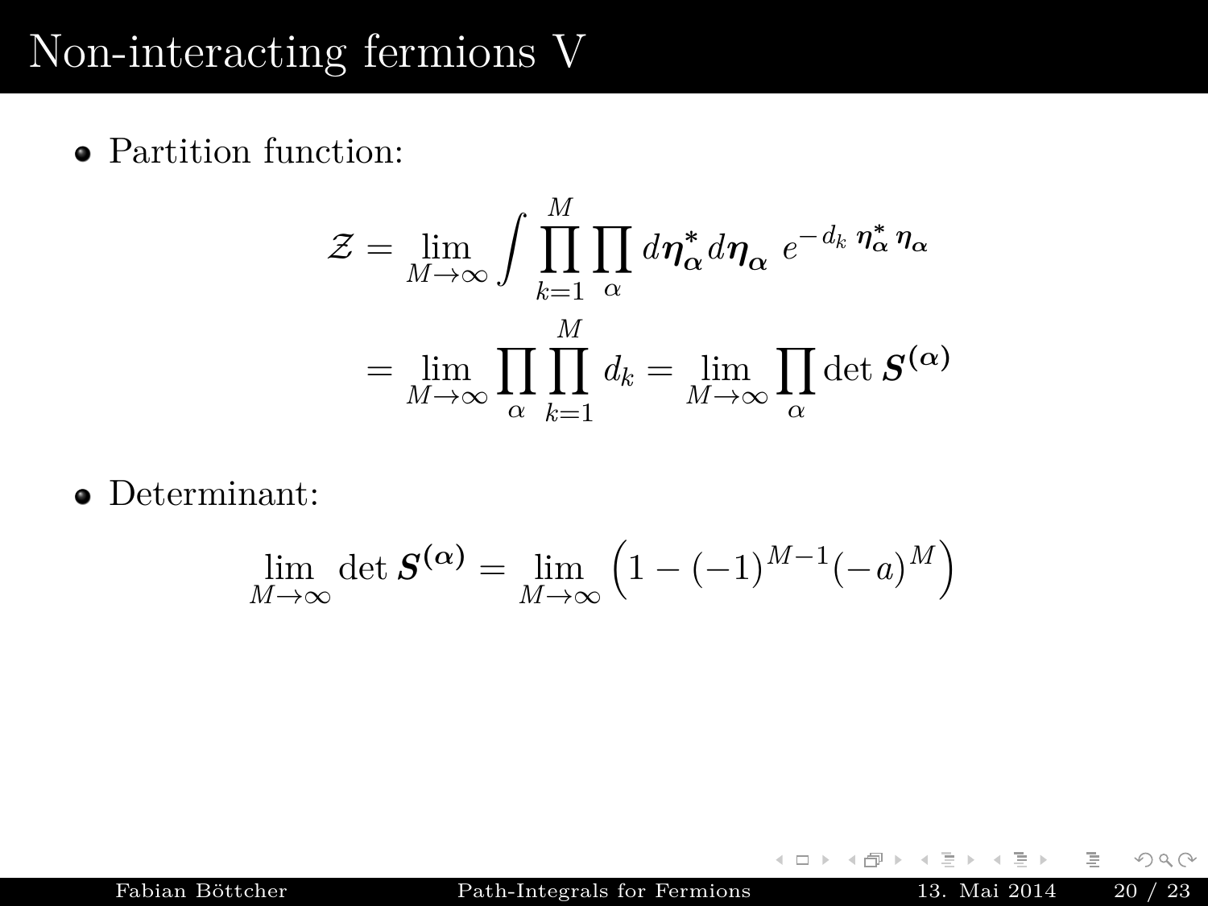# Non-interacting fermions V

- Partition function:

$$
\begin{aligned}
\mathcal{Z} &= \lim_{M\to\infty} \int \prod_{k=1}^{M} \prod_{\alpha} d\boldsymbol{\eta}^*_{\boldsymbol{\alpha}} d\boldsymbol{\eta}_{\boldsymbol{\alpha}} \; e^{-d_k \, \boldsymbol{\eta}^*_{\boldsymbol{\alpha}} \boldsymbol{\eta}_{\boldsymbol{\alpha}}} \\
&= \lim_{M\to\infty} \prod_{\alpha} \prod_{k=1}^{M} d_k = \lim_{M\to\infty} \prod_{\alpha} \det \boldsymbol{S}^{(\boldsymbol{\alpha})}
\end{aligned}
$$

- Determinant:

$$
\lim_{M\to\infty} \det \boldsymbol{S}^{(\boldsymbol{\alpha})} = \lim_{M\to\infty} \left(1 - (-1)^{M-1}(-a)^M\right)
$$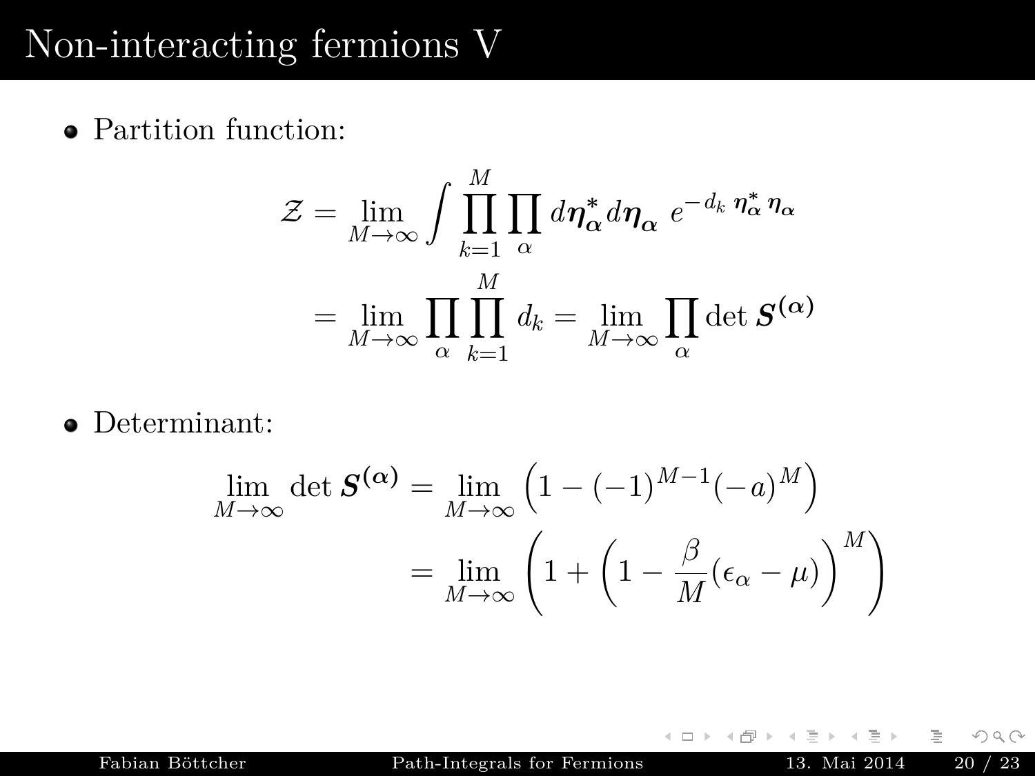# Non-interacting fermions V

- Partition function:

$$
\begin{aligned}
\mathcal{Z} &= \lim_{M\to\infty} \int \prod_{k=1}^{M} \prod_{\alpha} d\boldsymbol{\eta}_{\boldsymbol{\alpha}}^{*} d\boldsymbol{\eta}_{\boldsymbol{\alpha}} \; e^{-d_k \, \boldsymbol{\eta}_{\boldsymbol{\alpha}}^{*} \boldsymbol{\eta}_{\boldsymbol{\alpha}}} \\
&= \lim_{M\to\infty} \prod_{\alpha} \prod_{k=1}^{M} d_k = \lim_{M\to\infty} \prod_{\alpha} \det \boldsymbol{S}^{(\boldsymbol{\alpha})}
\end{aligned}
$$

- Determinant:

$$
\begin{aligned}
\lim_{M\to\infty} \det \boldsymbol{S}^{(\boldsymbol{\alpha})} &= \lim_{M\to\infty} \left(1 - (-1)^{M-1}(-a)^{M}\right) \\
&= \lim_{M\to\infty} \left(1 + \left(1 - \frac{\beta}{M}(\epsilon_\alpha - \mu)\right)^{M}\right)
\end{aligned}
$$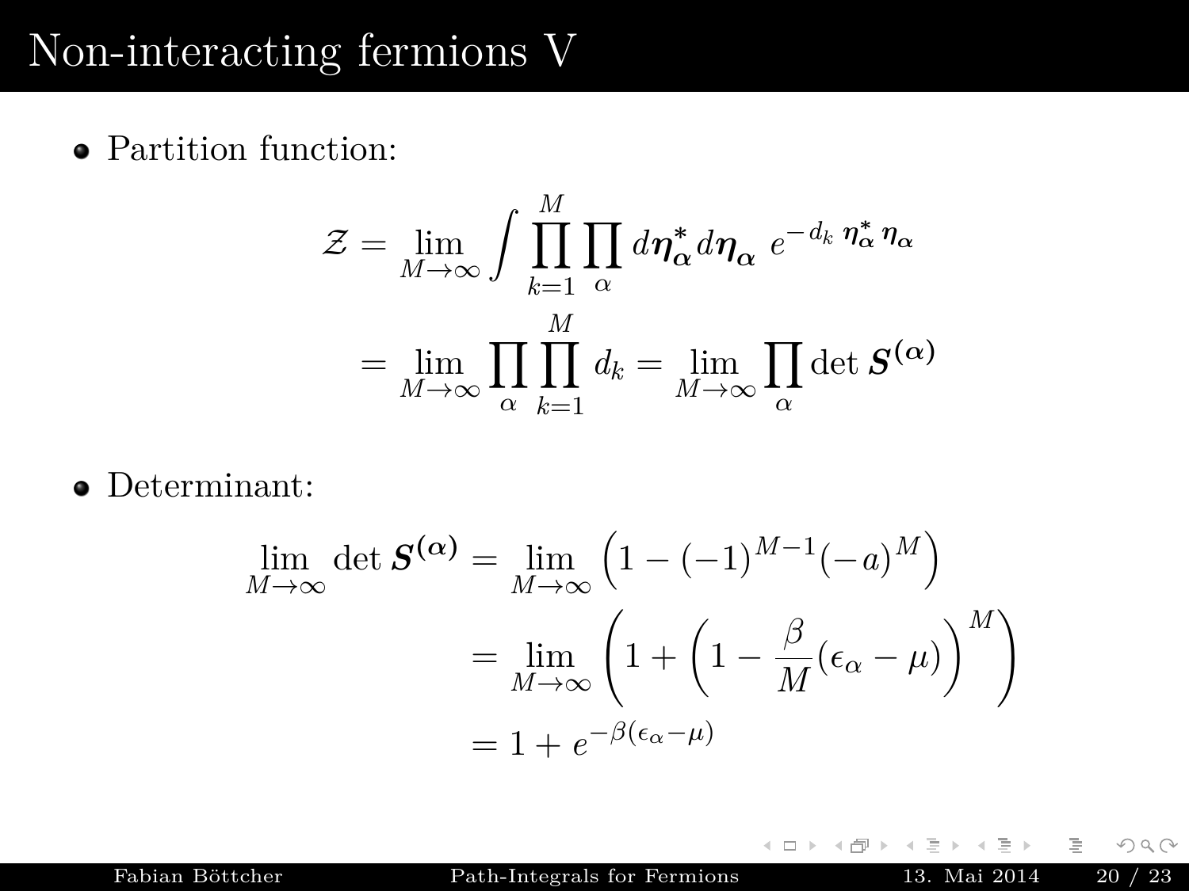# Non-interacting fermions V

- Partition function:

$$\mathcal{Z} = \lim_{M\to\infty} \int \prod_{k=1}^{M} \prod_{\alpha} d\boldsymbol{\eta}^*_{\boldsymbol{\alpha}} d\boldsymbol{\eta}_{\boldsymbol{\alpha}} \; e^{-d_k \, \boldsymbol{\eta}^*_{\boldsymbol{\alpha}} \, \boldsymbol{\eta}_{\boldsymbol{\alpha}}}$$

$$= \lim_{M\to\infty} \prod_{\alpha} \prod_{k=1}^{M} d_k = \lim_{M\to\infty} \prod_{\alpha} \det \boldsymbol{S}^{(\boldsymbol{\alpha})}$$

- Determinant:

$$\lim_{M\to\infty} \det \boldsymbol{S}^{(\boldsymbol{\alpha})} = \lim_{M\to\infty} \left(1 - (-1)^{M-1}(-a)^M\right)$$

$$= \lim_{M\to\infty} \left(1 + \left(1 - \frac{\beta}{M}(\epsilon_\alpha - \mu)\right)^M\right)$$

$$= 1 + e^{-\beta(\epsilon_\alpha - \mu)}$$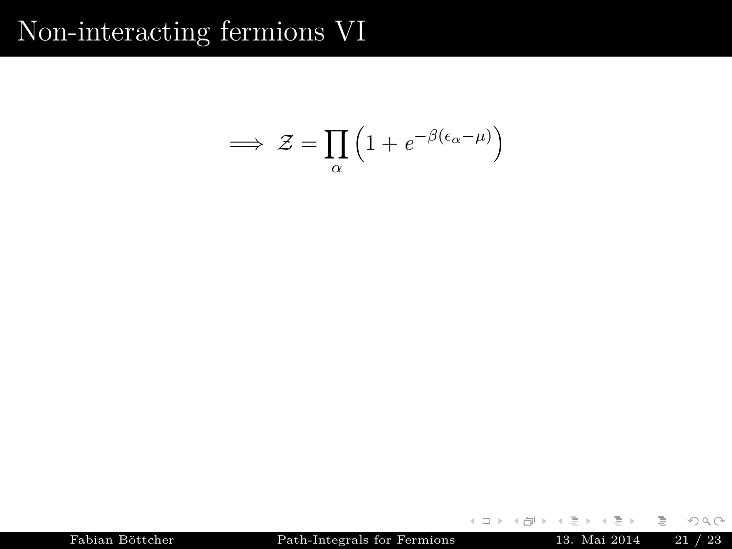# Non-interacting fermions VI

$$\implies \mathcal{Z} = \prod_{\alpha} \left(1 + e^{-\beta(\epsilon_\alpha - \mu)}\right)$$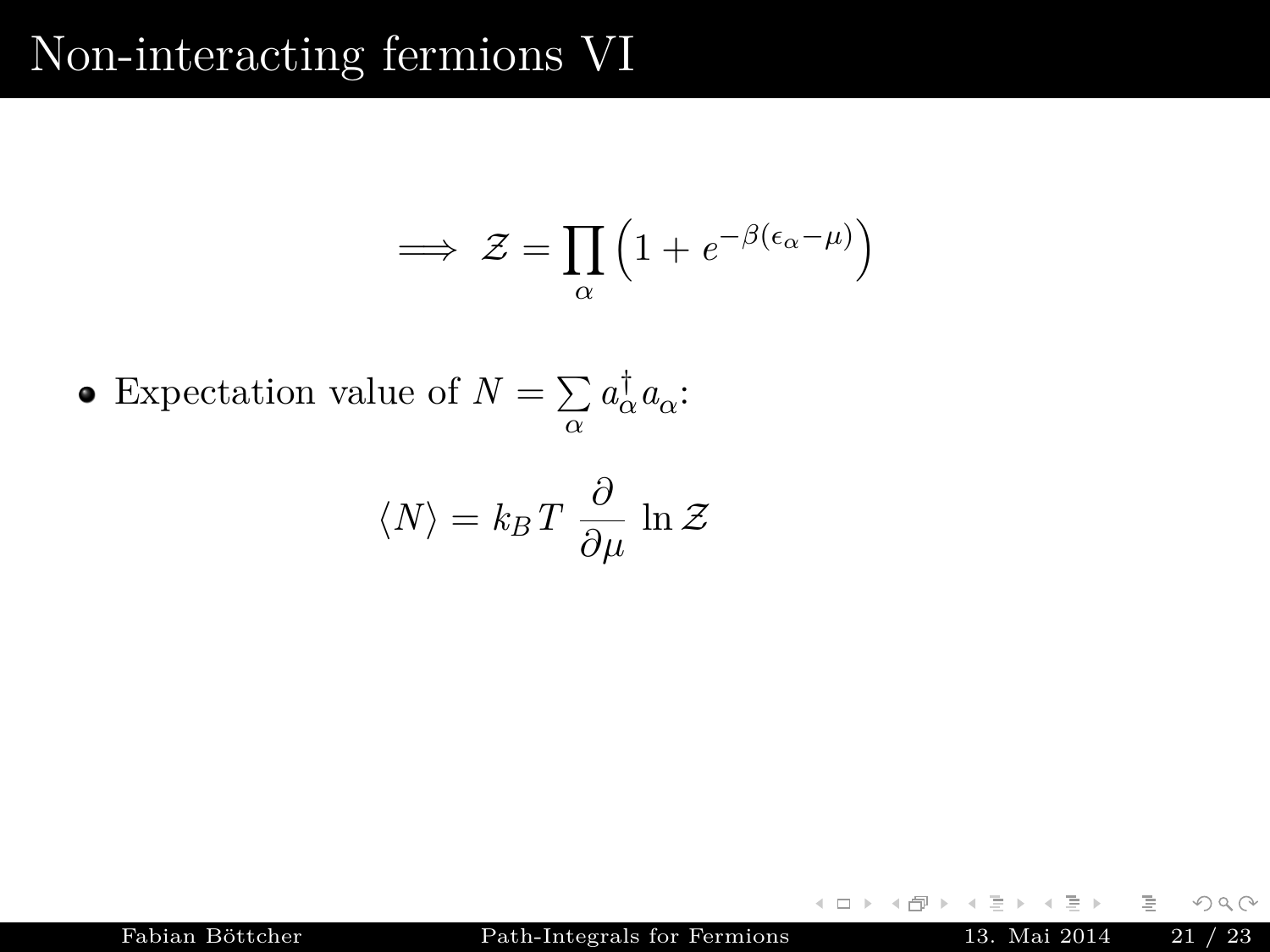# Non-interacting fermions VI

$$\implies \mathcal{Z} = \prod_{\alpha} \left(1 + e^{-\beta(\epsilon_\alpha - \mu)}\right)$$

- Expectation value of $N = \sum_{\alpha} a_\alpha^\dagger a_\alpha$:

$$\langle N \rangle = k_B T \, \frac{\partial}{\partial \mu} \, \ln \mathcal{Z}$$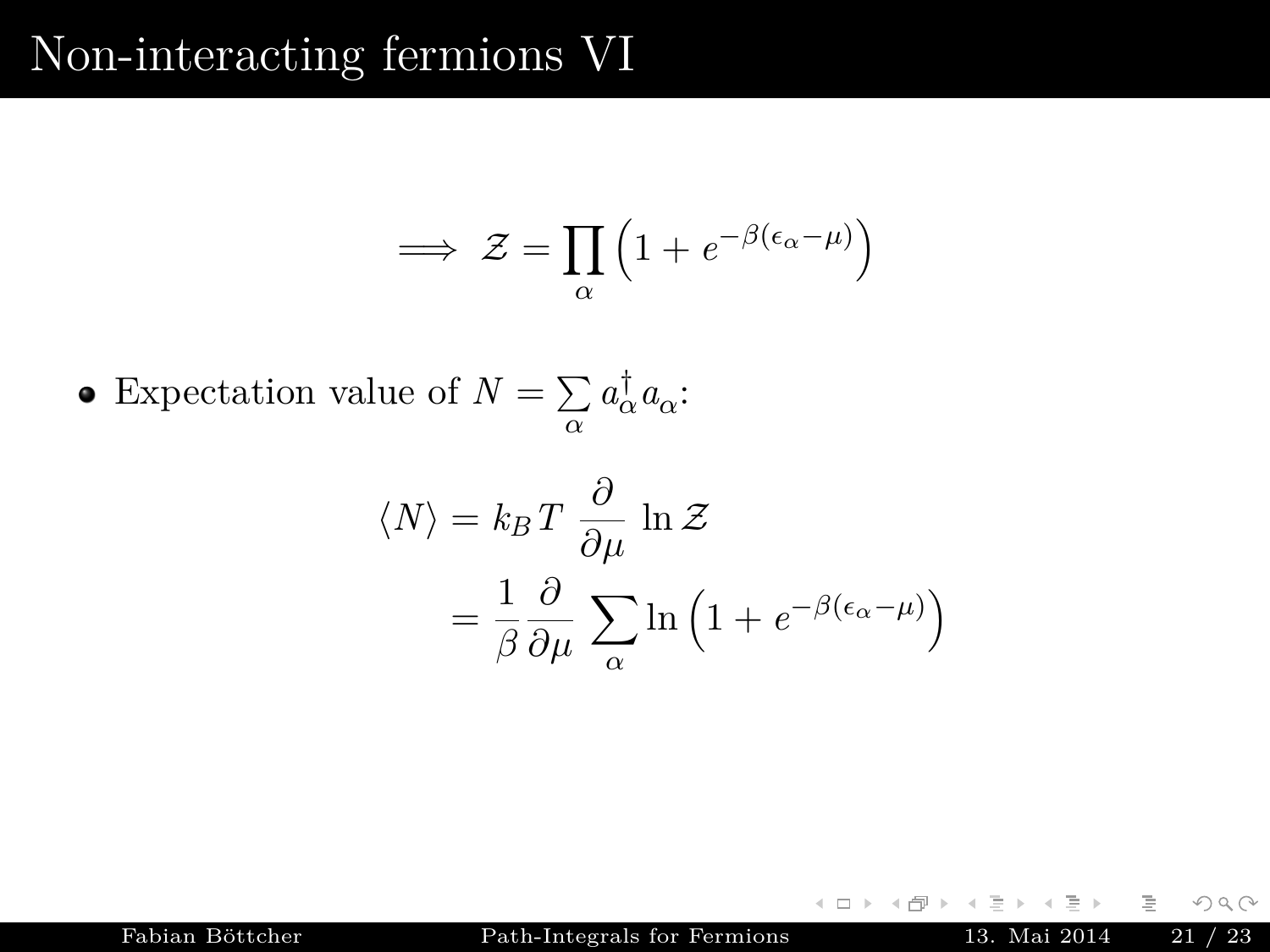# Non-interacting fermions VI

$$\implies \mathcal{Z} = \prod_{\alpha} \left(1 + e^{-\beta(\epsilon_\alpha - \mu)}\right)$$

- Expectation value of $N = \sum_{\alpha} a_\alpha^\dagger a_\alpha$:

$$\begin{aligned} \langle N \rangle &= k_B T \, \frac{\partial}{\partial \mu} \, \ln \mathcal{Z} \\ &= \frac{1}{\beta} \frac{\partial}{\partial \mu} \, \sum_{\alpha} \ln \left(1 + e^{-\beta(\epsilon_\alpha - \mu)}\right) \end{aligned}$$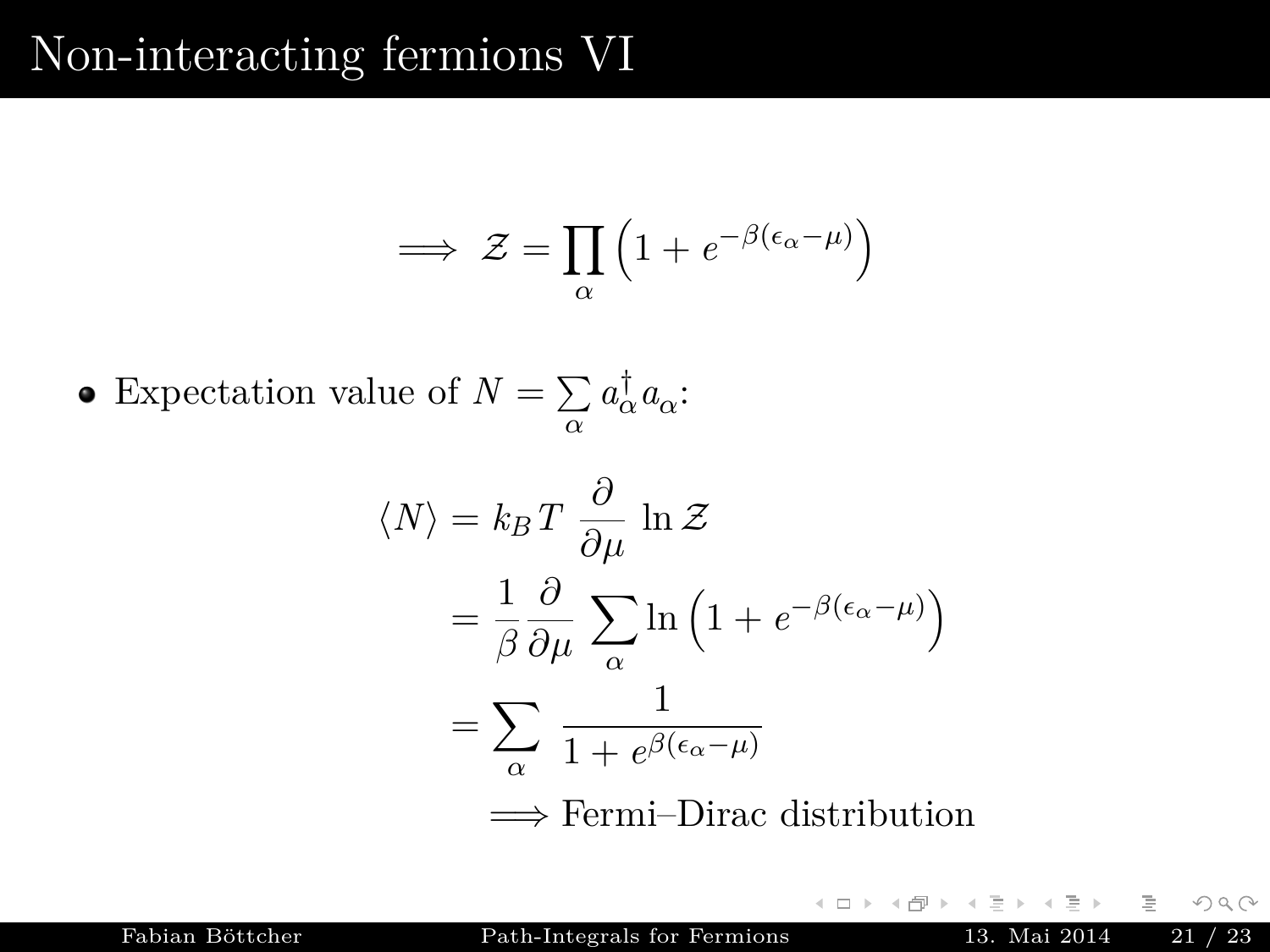# Non-interacting fermions VI

$$\implies \mathcal{Z} = \prod_\alpha \left(1 + e^{-\beta(\epsilon_\alpha - \mu)}\right)$$

- Expectation value of $N = \sum_\alpha a_\alpha^\dagger a_\alpha$:

$$\begin{aligned}
\langle N \rangle &= k_B T \, \frac{\partial}{\partial \mu} \, \ln \mathcal{Z} \\
&= \frac{1}{\beta} \frac{\partial}{\partial \mu} \sum_\alpha \ln \left(1 + e^{-\beta(\epsilon_\alpha - \mu)}\right) \\
&= \sum_\alpha \frac{1}{1 + e^{\beta(\epsilon_\alpha - \mu)}}
\end{aligned}$$

$\implies$ Fermi–Dirac distribution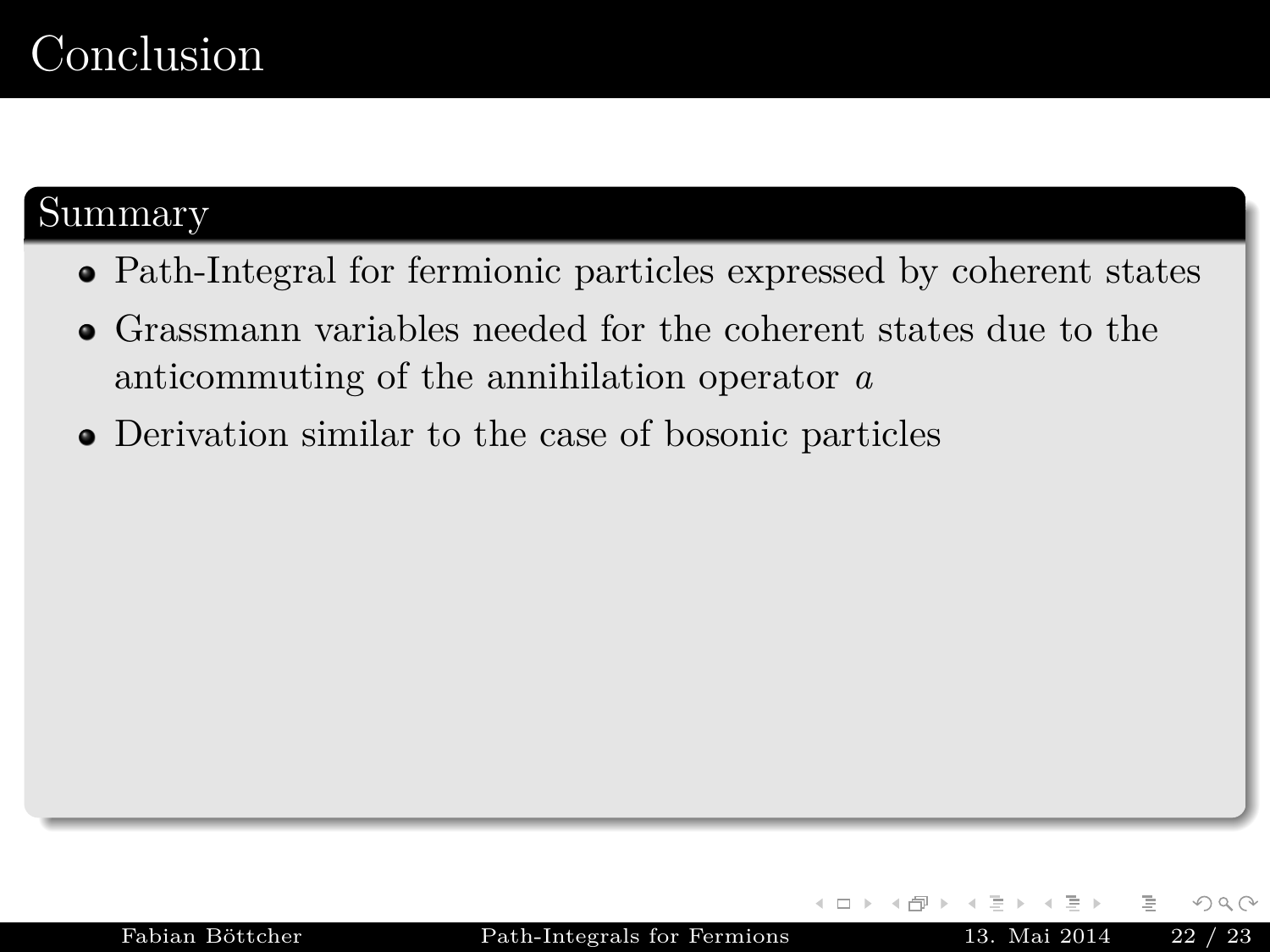# Conclusion

## Summary

- Path-Integral for fermionic particles expressed by coherent states
- Grassmann variables needed for the coherent states due to the anticommuting of the annihilation operator $a$
- Derivation similar to the case of bosonic particles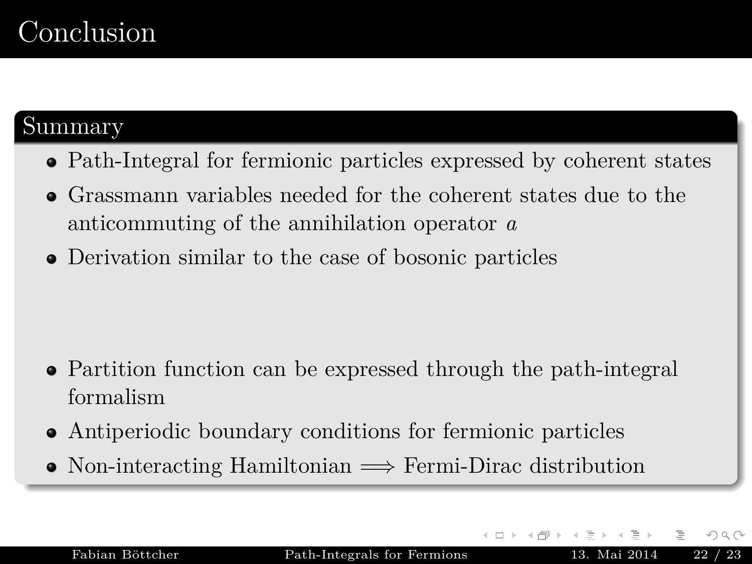# Conclusion

## Summary

- Path-Integral for fermionic particles expressed by coherent states
- Grassmann variables needed for the coherent states due to the anticommuting of the annihilation operator $a$
- Derivation similar to the case of bosonic particles

- Partition function can be expressed through the path-integral formalism
- Antiperiodic boundary conditions for fermionic particles
- Non-interacting Hamiltonian $\Longrightarrow$ Fermi-Dirac distribution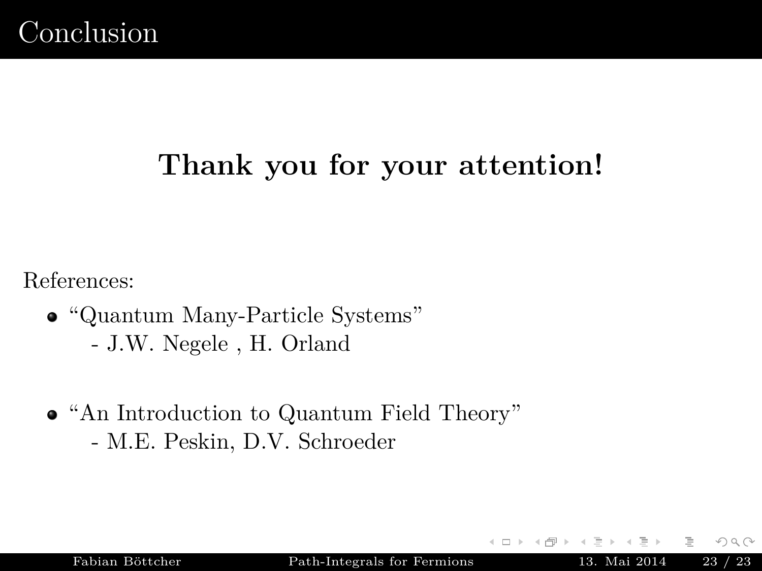# Conclusion

**Thank you for your attention!**

References:

- "Quantum Many-Particle Systems"
  - J.W. Negele , H. Orland
- "An Introduction to Quantum Field Theory"
  - M.E. Peskin, D.V. Schroeder